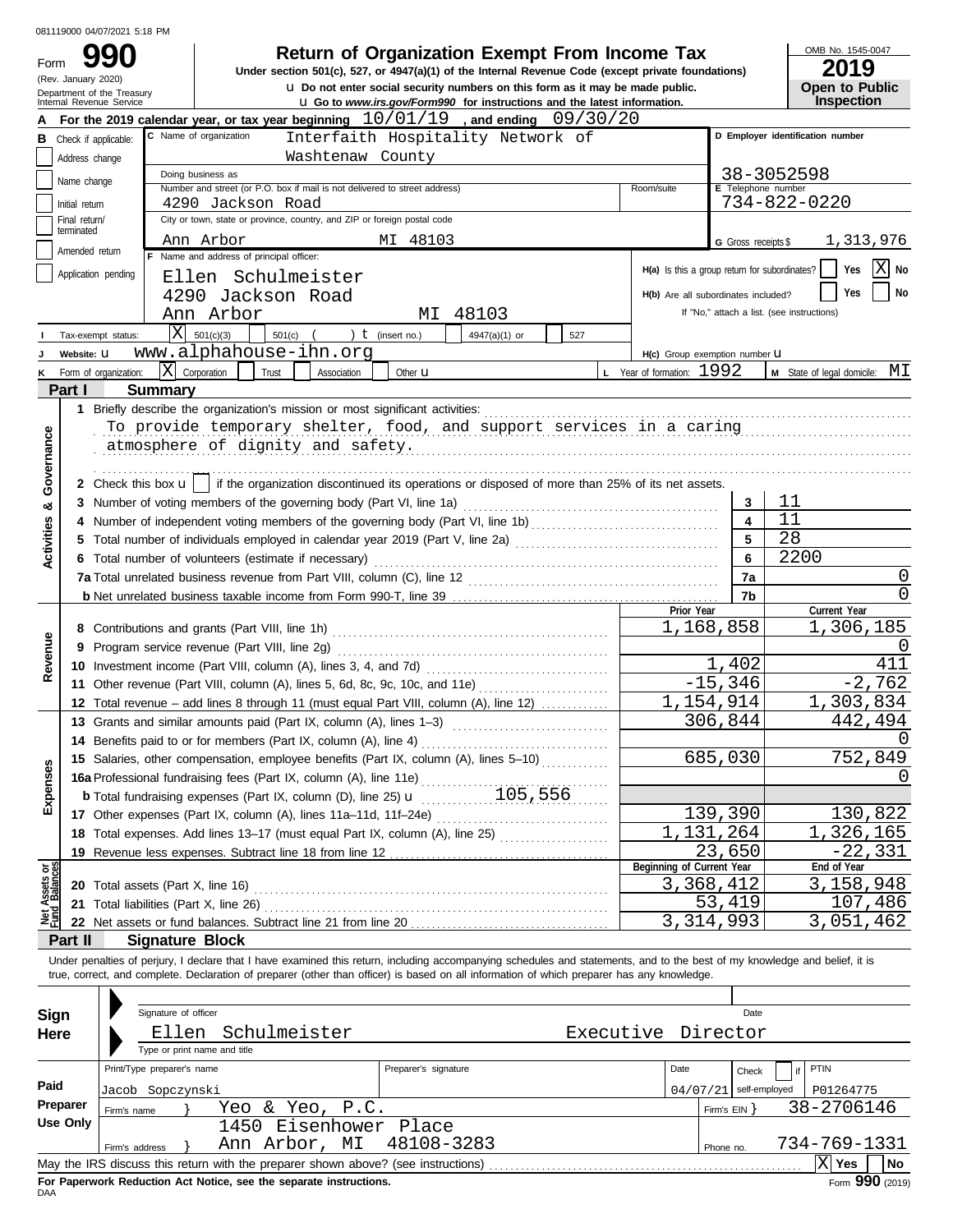081119000 04/07/2021 5:18 PM

# Form 990

**Return of Organization Exempt From Income Tax**

Under section 501(c), 527, or 4947(a)(1) of the Internal Revenue Code (except private foundations)

u Do not enter social security numbers on this form as it may be made public.

u Go to *www.irs.gov/Form990* for instructions and the latest information.

(Rev. January 2020)
Department of the Treasury
Internal Revenue Service

OMB No. 1545-0047

**2019**

**Open to Public Inspection**

**A** For the 2019 calendar year, or tax year beginning 10/01/19 , and ending 09/30/20

**B** Check if applicable:
- Address change
- Name change
- Initial return
- Final return/terminated
- Amended return
- Application pending

**C** Name of organization: Interfaith Hospitality Network of Washtenaw County

Doing business as

Number and street (or P.O. box if mail is not delivered to street address): 4290 Jackson Road

Room/suite

City or town, state or province, country, and ZIP or foreign postal code: Ann Arbor MI 48103

**D** Employer identification number: 38-3052598

**E** Telephone number: 734-822-0220

**G** Gross receipts $ 1,313,976

**F** Name and address of principal officer:
Ellen Schulmeister
4290 Jackson Road
Ann Arbor MI 48103

H(a) Is this a group return for subordinates? Yes [ ] No [X]

H(b) Are all subordinates included? Yes [ ] No [ ]

If "No," attach a list. (see instructions)

**I** Tax-exempt status: [X] 501(c)(3) [ ] 501(c) ( ) t (insert no.) [ ] 4947(a)(1) or [ ] 527

**J** Website: u www.alphahouse-ihn.org

H(c) Group exemption number u

**K** Form of organization: [X] Corporation [ ] Trust [ ] Association [ ] Other u

**L** Year of formation: 1992

**M** State of legal domicile: MI

## Part I Summary

**Activities & Governance**

1 Briefly describe the organization's mission or most significant activities:
To provide temporary shelter, food, and support services in a caring atmosphere of dignity and safety.

2 Check this box u [ ] if the organization discontinued its operations or disposed of more than 25% of its net assets.

| | | | |
|---|---|---|---|
| 3 | Number of voting members of the governing body (Part VI, line 1a) | 3 | 11 |
| 4 | Number of independent voting members of the governing body (Part VI, line 1b) | 4 | 11 |
| 5 | Total number of individuals employed in calendar year 2019 (Part V, line 2a) | 5 | 28 |
| 6 | Total number of volunteers (estimate if necessary) | 6 | 2200 |
| 7a | Total unrelated business revenue from Part VIII, column (C), line 12 | 7a | 0 |
| b | Net unrelated business taxable income from Form 990-T, line 39 | 7b | 0 |

| | | Prior Year | Current Year |
|---|---|---|---|
| **Revenue** | | | |
| 8 | Contributions and grants (Part VIII, line 1h) | 1,168,858 | 1,306,185 |
| 9 | Program service revenue (Part VIII, line 2g) | | 0 |
| 10 | Investment income (Part VIII, column (A), lines 3, 4, and 7d) | 1,402 | 411 |
| 11 | Other revenue (Part VIII, column (A), lines 5, 6d, 8c, 9c, 10c, and 11e) | -15,346 | -2,762 |
| 12 | Total revenue – add lines 8 through 11 (must equal Part VIII, column (A), line 12) | 1,154,914 | 1,303,834 |
| **Expenses** | | | |
| 13 | Grants and similar amounts paid (Part IX, column (A), lines 1–3) | 306,844 | 442,494 |
| 14 | Benefits paid to or for members (Part IX, column (A), line 4) | | 0 |
| 15 | Salaries, other compensation, employee benefits (Part IX, column (A), lines 5–10) | 685,030 | 752,849 |
| 16a | Professional fundraising fees (Part IX, column (A), line 11e) | | 0 |
| b | Total fundraising expenses (Part IX, column (D), line 25) u 105,556 | | |
| 17 | Other expenses (Part IX, column (A), lines 11a–11d, 11f–24e) | 139,390 | 130,822 |
| 18 | Total expenses. Add lines 13–17 (must equal Part IX, column (A), line 25) | 1,131,264 | 1,326,165 |
| 19 | Revenue less expenses. Subtract line 18 from line 12 | 23,650 | -22,331 |

| | | Beginning of Current Year | End of Year |
|---|---|---|---|
| **Net Assets or Fund Balances** | | | |
| 20 | Total assets (Part X, line 16) | 3,368,412 | 3,158,948 |
| 21 | Total liabilities (Part X, line 26) | 53,419 | 107,486 |
| 22 | Net assets or fund balances. Subtract line 21 from line 20 | 3,314,993 | 3,051,462 |

## Part II Signature Block

Under penalties of perjury, I declare that I have examined this return, including accompanying schedules and statements, and to the best of my knowledge and belief, it is true, correct, and complete. Declaration of preparer (other than officer) is based on all information of which preparer has any knowledge.

**Sign Here**

Signature of officer | Date

Ellen Schulmeister Executive Director

Type or print name and title

**Paid Preparer Use Only**

| Print/Type preparer's name | Preparer's signature | Date | Check [ ] if self-employed | PTIN |
|---|---|---|---|---|
| Jacob Sopczynski | | 04/07/21 | | P01264775 |

Firm's name } Yeo & Yeo, P.C. Firm's EIN } 38-2706146

Firm's address } 1450 Eisenhower Place, Ann Arbor, MI 48108-3283 Phone no. 734-769-1331

May the IRS discuss this return with the preparer shown above? (see instructions) [X] Yes [ ] No

**For Paperwork Reduction Act Notice, see the separate instructions.**

DAA

Form **990** (2019)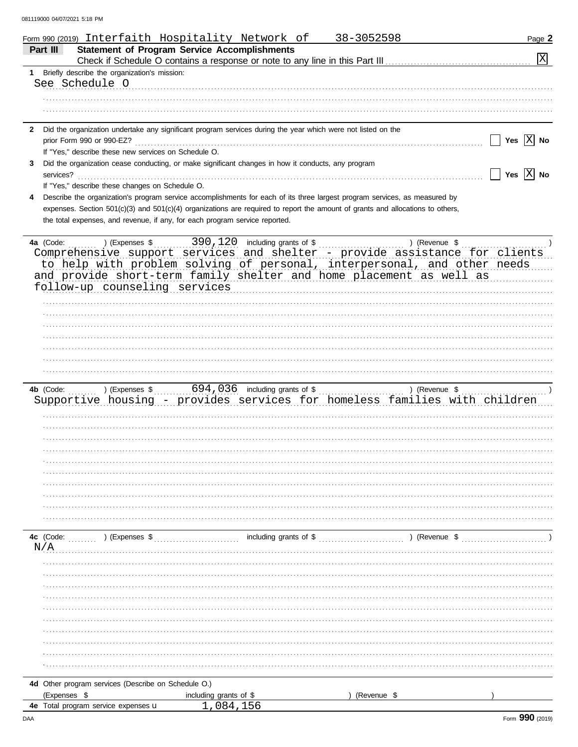081119000 04/07/2021 5:18 PM

Form 990 (2019) Interfaith Hospitality Network of 38-3052598

## Part III Statement of Program Service Accomplishments

Check if Schedule O contains a response or note to any line in this Part III .......... [X]

**1** Briefly describe the organization's mission:

See Schedule O

**2** Did the organization undertake any significant program services during the year which were not listed on the prior Form 990 or 990-EZ? .......... [ ] Yes [X] No

If "Yes," describe these new services on Schedule O.

**3** Did the organization cease conducting, or make significant changes in how it conducts, any program services? .......... [ ] Yes [X] No

If "Yes," describe these changes on Schedule O.

**4** Describe the organization's program service accomplishments for each of its three largest program services, as measured by expenses. Section 501(c)(3) and 501(c)(4) organizations are required to report the amount of grants and allocations to others, the total expenses, and revenue, if any, for each program service reported.

**4a** (Code: ) (Expenses $ 390,120 including grants of $ ) (Revenue $ )

Comprehensive support services and shelter - provide assistance for clients to help with problem solving of personal, interpersonal, and other needs and provide short-term family shelter and home placement as well as follow-up counseling services

**4b** (Code: ) (Expenses $ 694,036 including grants of $ ) (Revenue $ )

Supportive housing - provides services for homeless families with children

**4c** (Code: ) (Expenses $ including grants of $ ) (Revenue $ )

N/A

**4d** Other program services (Describe on Schedule O.)

(Expenses $ including grants of $ ) (Revenue $ )

**4e** Total program service expenses ► 1,084,156

DAA Form **990** (2019)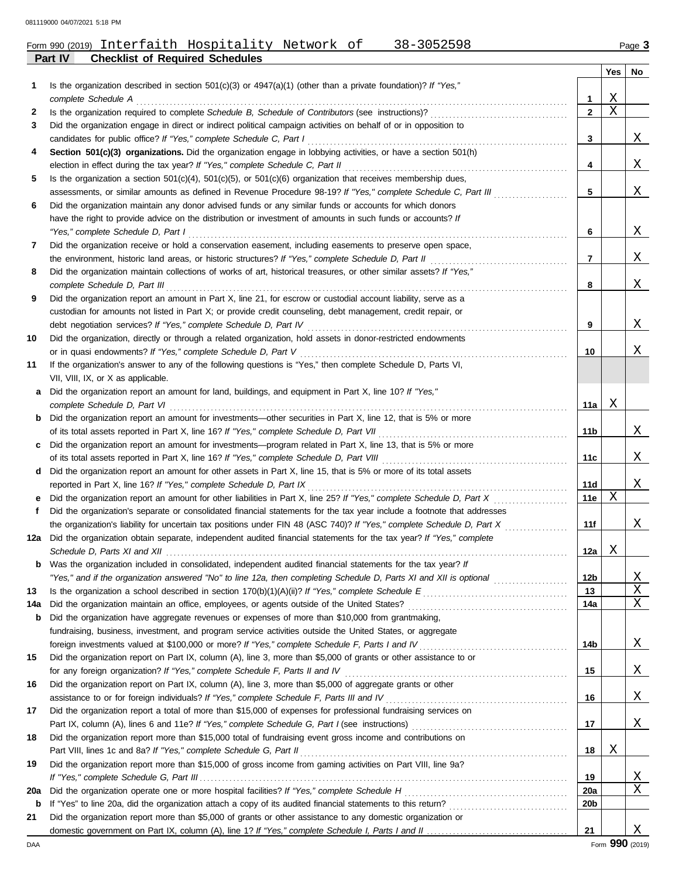Form 990 (2019) Interfaith Hospitality Network of 38-3052598 Page **3**

**Part IV Checklist of Required Schedules**

| | | | Yes | No |
|---|---|---|---|---|
| **1** | Is the organization described in section 501(c)(3) or 4947(a)(1) (other than a private foundation)? *If "Yes," complete Schedule A* | **1** | X | |
| **2** | Is the organization required to complete *Schedule B, Schedule of Contributors* (see instructions)? | **2** | X | |
| **3** | Did the organization engage in direct or indirect political campaign activities on behalf of or in opposition to candidates for public office? *If "Yes," complete Schedule C, Part I* | **3** | | X |
| **4** | **Section 501(c)(3) organizations.** Did the organization engage in lobbying activities, or have a section 501(h) election in effect during the tax year? *If "Yes," complete Schedule C, Part II* | **4** | | X |
| **5** | Is the organization a section 501(c)(4), 501(c)(5), or 501(c)(6) organization that receives membership dues, assessments, or similar amounts as defined in Revenue Procedure 98-19? *If "Yes," complete Schedule C, Part III* | **5** | | X |
| **6** | Did the organization maintain any donor advised funds or any similar funds or accounts for which donors have the right to provide advice on the distribution or investment of amounts in such funds or accounts? *If "Yes," complete Schedule D, Part I* | **6** | | X |
| **7** | Did the organization receive or hold a conservation easement, including easements to preserve open space, the environment, historic land areas, or historic structures? *If "Yes," complete Schedule D, Part II* | **7** | | X |
| **8** | Did the organization maintain collections of works of art, historical treasures, or other similar assets? *If "Yes," complete Schedule D, Part III* | **8** | | X |
| **9** | Did the organization report an amount in Part X, line 21, for escrow or custodial account liability, serve as a custodian for amounts not listed in Part X; or provide credit counseling, debt management, credit repair, or debt negotiation services? *If "Yes," complete Schedule D, Part IV* | **9** | | X |
| **10** | Did the organization, directly or through a related organization, hold assets in donor-restricted endowments or in quasi endowments? *If "Yes," complete Schedule D, Part V* | **10** | | X |
| **11** | If the organization's answer to any of the following questions is "Yes," then complete Schedule D, Parts VI, VII, VIII, IX, or X as applicable. | | | |
| **a** | Did the organization report an amount for land, buildings, and equipment in Part X, line 10? *If "Yes," complete Schedule D, Part VI* | **11a** | X | |
| **b** | Did the organization report an amount for investments—other securities in Part X, line 12, that is 5% or more of its total assets reported in Part X, line 16? *If "Yes," complete Schedule D, Part VII* | **11b** | | X |
| **c** | Did the organization report an amount for investments—program related in Part X, line 13, that is 5% or more of its total assets reported in Part X, line 16? *If "Yes," complete Schedule D, Part VIII* | **11c** | | X |
| **d** | Did the organization report an amount for other assets in Part X, line 15, that is 5% or more of its total assets reported in Part X, line 16? *If "Yes," complete Schedule D, Part IX* | **11d** | | X |
| **e** | Did the organization report an amount for other liabilities in Part X, line 25? *If "Yes," complete Schedule D, Part X* | **11e** | X | |
| **f** | Did the organization's separate or consolidated financial statements for the tax year include a footnote that addresses the organization's liability for uncertain tax positions under FIN 48 (ASC 740)? *If "Yes," complete Schedule D, Part X* | **11f** | | X |
| **12a** | Did the organization obtain separate, independent audited financial statements for the tax year? *If "Yes," complete Schedule D, Parts XI and XII* | **12a** | X | |
| **b** | Was the organization included in consolidated, independent audited financial statements for the tax year? *If "Yes," and if the organization answered "No" to line 12a, then completing Schedule D, Parts XI and XII is optional* | **12b** | | X |
| **13** | Is the organization a school described in section 170(b)(1)(A)(ii)? *If "Yes," complete Schedule E* | **13** | | X |
| **14a** | Did the organization maintain an office, employees, or agents outside of the United States? | **14a** | | X |
| **b** | Did the organization have aggregate revenues or expenses of more than $10,000 from grantmaking, fundraising, business, investment, and program service activities outside the United States, or aggregate foreign investments valued at $100,000 or more? *If "Yes," complete Schedule F, Parts I and IV* | **14b** | | X |
| **15** | Did the organization report on Part IX, column (A), line 3, more than $5,000 of grants or other assistance to or for any foreign organization? *If "Yes," complete Schedule F, Parts II and IV* | **15** | | X |
| **16** | Did the organization report on Part IX, column (A), line 3, more than $5,000 of aggregate grants or other assistance to or for foreign individuals? *If "Yes," complete Schedule F, Parts III and IV* | **16** | | X |
| **17** | Did the organization report a total of more than $15,000 of expenses for professional fundraising services on Part IX, column (A), lines 6 and 11e? *If "Yes," complete Schedule G, Part I* (see instructions) | **17** | | X |
| **18** | Did the organization report more than $15,000 total of fundraising event gross income and contributions on Part VIII, lines 1c and 8a? *If "Yes," complete Schedule G, Part II* | **18** | X | |
| **19** | Did the organization report more than $15,000 of gross income from gaming activities on Part VIII, line 9a? *If "Yes," complete Schedule G, Part III* | **19** | | X |
| **20a** | Did the organization operate one or more hospital facilities? *If "Yes," complete Schedule H* | **20a** | | X |
| **b** | If "Yes" to line 20a, did the organization attach a copy of its audited financial statements to this return? | **20b** | | |
| **21** | Did the organization report more than $5,000 of grants or other assistance to any domestic organization or domestic government on Part IX, column (A), line 1? *If "Yes," complete Schedule I, Parts I and II* | **21** | | X |

Form **990** (2019)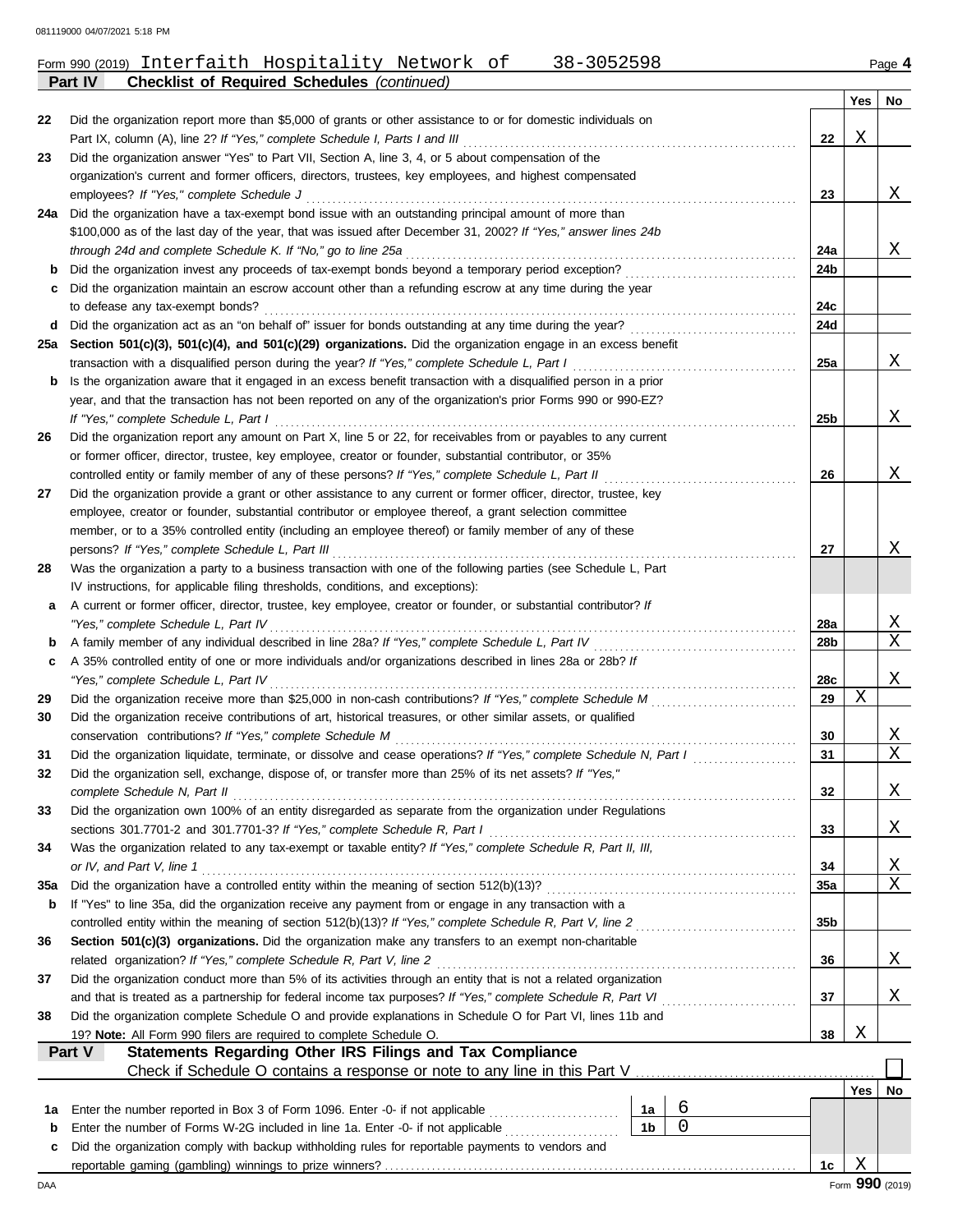Form 990 (2019) Interfaith Hospitality Network of 38-3052598 Page 4

## Part IV Checklist of Required Schedules *(continued)*

| | | | Yes | No |
|---|---|---|---|---|
| 22 | Did the organization report more than $5,000 of grants or other assistance to or for domestic individuals on Part IX, column (A), line 2? *If "Yes," complete Schedule I, Parts I and III* | 22 | X | |
| 23 | Did the organization answer "Yes" to Part VII, Section A, line 3, 4, or 5 about compensation of the organization's current and former officers, directors, trustees, key employees, and highest compensated employees? *If "Yes," complete Schedule J* | 23 | | X |
| 24a | Did the organization have a tax-exempt bond issue with an outstanding principal amount of more than $100,000 as of the last day of the year, that was issued after December 31, 2002? *If "Yes," answer lines 24b through 24d and complete Schedule K. If "No," go to line 25a* | 24a | | X |
| b | Did the organization invest any proceeds of tax-exempt bonds beyond a temporary period exception? | 24b | | |
| c | Did the organization maintain an escrow account other than a refunding escrow at any time during the year to defease any tax-exempt bonds? | 24c | | |
| d | Did the organization act as an "on behalf of" issuer for bonds outstanding at any time during the year? | 24d | | |
| 25a | **Section 501(c)(3), 501(c)(4), and 501(c)(29) organizations.** Did the organization engage in an excess benefit transaction with a disqualified person during the year? *If "Yes," complete Schedule L, Part I* | 25a | | X |
| b | Is the organization aware that it engaged in an excess benefit transaction with a disqualified person in a prior year, and that the transaction has not been reported on any of the organization's prior Forms 990 or 990-EZ? *If "Yes," complete Schedule L, Part I* | 25b | | X |
| 26 | Did the organization report any amount on Part X, line 5 or 22, for receivables from or payables to any current or former officer, director, trustee, key employee, creator or founder, substantial contributor, or 35% controlled entity or family member of any of these persons? *If "Yes," complete Schedule L, Part II* | 26 | | X |
| 27 | Did the organization provide a grant or other assistance to any current or former officer, director, trustee, key employee, creator or founder, substantial contributor or employee thereof, a grant selection committee member, or to a 35% controlled entity (including an employee thereof) or family member of any of these persons? *If "Yes," complete Schedule L, Part III* | 27 | | X |
| 28 | Was the organization a party to a business transaction with one of the following parties (see Schedule L, Part IV instructions, for applicable filing thresholds, conditions, and exceptions): | | | |
| a | A current or former officer, director, trustee, key employee, creator or founder, or substantial contributor? *If "Yes," complete Schedule L, Part IV* | 28a | | X |
| b | A family member of any individual described in line 28a? *If "Yes," complete Schedule L, Part IV* | 28b | | X |
| c | A 35% controlled entity of one or more individuals and/or organizations described in lines 28a or 28b? *If "Yes," complete Schedule L, Part IV* | 28c | | X |
| 29 | Did the organization receive more than $25,000 in non-cash contributions? *If "Yes," complete Schedule M* | 29 | X | |
| 30 | Did the organization receive contributions of art, historical treasures, or other similar assets, or qualified conservation contributions? *If "Yes," complete Schedule M* | 30 | | X |
| 31 | Did the organization liquidate, terminate, or dissolve and cease operations? *If "Yes," complete Schedule N, Part I* | 31 | | X |
| 32 | Did the organization sell, exchange, dispose of, or transfer more than 25% of its net assets? *If "Yes," complete Schedule N, Part II* | 32 | | X |
| 33 | Did the organization own 100% of an entity disregarded as separate from the organization under Regulations sections 301.7701-2 and 301.7701-3? *If "Yes," complete Schedule R, Part I* | 33 | | X |
| 34 | Was the organization related to any tax-exempt or taxable entity? *If "Yes," complete Schedule R, Part II, III, or IV, and Part V, line 1* | 34 | | X |
| 35a | Did the organization have a controlled entity within the meaning of section 512(b)(13)? | 35a | | X |
| b | If "Yes" to line 35a, did the organization receive any payment from or engage in any transaction with a controlled entity within the meaning of section 512(b)(13)? *If "Yes," complete Schedule R, Part V, line 2* | 35b | | |
| 36 | **Section 501(c)(3) organizations.** Did the organization make any transfers to an exempt non-charitable related organization? *If "Yes," complete Schedule R, Part V, line 2* | 36 | | X |
| 37 | Did the organization conduct more than 5% of its activities through an entity that is not a related organization and that is treated as a partnership for federal income tax purposes? *If "Yes," complete Schedule R, Part VI* | 37 | | X |
| 38 | Did the organization complete Schedule O and provide explanations in Schedule O for Part VI, lines 11b and 19? **Note:** All Form 990 filers are required to complete Schedule O. | 38 | X | |

## Part V Statements Regarding Other IRS Filings and Tax Compliance

Check if Schedule O contains a response or note to any line in this Part V ☐

| | | | | | Yes | No |
|---|---|---|---|---|---|---|
| 1a | Enter the number reported in Box 3 of Form 1096. Enter -0- if not applicable | 1a | 6 | | | |
| b | Enter the number of Forms W-2G included in line 1a. Enter -0- if not applicable | 1b | 0 | | | |
| c | Did the organization comply with backup withholding rules for reportable payments to vendors and reportable gaming (gambling) winnings to prize winners? | | | 1c | X | |

Form **990** (2019)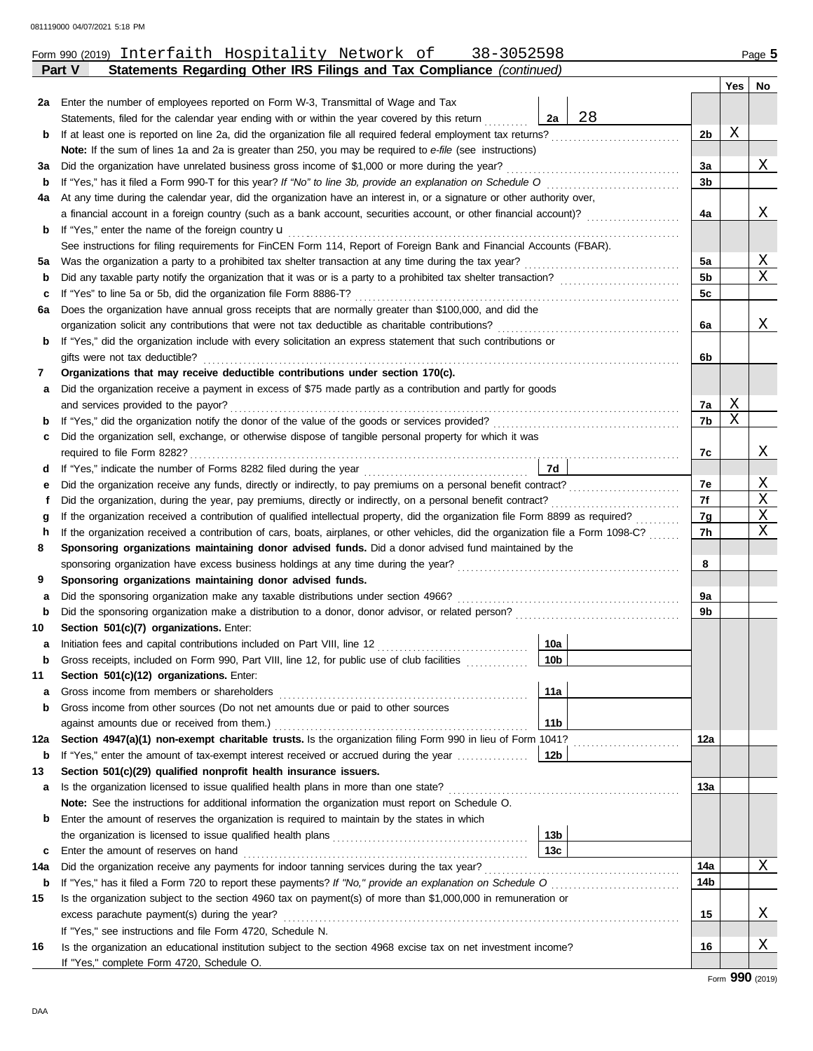Form 990 (2019) Interfaith Hospitality Network of 38-3052598

**Part V** **Statements Regarding Other IRS Filings and Tax Compliance** *(continued)*

| | | | | | Yes | No |
|---|---|---|---|---|---|---|
| **2a** | Enter the number of employees reported on Form W-3, Transmittal of Wage and Tax Statements, filed for the calendar year ending with or within the year covered by this return | 2a | 28 | | | |
| **b** | If at least one is reported on line 2a, did the organization file all required federal employment tax returns? | | | 2b | X | |
| | **Note:** If the sum of lines 1a and 2a is greater than 250, you may be required to *e-file* (see instructions) | | | | | |
| **3a** | Did the organization have unrelated business gross income of $1,000 or more during the year? | | | 3a | | X |
| **b** | If "Yes," has it filed a Form 990-T for this year? *If "No" to line 3b, provide an explanation on Schedule O* | | | 3b | | |
| **4a** | At any time during the calendar year, did the organization have an interest in, or a signature or other authority over, a financial account in a foreign country (such as a bank account, securities account, or other financial account)? | | | 4a | | X |
| **b** | If "Yes," enter the name of the foreign country u | | | | | |
| | See instructions for filing requirements for FinCEN Form 114, Report of Foreign Bank and Financial Accounts (FBAR). | | | | | |
| **5a** | Was the organization a party to a prohibited tax shelter transaction at any time during the tax year? | | | 5a | | X |
| **b** | Did any taxable party notify the organization that it was or is a party to a prohibited tax shelter transaction? | | | 5b | | X |
| **c** | If "Yes" to line 5a or 5b, did the organization file Form 8886-T? | | | 5c | | |
| **6a** | Does the organization have annual gross receipts that are normally greater than $100,000, and did the organization solicit any contributions that were not tax deductible as charitable contributions? | | | 6a | | X |
| **b** | If "Yes," did the organization include with every solicitation an express statement that such contributions or gifts were not tax deductible? | | | 6b | | |
| **7** | **Organizations that may receive deductible contributions under section 170(c).** | | | | | |
| **a** | Did the organization receive a payment in excess of $75 made partly as a contribution and partly for goods and services provided to the payor? | | | 7a | X | |
| **b** | If "Yes," did the organization notify the donor of the value of the goods or services provided? | | | 7b | X | |
| **c** | Did the organization sell, exchange, or otherwise dispose of tangible personal property for which it was required to file Form 8282? | | | 7c | | X |
| **d** | If "Yes," indicate the number of Forms 8282 filed during the year | 7d | | | | |
| **e** | Did the organization receive any funds, directly or indirectly, to pay premiums on a personal benefit contract? | | | 7e | | X |
| **f** | Did the organization, during the year, pay premiums, directly or indirectly, on a personal benefit contract? | | | 7f | | X |
| **g** | If the organization received a contribution of qualified intellectual property, did the organization file Form 8899 as required? | | | 7g | | X |
| **h** | If the organization received a contribution of cars, boats, airplanes, or other vehicles, did the organization file a Form 1098-C? | | | 7h | | X |
| **8** | **Sponsoring organizations maintaining donor advised funds.** Did a donor advised fund maintained by the sponsoring organization have excess business holdings at any time during the year? | | | 8 | | |
| **9** | **Sponsoring organizations maintaining donor advised funds.** | | | | | |
| **a** | Did the sponsoring organization make any taxable distributions under section 4966? | | | 9a | | |
| **b** | Did the sponsoring organization make a distribution to a donor, donor advisor, or related person? | | | 9b | | |
| **10** | **Section 501(c)(7) organizations.** Enter: | | | | | |
| **a** | Initiation fees and capital contributions included on Part VIII, line 12 | 10a | | | | |
| **b** | Gross receipts, included on Form 990, Part VIII, line 12, for public use of club facilities | 10b | | | | |
| **11** | **Section 501(c)(12) organizations.** Enter: | | | | | |
| **a** | Gross income from members or shareholders | 11a | | | | |
| **b** | Gross income from other sources (Do not net amounts due or paid to other sources against amounts due or received from them.) | 11b | | | | |
| **12a** | **Section 4947(a)(1) non-exempt charitable trusts.** Is the organization filing Form 990 in lieu of Form 1041? | | | 12a | | |
| **b** | If "Yes," enter the amount of tax-exempt interest received or accrued during the year | 12b | | | | |
| **13** | **Section 501(c)(29) qualified nonprofit health insurance issuers.** | | | | | |
| **a** | Is the organization licensed to issue qualified health plans in more than one state? | | | 13a | | |
| | **Note:** See the instructions for additional information the organization must report on Schedule O. | | | | | |
| **b** | Enter the amount of reserves the organization is required to maintain by the states in which the organization is licensed to issue qualified health plans | 13b | | | | |
| **c** | Enter the amount of reserves on hand | 13c | | | | |
| **14a** | Did the organization receive any payments for indoor tanning services during the tax year? | | | 14a | | X |
| **b** | If "Yes," has it filed a Form 720 to report these payments? *If "No," provide an explanation on Schedule O* | | | 14b | | |
| **15** | Is the organization subject to the section 4960 tax on payment(s) of more than $1,000,000 in remuneration or excess parachute payment(s) during the year? | | | 15 | | X |
| | If "Yes," see instructions and file Form 4720, Schedule N. | | | | | |
| **16** | Is the organization an educational institution subject to the section 4968 excise tax on net investment income? | | | 16 | | X |
| | If "Yes," complete Form 4720, Schedule O. | | | | | |

Form **990** (2019)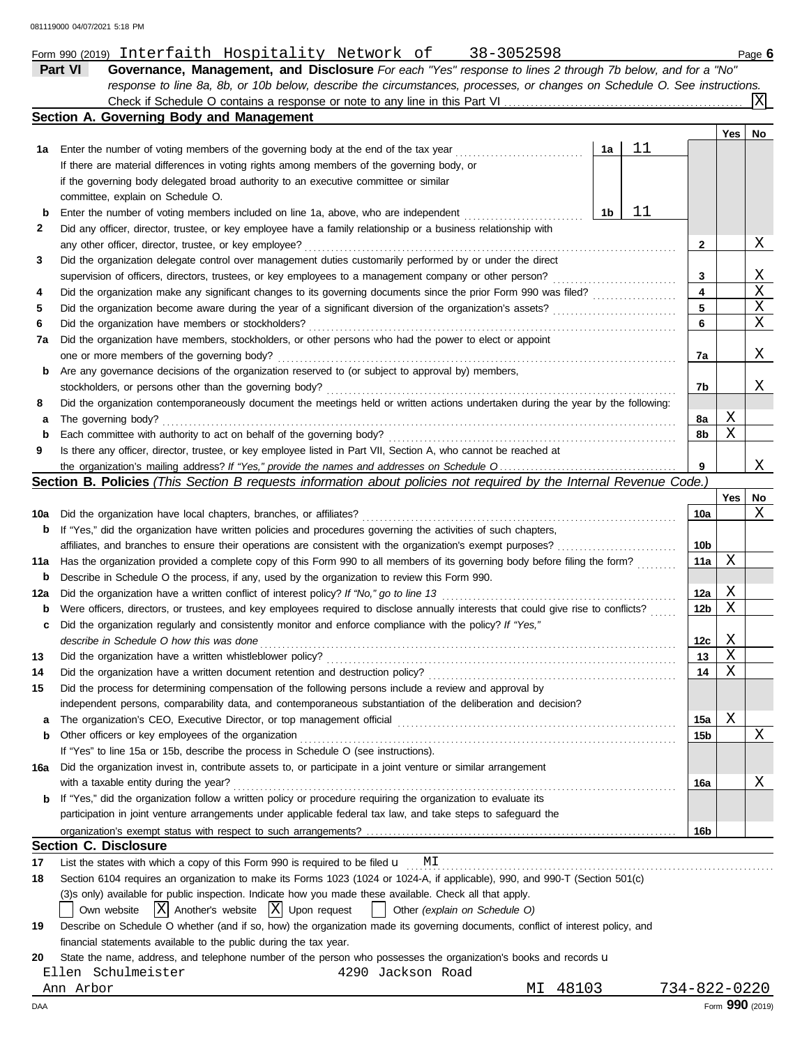Form 990 (2019) Interfaith Hospitality Network of 38-3052598 Page 6

**Part VI Governance, Management, and Disclosure** *For each "Yes" response to lines 2 through 7b below, and for a "No" response to line 8a, 8b, or 10b below, describe the circumstances, processes, or changes on Schedule O. See instructions.*

Check if Schedule O contains a response or note to any line in this Part VI [X]

## Section A. Governing Body and Management

| | | | | Yes | No |
|---|---|---|---|---|---|
| 1a | Enter the number of voting members of the governing body at the end of the tax year. If there are material differences in voting rights among members of the governing body, or if the governing body delegated broad authority to an executive committee or similar committee, explain on Schedule O. | 1a | 11 | | |
| b | Enter the number of voting members included on line 1a, above, who are independent | 1b | 11 | | |
| 2 | Did any officer, director, trustee, or key employee have a family relationship or a business relationship with any other officer, director, trustee, or key employee? | | 2 | | X |
| 3 | Did the organization delegate control over management duties customarily performed by or under the direct supervision of officers, directors, trustees, or key employees to a management company or other person? | | 3 | | X |
| 4 | Did the organization make any significant changes to its governing documents since the prior Form 990 was filed? | | 4 | | X |
| 5 | Did the organization become aware during the year of a significant diversion of the organization's assets? | | 5 | | X |
| 6 | Did the organization have members or stockholders? | | 6 | | X |
| 7a | Did the organization have members, stockholders, or other persons who had the power to elect or appoint one or more members of the governing body? | | 7a | | X |
| b | Are any governance decisions of the organization reserved to (or subject to approval by) members, stockholders, or persons other than the governing body? | | 7b | | X |
| 8 | Did the organization contemporaneously document the meetings held or written actions undertaken during the year by the following: | | | | |
| a | The governing body? | | 8a | X | |
| b | Each committee with authority to act on behalf of the governing body? | | 8b | X | |
| 9 | Is there any officer, director, trustee, or key employee listed in Part VII, Section A, who cannot be reached at the organization's mailing address? *If "Yes," provide the names and addresses on Schedule O* | | 9 | | X |

## Section B. Policies *(This Section B requests information about policies not required by the Internal Revenue Code.)*

| | | | Yes | No |
|---|---|---|---|---|
| 10a | Did the organization have local chapters, branches, or affiliates? | 10a | | X |
| b | If "Yes," did the organization have written policies and procedures governing the activities of such chapters, affiliates, and branches to ensure their operations are consistent with the organization's exempt purposes? | 10b | | |
| 11a | Has the organization provided a complete copy of this Form 990 to all members of its governing body before filing the form? | 11a | X | |
| b | Describe in Schedule O the process, if any, used by the organization to review this Form 990. | | | |
| 12a | Did the organization have a written conflict of interest policy? *If "No," go to line 13* | 12a | X | |
| b | Were officers, directors, or trustees, and key employees required to disclose annually interests that could give rise to conflicts? | 12b | X | |
| c | Did the organization regularly and consistently monitor and enforce compliance with the policy? *If "Yes," describe in Schedule O how this was done* | 12c | X | |
| 13 | Did the organization have a written whistleblower policy? | 13 | X | |
| 14 | Did the organization have a written document retention and destruction policy? | 14 | X | |
| 15 | Did the process for determining compensation of the following persons include a review and approval by independent persons, comparability data, and contemporaneous substantiation of the deliberation and decision? | | | |
| a | The organization's CEO, Executive Director, or top management official | 15a | X | |
| b | Other officers or key employees of the organization | 15b | | X |
| | If "Yes" to line 15a or 15b, describe the process in Schedule O (see instructions). | | | |
| 16a | Did the organization invest in, contribute assets to, or participate in a joint venture or similar arrangement with a taxable entity during the year? | 16a | | X |
| b | If "Yes," did the organization follow a written policy or procedure requiring the organization to evaluate its participation in joint venture arrangements under applicable federal tax law, and take steps to safeguard the organization's exempt status with respect to such arrangements? | 16b | | |

## Section C. Disclosure

**17** List the states with which a copy of this Form 990 is required to be filed u MI

**18** Section 6104 requires an organization to make its Forms 1023 (1024 or 1024-A, if applicable), 990, and 990-T (Section 501(c)(3)s only) available for public inspection. Indicate how you made these available. Check all that apply.

[ ] Own website [X] Another's website [X] Upon request [ ] Other *(explain on Schedule O)*

**19** Describe on Schedule O whether (and if so, how) the organization made its governing documents, conflict of interest policy, and financial statements available to the public during the tax year.

**20** State the name, address, and telephone number of the person who possesses the organization's books and records u

Ellen Schulmeister 4290 Jackson Road
Ann Arbor MI 48103 734-822-0220

Form **990** (2019)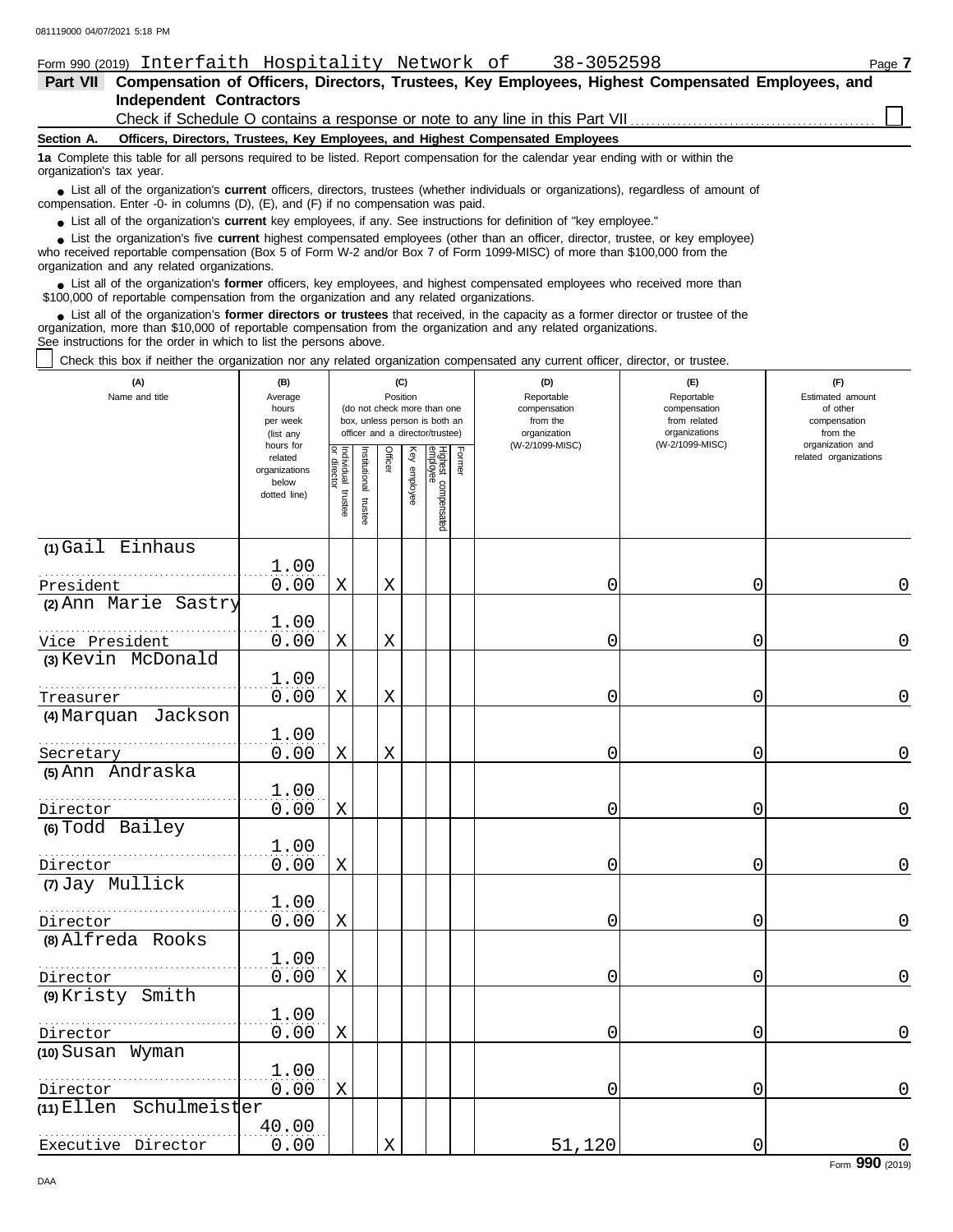Form 990 (2019) Interfaith Hospitality Network of 38-3052598 Page **7**

## Part VII Compensation of Officers, Directors, Trustees, Key Employees, Highest Compensated Employees, and Independent Contractors

Check if Schedule O contains a response or note to any line in this Part VII ☐

**Section A. Officers, Directors, Trustees, Key Employees, and Highest Compensated Employees**

**1a** Complete this table for all persons required to be listed. Report compensation for the calendar year ending with or within the organization's tax year.

- List all of the organization's **current** officers, directors, trustees (whether individuals or organizations), regardless of amount of compensation. Enter -0- in columns (D), (E), and (F) if no compensation was paid.
- List all of the organization's **current** key employees, if any. See instructions for definition of "key employee."
- List the organization's five **current** highest compensated employees (other than an officer, director, trustee, or key employee) who received reportable compensation (Box 5 of Form W-2 and/or Box 7 of Form 1099-MISC) of more than $100,000 from the organization and any related organizations.
- List all of the organization's **former** officers, key employees, and highest compensated employees who received more than $100,000 of reportable compensation from the organization and any related organizations.
- List all of the organization's **former directors or trustees** that received, in the capacity as a former director or trustee of the organization, more than $10,000 of reportable compensation from the organization and any related organizations.

See instructions for the order in which to list the persons above.

☐ Check this box if neither the organization nor any related organization compensated any current officer, director, or trustee.

| (A) Name and title | (B) Average hours per week (list any hours for related organizations below dotted line) | (C) Position (do not check more than one box, unless person is both an officer and a director/trustee) | | | | | | (D) Reportable compensation from the organization (W-2/1099-MISC) | (E) Reportable compensation from related organizations (W-2/1099-MISC) | (F) Estimated amount of other compensation from the organization and related organizations |
|---|---|---|---|---|---|---|---|---|---|---|
| | | Individual trustee or director | Institutional trustee | Officer | Key employee | Highest compensated employee | Former | | | |
| (1) Gail Einhaus<br>President | 1.00<br>0.00 | X | | X | | | | 0 | 0 | 0 |
| (2) Ann Marie Sastry<br>Vice President | 1.00<br>0.00 | X | | X | | | | 0 | 0 | 0 |
| (3) Kevin McDonald<br>Treasurer | 1.00<br>0.00 | X | | X | | | | 0 | 0 | 0 |
| (4) Marquan Jackson<br>Secretary | 1.00<br>0.00 | X | | X | | | | 0 | 0 | 0 |
| (5) Ann Andraska<br>Director | 1.00<br>0.00 | X | | | | | | 0 | 0 | 0 |
| (6) Todd Bailey<br>Director | 1.00<br>0.00 | X | | | | | | 0 | 0 | 0 |
| (7) Jay Mullick<br>Director | 1.00<br>0.00 | X | | | | | | 0 | 0 | 0 |
| (8) Alfreda Rooks<br>Director | 1.00<br>0.00 | X | | | | | | 0 | 0 | 0 |
| (9) Kristy Smith<br>Director | 1.00<br>0.00 | X | | | | | | 0 | 0 | 0 |
| (10) Susan Wyman<br>Director | 1.00<br>0.00 | X | | | | | | 0 | 0 | 0 |
| (11) Ellen Schulmeister<br>Executive Director | 40.00<br>0.00 | | | X | | | | 51,120 | 0 | 0 |

Form **990** (2019)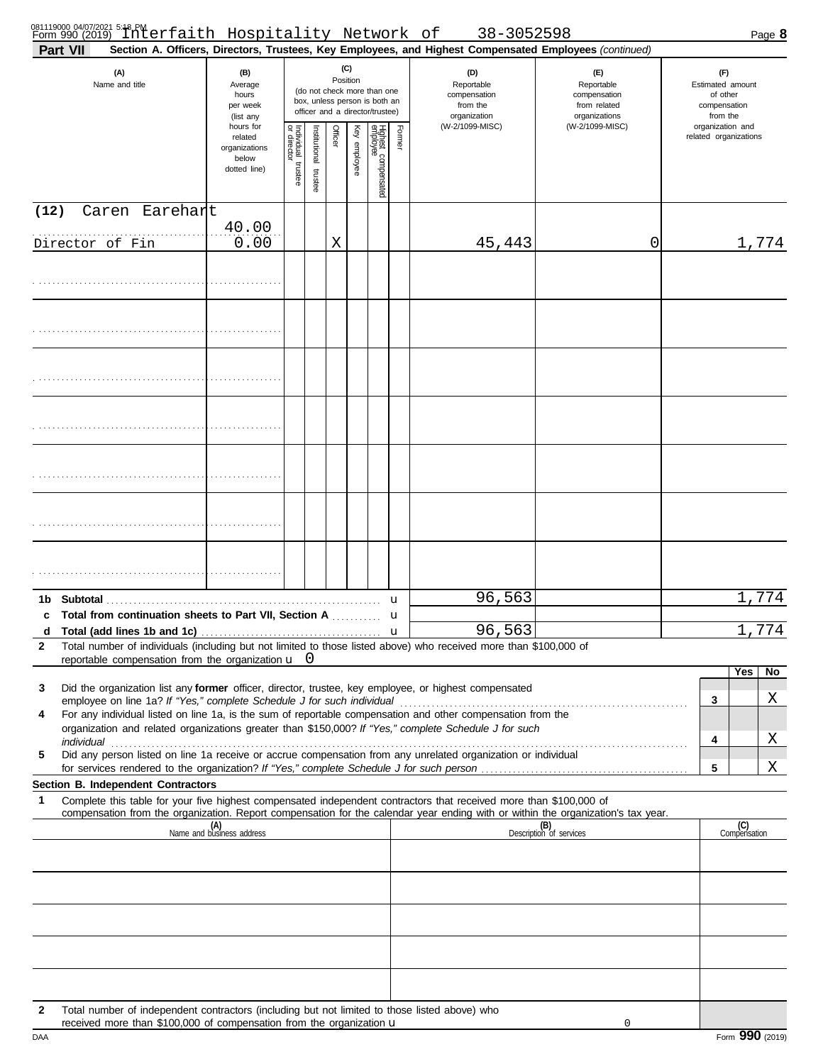Form 990 (2019) Interfaith Hospitality Network of 38-3052598

**Part VII** **Section A. Officers, Directors, Trustees, Key Employees, and Highest Compensated Employees** *(continued)*

| (A) Name and title | (B) Average hours per week (list any hours for related organizations below dotted line) | (C) Position: Individual trustee or director | Institutional trustee | Officer | Key employee | Highest compensated employee | Former | (D) Reportable compensation from the organization (W-2/1099-MISC) | (E) Reportable compensation from related organizations (W-2/1099-MISC) | (F) Estimated amount of other compensation from the organization and related organizations |
|---|---|---|---|---|---|---|---|---|---|---|
| (12) Caren Earehart<br>Director of Fin | 40.00<br>0.00 | | | X | | | | 45,443 | 0 | 1,774 |
| | | | | | | | | | | |
| | | | | | | | | | | |
| | | | | | | | | | | |
| | | | | | | | | | | |
| | | | | | | | | | | |
| | | | | | | | | | | |
| | | | | | | | | | | |
| **1b Subtotal** | | | | | | | | 96,563 | | 1,774 |
| **c Total from continuation sheets to Part VII, Section A** | | | | | | | | | | |
| **d Total (add lines 1b and 1c)** | | | | | | | | 96,563 | | 1,774 |

**2** Total number of individuals (including but not limited to those listed above) who received more than $100,000 of reportable compensation from the organization u 0

| | | | Yes | No |
|---|---|---|---|---|
| **3** | Did the organization list any **former** officer, director, trustee, key employee, or highest compensated employee on line 1a? *If "Yes," complete Schedule J for such individual* | 3 | | X |
| **4** | For any individual listed on line 1a, is the sum of reportable compensation and other compensation from the organization and related organizations greater than $150,000? *If "Yes," complete Schedule J for such individual* | 4 | | X |
| **5** | Did any person listed on line 1a receive or accrue compensation from any unrelated organization or individual for services rendered to the organization? *If "Yes," complete Schedule J for such person* | 5 | | X |

**Section B. Independent Contractors**

**1** Complete this table for your five highest compensated independent contractors that received more than $100,000 of compensation from the organization. Report compensation for the calendar year ending with or within the organization's tax year.

| (A) Name and business address | (B) Description of services | (C) Compensation |
|---|---|---|
| | | |
| | | |
| | | |
| | | |
| | | |

**2** Total number of independent contractors (including but not limited to those listed above) who received more than $100,000 of compensation from the organization u 0

Form **990** (2019)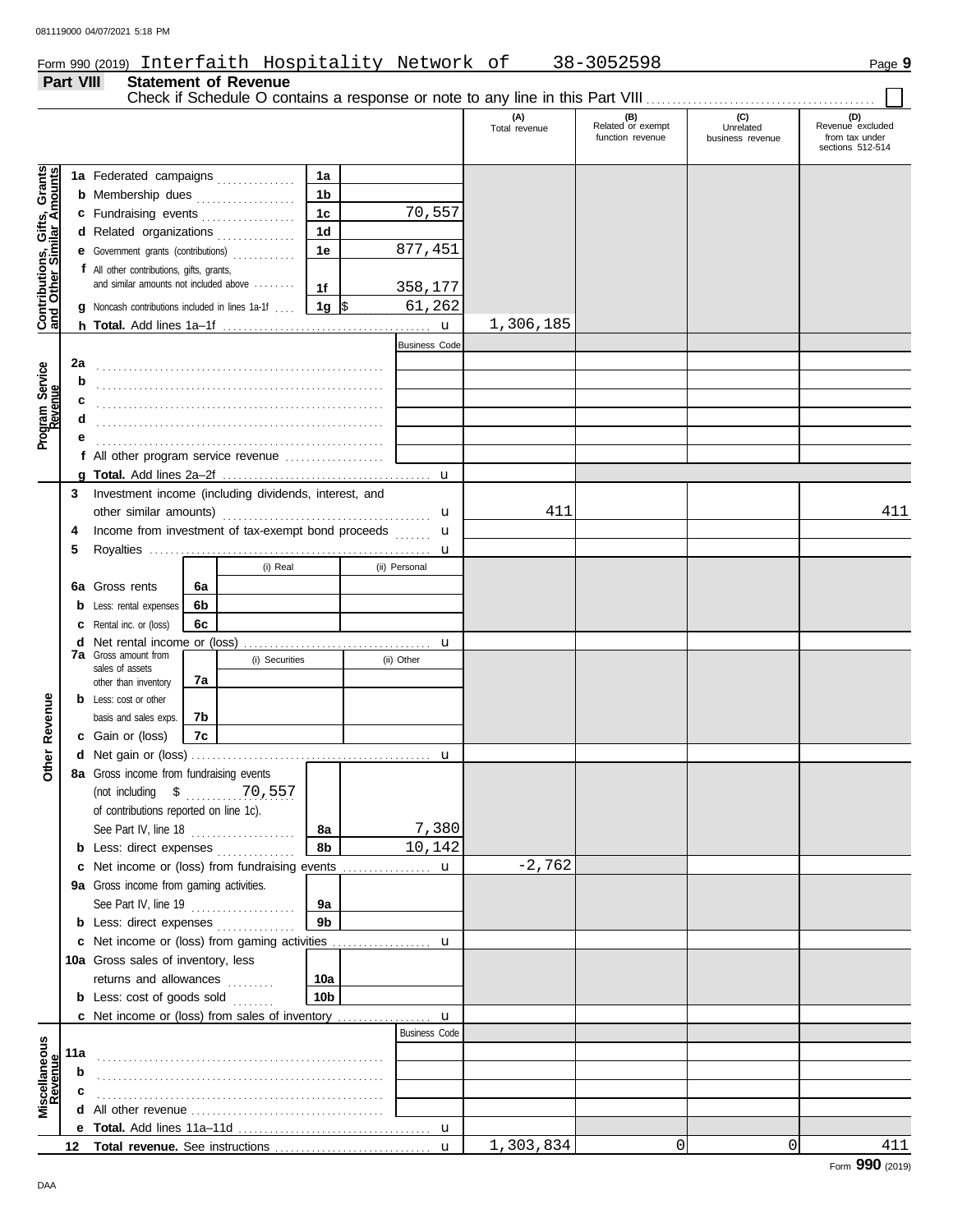Form 990 (2019) Interfaith Hospitality Network of 38-3052598 Page 9

## Part VIII Statement of Revenue

Check if Schedule O contains a response or note to any line in this Part VIII ☐

| | | | | (A) Total revenue | (B) Related or exempt function revenue | (C) Unrelated business revenue | (D) Revenue excluded from tax under sections 512-514 |
|---|---|---|---|---|---|---|---|
| **Contributions, Gifts, Grants and Other Similar Amounts** | 1a Federated campaigns | 1a | | | | | |
| | b Membership dues | 1b | | | | | |
| | c Fundraising events | 1c | 70,557 | | | | |
| | d Related organizations | 1d | | | | | |
| | e Government grants (contributions) | 1e | 877,451 | | | | |
| | f All other contributions, gifts, grants, and similar amounts not included above | 1f | 358,177 | | | | |
| | g Noncash contributions included in lines 1a-1f | 1g | $ 61,262 | | | | |
| | h **Total.** Add lines 1a–1f | | | 1,306,185 | | | |
| **Program Service Revenue** | | | Business Code | | | | |
| | 2a | | | | | | |
| | b | | | | | | |
| | c | | | | | | |
| | d | | | | | | |
| | e | | | | | | |
| | f All other program service revenue | | | | | | |
| | g **Total.** Add lines 2a–2f | | | | | | |
| **Other Revenue** | 3 Investment income (including dividends, interest, and other similar amounts) | | | 411 | | | 411 |
| | 4 Income from investment of tax-exempt bond proceeds | | | | | | |
| | 5 Royalties | | | | | | |
| | | (i) Real | (ii) Personal | | | | |
| | 6a Gross rents | 6a | | | | | |
| | b Less: rental expenses | 6b | | | | | |
| | c Rental inc. or (loss) | 6c | | | | | |
| | d Net rental income or (loss) | | | | | | |
| | | (i) Securities | (ii) Other | | | | |
| | 7a Gross amount from sales of assets other than inventory | 7a | | | | | |
| | b Less: cost or other basis and sales exps. | 7b | | | | | |
| | c Gain or (loss) | 7c | | | | | |
| | d Net gain or (loss) | | | | | | |
| | 8a Gross income from fundraising events (not including $ 70,557 of contributions reported on line 1c). See Part IV, line 18 | 8a | 7,380 | | | | |
| | b Less: direct expenses | 8b | 10,142 | | | | |
| | c Net income or (loss) from fundraising events | | | -2,762 | | | |
| | 9a Gross income from gaming activities. See Part IV, line 19 | 9a | | | | | |
| | b Less: direct expenses | 9b | | | | | |
| | c Net income or (loss) from gaming activities | | | | | | |
| | 10a Gross sales of inventory, less returns and allowances | 10a | | | | | |
| | b Less: cost of goods sold | 10b | | | | | |
| | c Net income or (loss) from sales of inventory | | | | | | |
| **Miscellaneous Revenue** | | | Business Code | | | | |
| | 11a | | | | | | |
| | b | | | | | | |
| | c | | | | | | |
| | d All other revenue | | | | | | |
| | e **Total.** Add lines 11a–11d | | | | | | |
| | 12 **Total revenue.** See instructions | | | 1,303,834 | 0 | 0 | 411 |

Form **990** (2019)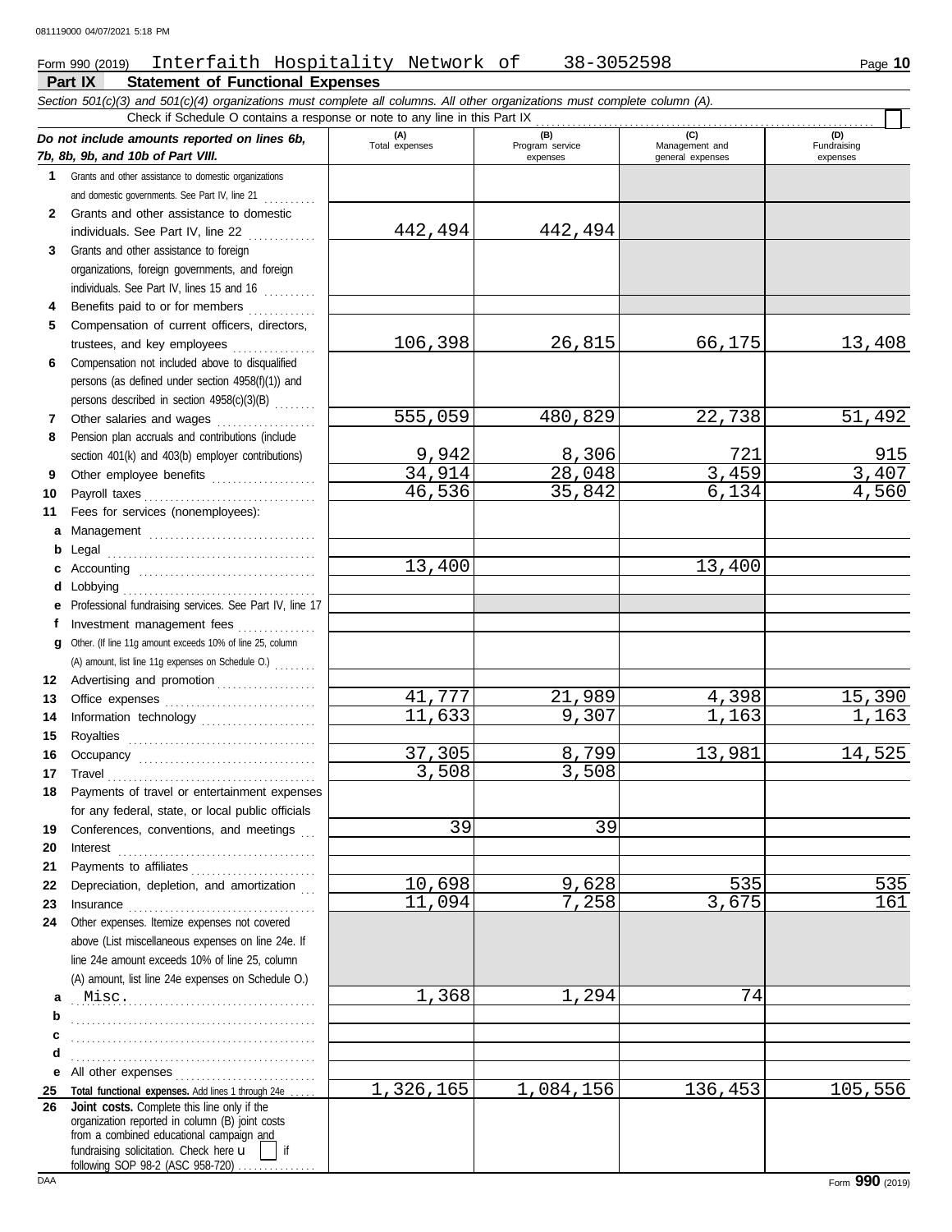Form 990 (2019) Interfaith Hospitality Network of 38-3052598 Page **10**

## Part IX Statement of Functional Expenses

*Section 501(c)(3) and 501(c)(4) organizations must complete all columns. All other organizations must complete column (A).*

Check if Schedule O contains a response or note to any line in this Part IX

| *Do not include amounts reported on lines 6b, 7b, 8b, 9b, and 10b of Part VIII.* | (A) Total expenses | (B) Program service expenses | (C) Management and general expenses | (D) Fundraising expenses |
|---|---|---|---|---|
| **1** Grants and other assistance to domestic organizations and domestic governments. See Part IV, line 21 | | | | |
| **2** Grants and other assistance to domestic individuals. See Part IV, line 22 | 442,494 | 442,494 | | |
| **3** Grants and other assistance to foreign organizations, foreign governments, and foreign individuals. See Part IV, lines 15 and 16 | | | | |
| **4** Benefits paid to or for members | | | | |
| **5** Compensation of current officers, directors, trustees, and key employees | 106,398 | 26,815 | 66,175 | 13,408 |
| **6** Compensation not included above to disqualified persons (as defined under section 4958(f)(1)) and persons described in section 4958(c)(3)(B) | | | | |
| **7** Other salaries and wages | 555,059 | 480,829 | 22,738 | 51,492 |
| **8** Pension plan accruals and contributions (include section 401(k) and 403(b) employer contributions) | 9,942 | 8,306 | 721 | 915 |
| **9** Other employee benefits | 34,914 | 28,048 | 3,459 | 3,407 |
| **10** Payroll taxes | 46,536 | 35,842 | 6,134 | 4,560 |
| **11** Fees for services (nonemployees): | | | | |
| **a** Management | | | | |
| **b** Legal | | | | |
| **c** Accounting | 13,400 | | 13,400 | |
| **d** Lobbying | | | | |
| **e** Professional fundraising services. See Part IV, line 17 | | | | |
| **f** Investment management fees | | | | |
| **g** Other. (If line 11g amount exceeds 10% of line 25, column (A) amount, list line 11g expenses on Schedule O.) | | | | |
| **12** Advertising and promotion | | | | |
| **13** Office expenses | 41,777 | 21,989 | 4,398 | 15,390 |
| **14** Information technology | 11,633 | 9,307 | 1,163 | 1,163 |
| **15** Royalties | | | | |
| **16** Occupancy | 37,305 | 8,799 | 13,981 | 14,525 |
| **17** Travel | 3,508 | 3,508 | | |
| **18** Payments of travel or entertainment expenses for any federal, state, or local public officials | | | | |
| **19** Conferences, conventions, and meetings | 39 | 39 | | |
| **20** Interest | | | | |
| **21** Payments to affiliates | | | | |
| **22** Depreciation, depletion, and amortization | 10,698 | 9,628 | 535 | 535 |
| **23** Insurance | 11,094 | 7,258 | 3,675 | 161 |
| **24** Other expenses. Itemize expenses not covered above (List miscellaneous expenses on line 24e. If line 24e amount exceeds 10% of line 25, column (A) amount, list line 24e expenses on Schedule O.) | | | | |
| **a** Misc. | 1,368 | 1,294 | 74 | |
| **b** | | | | |
| **c** | | | | |
| **d** | | | | |
| **e** All other expenses | | | | |
| **25** **Total functional expenses.** Add lines 1 through 24e | 1,326,165 | 1,084,156 | 136,453 | 105,556 |
| **26** **Joint costs.** Complete this line only if the organization reported in column (B) joint costs from a combined educational campaign and fundraising solicitation. Check here ☐ if following SOP 98-2 (ASC 958-720) | | | | |

Form **990** (2019)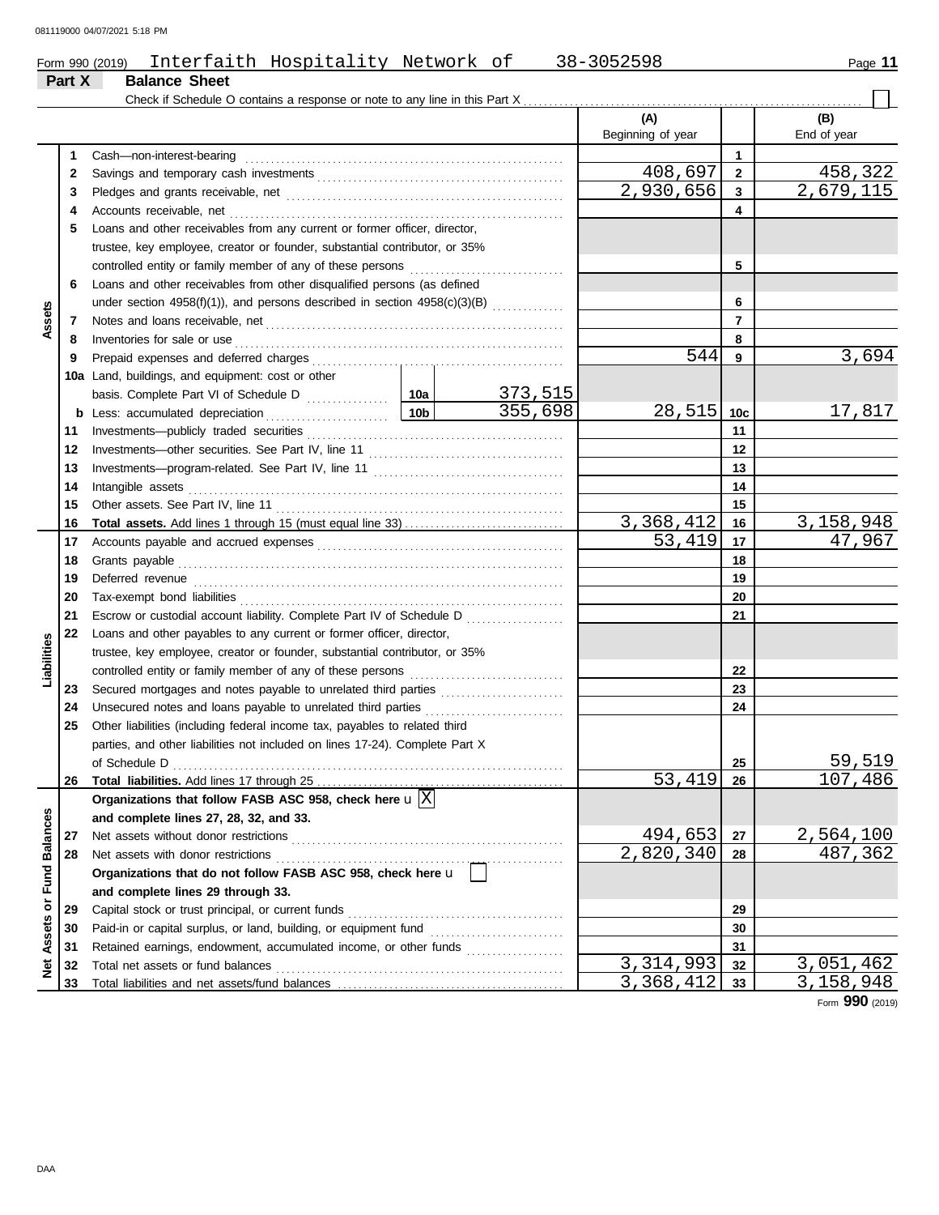Form 990 (2019) Interfaith Hospitality Network of 38-3052598

## Part X Balance Sheet

Check if Schedule O contains a response or note to any line in this Part X . . . . . . ☐

| | | | | (A) Beginning of year | | (B) End of year |
|---|---|---|---|---|---|---|
| **Assets** | 1 | Cash—non-interest-bearing | | | 1 | |
| | 2 | Savings and temporary cash investments | | 408,697 | 2 | 458,322 |
| | 3 | Pledges and grants receivable, net | | 2,930,656 | 3 | 2,679,115 |
| | 4 | Accounts receivable, net | | | 4 | |
| | 5 | Loans and other receivables from any current or former officer, director, trustee, key employee, creator or founder, substantial contributor, or 35% controlled entity or family member of any of these persons | | | 5 | |
| | 6 | Loans and other receivables from other disqualified persons (as defined under section 4958(f)(1)), and persons described in section 4958(c)(3)(B) | | | 6 | |
| | 7 | Notes and loans receivable, net | | | 7 | |
| | 8 | Inventories for sale or use | | | 8 | |
| | 9 | Prepaid expenses and deferred charges | | 544 | 9 | 3,694 |
| | 10a | Land, buildings, and equipment: cost or other basis. Complete Part VI of Schedule D | 10a 373,515 | | | |
| | b | Less: accumulated depreciation | 10b 355,698 | 28,515 | 10c | 17,817 |
| | 11 | Investments—publicly traded securities | | | 11 | |
| | 12 | Investments—other securities. See Part IV, line 11 | | | 12 | |
| | 13 | Investments—program-related. See Part IV, line 11 | | | 13 | |
| | 14 | Intangible assets | | | 14 | |
| | 15 | Other assets. See Part IV, line 11 | | | 15 | |
| | 16 | **Total assets.** Add lines 1 through 15 (must equal line 33) | | 3,368,412 | 16 | 3,158,948 |
| **Liabilities** | 17 | Accounts payable and accrued expenses | | 53,419 | 17 | 47,967 |
| | 18 | Grants payable | | | 18 | |
| | 19 | Deferred revenue | | | 19 | |
| | 20 | Tax-exempt bond liabilities | | | 20 | |
| | 21 | Escrow or custodial account liability. Complete Part IV of Schedule D | | | 21 | |
| | 22 | Loans and other payables to any current or former officer, director, trustee, key employee, creator or founder, substantial contributor, or 35% controlled entity or family member of any of these persons | | | 22 | |
| | 23 | Secured mortgages and notes payable to unrelated third parties | | | 23 | |
| | 24 | Unsecured notes and loans payable to unrelated third parties | | | 24 | |
| | 25 | Other liabilities (including federal income tax, payables to related third parties, and other liabilities not included on lines 17-24). Complete Part X of Schedule D | | | 25 | 59,519 |
| | 26 | **Total liabilities.** Add lines 17 through 25 | | 53,419 | 26 | 107,486 |
| **Net Assets or Fund Balances** | | **Organizations that follow FASB ASC 958, check here** ☒ **and complete lines 27, 28, 32, and 33.** | | | | |
| | 27 | Net assets without donor restrictions | | 494,653 | 27 | 2,564,100 |
| | 28 | Net assets with donor restrictions | | 2,820,340 | 28 | 487,362 |
| | | **Organizations that do not follow FASB ASC 958, check here** ☐ **and complete lines 29 through 33.** | | | | |
| | 29 | Capital stock or trust principal, or current funds | | | 29 | |
| | 30 | Paid-in or capital surplus, or land, building, or equipment fund | | | 30 | |
| | 31 | Retained earnings, endowment, accumulated income, or other funds | | | 31 | |
| | 32 | Total net assets or fund balances | | 3,314,993 | 32 | 3,051,462 |
| | 33 | Total liabilities and net assets/fund balances | | 3,368,412 | 33 | 3,158,948 |

Form **990** (2019)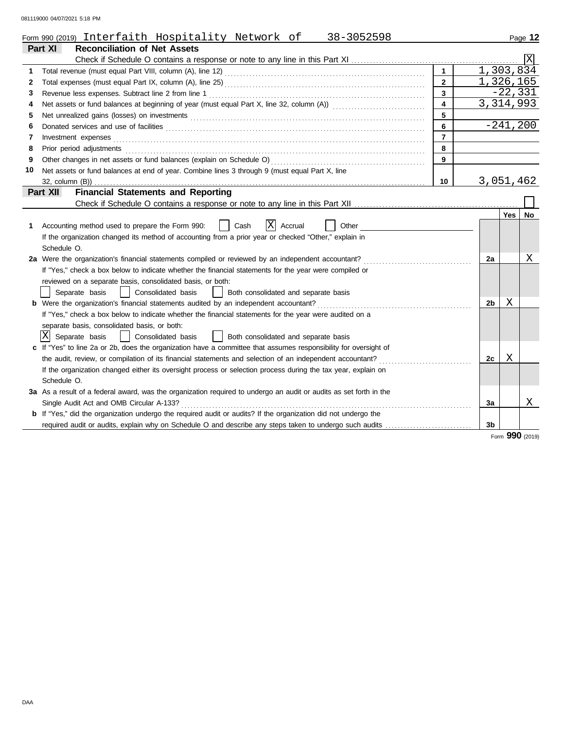Form 990 (2019) Interfaith Hospitality Network of 38-3052598

## Part XI Reconciliation of Net Assets

Check if Schedule O contains a response or note to any line in this Part XI .......... [X]

| | | | |
|---|---|---|---|
| 1 | Total revenue (must equal Part VIII, column (A), line 12) | 1 | 1,303,834 |
| 2 | Total expenses (must equal Part IX, column (A), line 25) | 2 | 1,326,165 |
| 3 | Revenue less expenses. Subtract line 2 from line 1 | 3 | -22,331 |
| 4 | Net assets or fund balances at beginning of year (must equal Part X, line 32, column (A)) | 4 | 3,314,993 |
| 5 | Net unrealized gains (losses) on investments | 5 | |
| 6 | Donated services and use of facilities | 6 | -241,200 |
| 7 | Investment expenses | 7 | |
| 8 | Prior period adjustments | 8 | |
| 9 | Other changes in net assets or fund balances (explain on Schedule O) | 9 | |
| 10 | Net assets or fund balances at end of year. Combine lines 3 through 9 (must equal Part X, line 32, column (B)) | 10 | 3,051,462 |

## Part XII Financial Statements and Reporting

Check if Schedule O contains a response or note to any line in this Part XII .......... [ ]

| | | | Yes | No |
|---|---|---|---|---|
| 1 | Accounting method used to prepare the Form 990: [ ] Cash [X] Accrual [ ] Other<br>If the organization changed its method of accounting from a prior year or checked "Other," explain in Schedule O. | | | |
| 2a | Were the organization's financial statements compiled or reviewed by an independent accountant?<br>If "Yes," check a box below to indicate whether the financial statements for the year were compiled or reviewed on a separate basis, consolidated basis, or both:<br>[ ] Separate basis [ ] Consolidated basis [ ] Both consolidated and separate basis | 2a | | X |
| b | Were the organization's financial statements audited by an independent accountant?<br>If "Yes," check a box below to indicate whether the financial statements for the year were audited on a separate basis, consolidated basis, or both:<br>[X] Separate basis [ ] Consolidated basis [ ] Both consolidated and separate basis | 2b | X | |
| c | If "Yes" to line 2a or 2b, does the organization have a committee that assumes responsibility for oversight of the audit, review, or compilation of its financial statements and selection of an independent accountant?<br>If the organization changed either its oversight process or selection process during the tax year, explain on Schedule O. | 2c | X | |
| 3a | As a result of a federal award, was the organization required to undergo an audit or audits as set forth in the Single Audit Act and OMB Circular A-133? | 3a | | X |
| b | If "Yes," did the organization undergo the required audit or audits? If the organization did not undergo the required audit or audits, explain why on Schedule O and describe any steps taken to undergo such audits | 3b | | |

Form **990** (2019)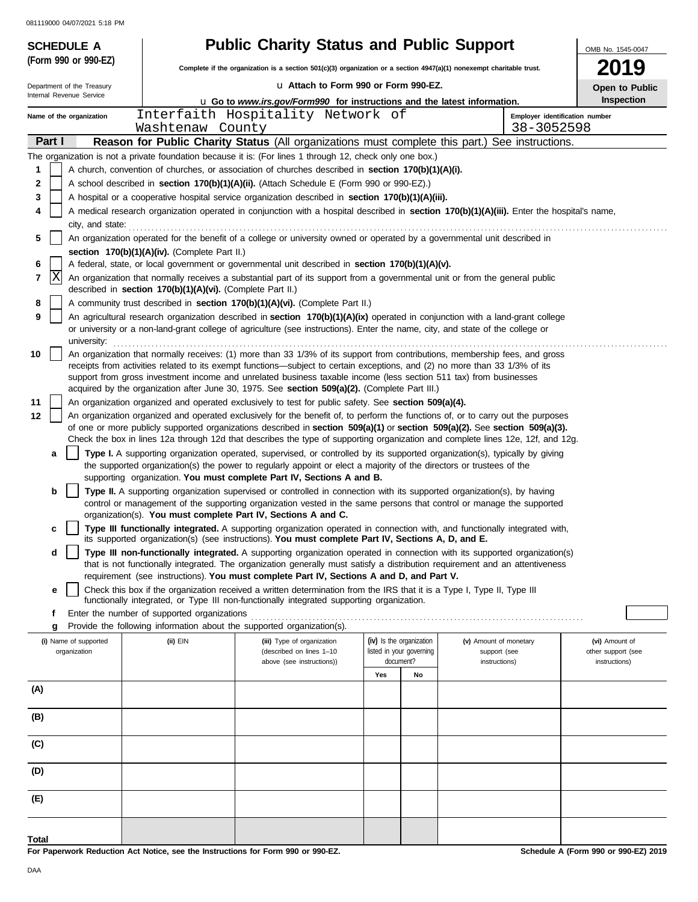081119000 04/07/2021 5:18 PM

**SCHEDULE A**
**(Form 990 or 990-EZ)**

Department of the Treasury
Internal Revenue Service

# Public Charity Status and Public Support

**Complete if the organization is a section 501(c)(3) organization or a section 4947(a)(1) nonexempt charitable trust.**

u **Attach to Form 990 or Form 990-EZ.**

u **Go to *www.irs.gov/Form990* for instructions and the latest information.**

OMB No. 1545-0047

**2019**

**Open to Public Inspection**

**Name of the organization**: Interfaith Hospitality Network of Washtenaw County

**Employer identification number**: 38-3052598

**Part I** **Reason for Public Charity Status** (All organizations must complete this part.) See instructions.

The organization is not a private foundation because it is: (For lines 1 through 12, check only one box.)

1 [ ] A church, convention of churches, or association of churches described in **section 170(b)(1)(A)(i).**

2 [ ] A school described in **section 170(b)(1)(A)(ii).** (Attach Schedule E (Form 990 or 990-EZ).)

3 [ ] A hospital or a cooperative hospital service organization described in **section 170(b)(1)(A)(iii).**

4 [ ] A medical research organization operated in conjunction with a hospital described in **section 170(b)(1)(A)(iii).** Enter the hospital's name, city, and state:

5 [ ] An organization operated for the benefit of a college or university owned or operated by a governmental unit described in **section 170(b)(1)(A)(iv).** (Complete Part II.)

6 [ ] A federal, state, or local government or governmental unit described in **section 170(b)(1)(A)(v).**

7 [X] An organization that normally receives a substantial part of its support from a governmental unit or from the general public described in **section 170(b)(1)(A)(vi).** (Complete Part II.)

8 [ ] A community trust described in **section 170(b)(1)(A)(vi).** (Complete Part II.)

9 [ ] An agricultural research organization described in **section 170(b)(1)(A)(ix)** operated in conjunction with a land-grant college or university or a non-land-grant college of agriculture (see instructions). Enter the name, city, and state of the college or university:

10 [ ] An organization that normally receives: (1) more than 33 1/3% of its support from contributions, membership fees, and gross receipts from activities related to its exempt functions—subject to certain exceptions, and (2) no more than 33 1/3% of its support from gross investment income and unrelated business taxable income (less section 511 tax) from businesses acquired by the organization after June 30, 1975. See **section 509(a)(2).** (Complete Part III.)

11 [ ] An organization organized and operated exclusively to test for public safety. See **section 509(a)(4).**

12 [ ] An organization organized and operated exclusively for the benefit of, to perform the functions of, or to carry out the purposes of one or more publicly supported organizations described in **section 509(a)(1)** or **section 509(a)(2).** See **section 509(a)(3).** Check the box in lines 12a through 12d that describes the type of supporting organization and complete lines 12e, 12f, and 12g.

a [ ] **Type I.** A supporting organization operated, supervised, or controlled by its supported organization(s), typically by giving the supported organization(s) the power to regularly appoint or elect a majority of the directors or trustees of the supporting organization. **You must complete Part IV, Sections A and B.**

b [ ] **Type II.** A supporting organization supervised or controlled in connection with its supported organization(s), by having control or management of the supporting organization vested in the same persons that control or manage the supported organization(s). **You must complete Part IV, Sections A and C.**

c [ ] **Type III functionally integrated.** A supporting organization operated in connection with, and functionally integrated with, its supported organization(s) (see instructions). **You must complete Part IV, Sections A, D, and E.**

d [ ] **Type III non-functionally integrated.** A supporting organization operated in connection with its supported organization(s) that is not functionally integrated. The organization generally must satisfy a distribution requirement and an attentiveness requirement (see instructions). **You must complete Part IV, Sections A and D, and Part V.**

e [ ] Check this box if the organization received a written determination from the IRS that it is a Type I, Type II, Type III functionally integrated, or Type III non-functionally integrated supporting organization.

f Enter the number of supported organizations

g Provide the following information about the supported organization(s).

| (i) Name of supported organization | (ii) EIN | (iii) Type of organization (described on lines 1–10 above (see instructions)) | (iv) Is the organization listed in your governing document? | | (v) Amount of monetary support (see instructions) | (vi) Amount of other support (see instructions) |
|---|---|---|---|---|---|---|
| | | | Yes | No | | |
| (A) | | | | | | |
| (B) | | | | | | |
| (C) | | | | | | |
| (D) | | | | | | |
| (E) | | | | | | |
| **Total** | | | | | | |

**For Paperwork Reduction Act Notice, see the Instructions for Form 990 or 990-EZ.**

**Schedule A (Form 990 or 990-EZ) 2019**

DAA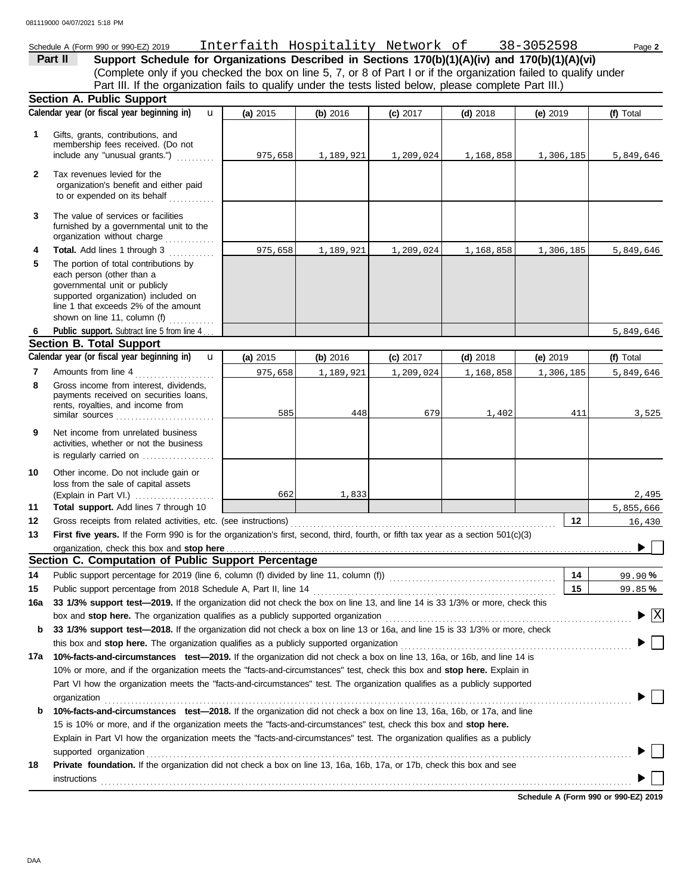Schedule A (Form 990 or 990-EZ) 2019 Interfaith Hospitality Network of 38-3052598 Page **2**

## Part II Support Schedule for Organizations Described in Sections 170(b)(1)(A)(iv) and 170(b)(1)(A)(vi)

(Complete only if you checked the box on line 5, 7, or 8 of Part I or if the organization failed to qualify under Part III. If the organization fails to qualify under the tests listed below, please complete Part III.)

### Section A. Public Support

| | Calendar year (or fiscal year beginning in) | (a) 2015 | (b) 2016 | (c) 2017 | (d) 2018 | (e) 2019 | (f) Total |
|---|---|---|---|---|---|---|---|
| 1 | Gifts, grants, contributions, and membership fees received. (Do not include any "unusual grants.") | 975,658 | 1,189,921 | 1,209,024 | 1,168,858 | 1,306,185 | 5,849,646 |
| 2 | Tax revenues levied for the organization's benefit and either paid to or expended on its behalf | | | | | | |
| 3 | The value of services or facilities furnished by a governmental unit to the organization without charge | | | | | | |
| 4 | **Total.** Add lines 1 through 3 | 975,658 | 1,189,921 | 1,209,024 | 1,168,858 | 1,306,185 | 5,849,646 |
| 5 | The portion of total contributions by each person (other than a governmental unit or publicly supported organization) included on line 1 that exceeds 2% of the amount shown on line 11, column (f) | | | | | | |
| 6 | **Public support.** Subtract line 5 from line 4 | | | | | | 5,849,646 |

### Section B. Total Support

| | Calendar year (or fiscal year beginning in) | (a) 2015 | (b) 2016 | (c) 2017 | (d) 2018 | (e) 2019 | (f) Total |
|---|---|---|---|---|---|---|---|
| 7 | Amounts from line 4 | 975,658 | 1,189,921 | 1,209,024 | 1,168,858 | 1,306,185 | 5,849,646 |
| 8 | Gross income from interest, dividends, payments received on securities loans, rents, royalties, and income from similar sources | 585 | 448 | 679 | 1,402 | 411 | 3,525 |
| 9 | Net income from unrelated business activities, whether or not the business is regularly carried on | | | | | | |
| 10 | Other income. Do not include gain or loss from the sale of capital assets (Explain in Part VI.) | 662 | 1,833 | | | | 2,495 |
| 11 | **Total support.** Add lines 7 through 10 | | | | | | 5,855,666 |
| 12 | Gross receipts from related activities, etc. (see instructions) | | | | | 12 | 16,430 |
| 13 | **First five years.** If the Form 990 is for the organization's first, second, third, fourth, or fifth tax year as a section 501(c)(3) organization, check this box and **stop here** | | | | | | ☐ |

### Section C. Computation of Public Support Percentage

| | | | |
|---|---|---|---|
| 14 | Public support percentage for 2019 (line 6, column (f) divided by line 11, column (f)) | 14 | 99.90 % |
| 15 | Public support percentage from 2018 Schedule A, Part II, line 14 | 15 | 99.85 % |

**16a** **33 1/3% support test—2019.** If the organization did not check the box on line 13, and line 14 is 33 1/3% or more, check this box and **stop here.** The organization qualifies as a publicly supported organization ☒

**b** **33 1/3% support test—2018.** If the organization did not check a box on line 13 or 16a, and line 15 is 33 1/3% or more, check this box and **stop here.** The organization qualifies as a publicly supported organization ☐

**17a** **10%-facts-and-circumstances test—2019.** If the organization did not check a box on line 13, 16a, or 16b, and line 14 is 10% or more, and if the organization meets the "facts-and-circumstances" test, check this box and **stop here.** Explain in Part VI how the organization meets the "facts-and-circumstances" test. The organization qualifies as a publicly supported organization ☐

**b** **10%-facts-and-circumstances test—2018.** If the organization did not check a box on line 13, 16a, 16b, or 17a, and line 15 is 10% or more, and if the organization meets the "facts-and-circumstances" test, check this box and **stop here.** Explain in Part VI how the organization meets the "facts-and-circumstances" test. The organization qualifies as a publicly supported organization ☐

**18** **Private foundation.** If the organization did not check a box on line 13, 16a, 16b, 17a, or 17b, check this box and see instructions ☐

**Schedule A (Form 990 or 990-EZ) 2019**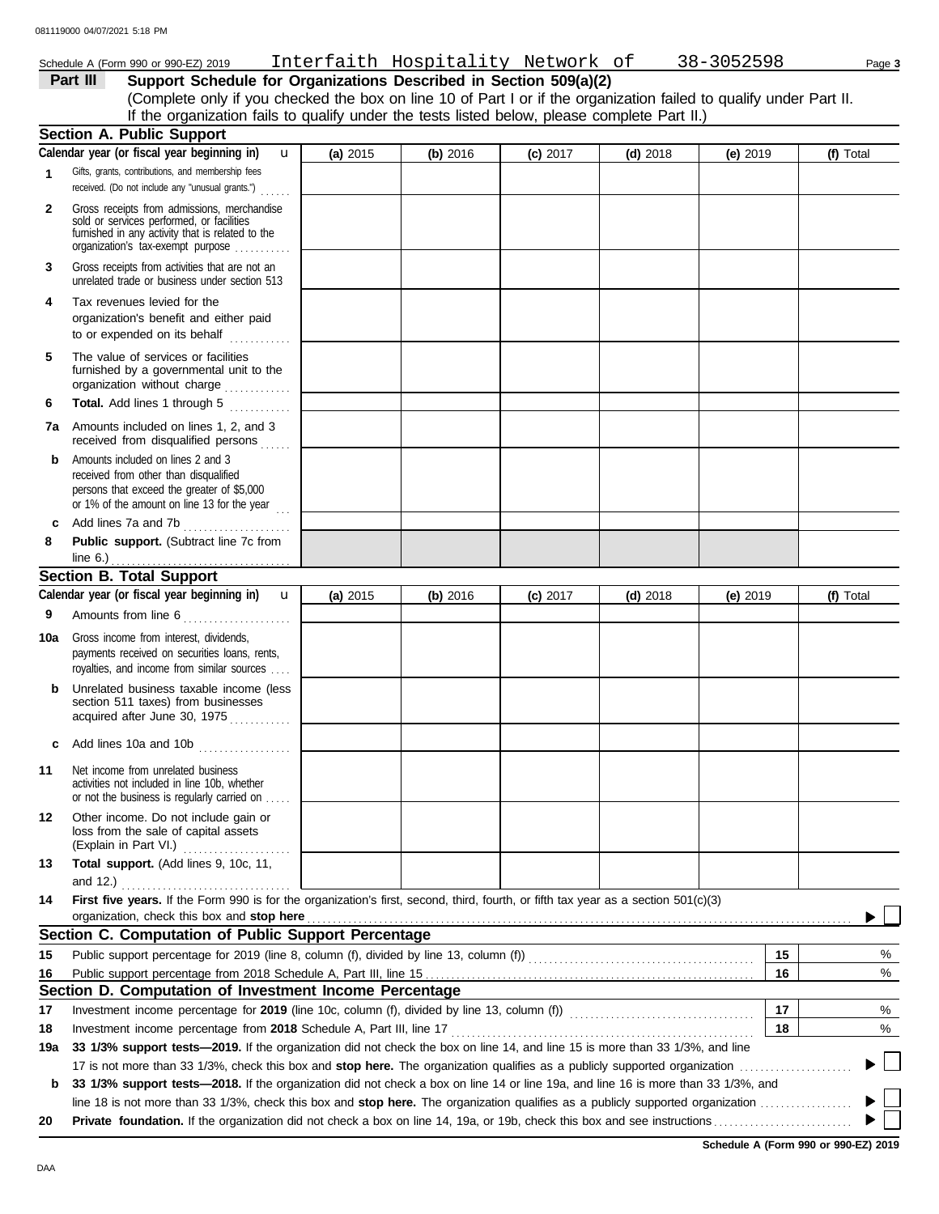Schedule A (Form 990 or 990-EZ) 2019 Interfaith Hospitality Network of 38-3052598

**Part III Support Schedule for Organizations Described in Section 509(a)(2)**

(Complete only if you checked the box on line 10 of Part I or if the organization failed to qualify under Part II. If the organization fails to qualify under the tests listed below, please complete Part II.)

## Section A. Public Support

| Calendar year (or fiscal year beginning in) u | (a) 2015 | (b) 2016 | (c) 2017 | (d) 2018 | (e) 2019 | (f) Total |
|---|---|---|---|---|---|---|
| **1** Gifts, grants, contributions, and membership fees received. (Do not include any "unusual grants.") | | | | | | |
| **2** Gross receipts from admissions, merchandise sold or services performed, or facilities furnished in any activity that is related to the organization's tax-exempt purpose | | | | | | |
| **3** Gross receipts from activities that are not an unrelated trade or business under section 513 | | | | | | |
| **4** Tax revenues levied for the organization's benefit and either paid to or expended on its behalf | | | | | | |
| **5** The value of services or facilities furnished by a governmental unit to the organization without charge | | | | | | |
| **6** **Total.** Add lines 1 through 5 | | | | | | |
| **7a** Amounts included on lines 1, 2, and 3 received from disqualified persons | | | | | | |
| **b** Amounts included on lines 2 and 3 received from other than disqualified persons that exceed the greater of $5,000 or 1% of the amount on line 13 for the year | | | | | | |
| **c** Add lines 7a and 7b | | | | | | |
| **8** **Public support.** (Subtract line 7c from line 6.) | | | | | | |

## Section B. Total Support

| Calendar year (or fiscal year beginning in) u | (a) 2015 | (b) 2016 | (c) 2017 | (d) 2018 | (e) 2019 | (f) Total |
|---|---|---|---|---|---|---|
| **9** Amounts from line 6 | | | | | | |
| **10a** Gross income from interest, dividends, payments received on securities loans, rents, royalties, and income from similar sources | | | | | | |
| **b** Unrelated business taxable income (less section 511 taxes) from businesses acquired after June 30, 1975 | | | | | | |
| **c** Add lines 10a and 10b | | | | | | |
| **11** Net income from unrelated business activities not included in line 10b, whether or not the business is regularly carried on | | | | | | |
| **12** Other income. Do not include gain or loss from the sale of capital assets (Explain in Part VI.) | | | | | | |
| **13** **Total support.** (Add lines 9, 10c, 11, and 12.) | | | | | | |

**14** **First five years.** If the Form 990 is for the organization's first, second, third, fourth, or fifth tax year as a section 501(c)(3) organization, check this box and **stop here** ☐

## Section C. Computation of Public Support Percentage

| | | | |
|---|---|---|---|
| **15** | Public support percentage for 2019 (line 8, column (f), divided by line 13, column (f)) | 15 | % |
| **16** | Public support percentage from 2018 Schedule A, Part III, line 15 | 16 | % |

## Section D. Computation of Investment Income Percentage

| | | | |
|---|---|---|---|
| **17** | Investment income percentage for **2019** (line 10c, column (f), divided by line 13, column (f)) | 17 | % |
| **18** | Investment income percentage from **2018** Schedule A, Part III, line 17 | 18 | % |

**19a** **33 1/3% support tests—2019.** If the organization did not check the box on line 14, and line 15 is more than 33 1/3%, and line 17 is not more than 33 1/3%, check this box and **stop here.** The organization qualifies as a publicly supported organization ☐

**b** **33 1/3% support tests—2018.** If the organization did not check a box on line 14 or line 19a, and line 16 is more than 33 1/3%, and line 18 is not more than 33 1/3%, check this box and **stop here.** The organization qualifies as a publicly supported organization ☐

**20** **Private foundation.** If the organization did not check a box on line 14, 19a, or 19b, check this box and see instructions ☐

**Schedule A (Form 990 or 990-EZ) 2019**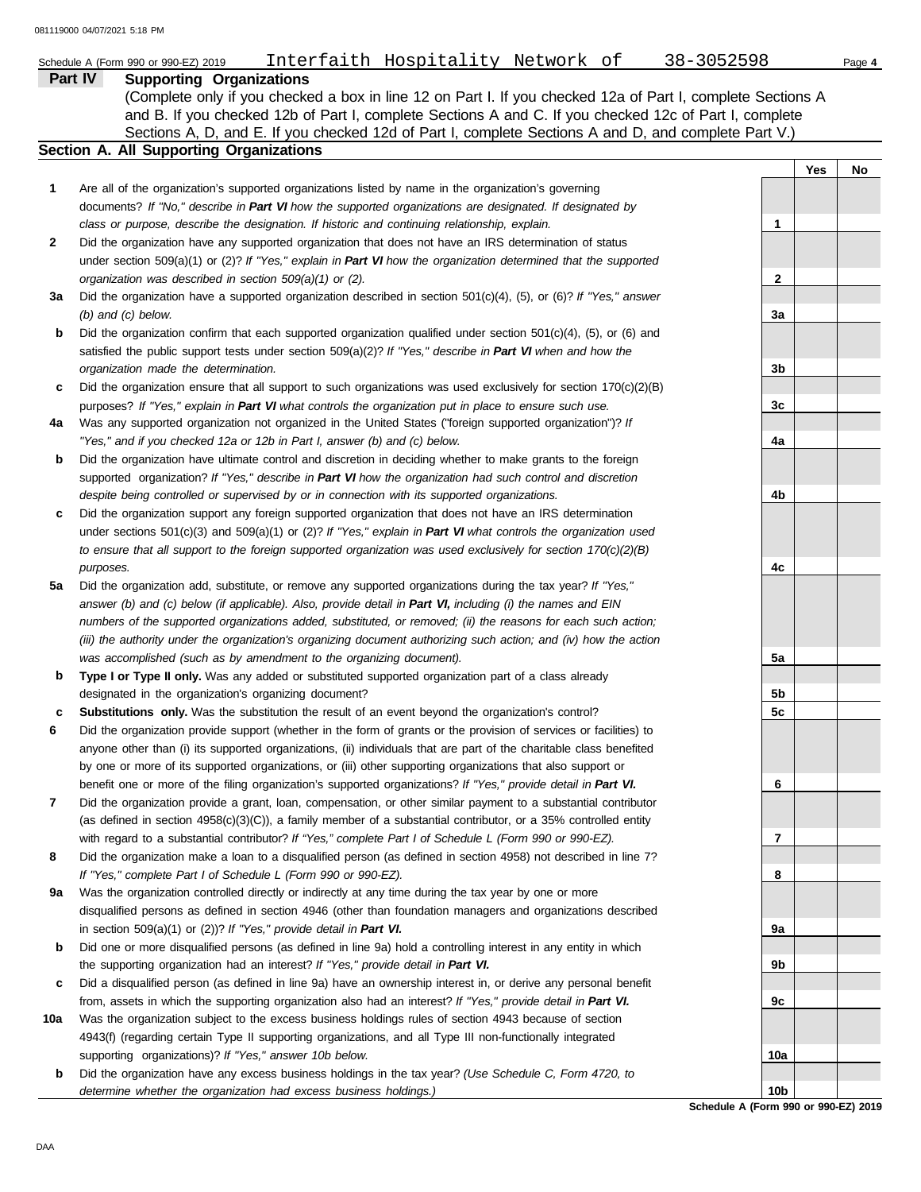Schedule A (Form 990 or 990-EZ) 2019 Interfaith Hospitality Network of 38-3052598

## Part IV Supporting Organizations

(Complete only if you checked a box in line 12 on Part I. If you checked 12a of Part I, complete Sections A and B. If you checked 12b of Part I, complete Sections A and C. If you checked 12c of Part I, complete Sections A, D, and E. If you checked 12d of Part I, complete Sections A and D, and complete Part V.)

### Section A. All Supporting Organizations

| | | | Yes | No |
|---|---|---|---|---|
| **1** | Are all of the organization's supported organizations listed by name in the organization's governing documents? *If "No," describe in **Part VI** how the supported organizations are designated. If designated by class or purpose, describe the designation. If historic and continuing relationship, explain.* | 1 | | |
| **2** | Did the organization have any supported organization that does not have an IRS determination of status under section 509(a)(1) or (2)? *If "Yes," explain in **Part VI** how the organization determined that the supported organization was described in section 509(a)(1) or (2).* | 2 | | |
| **3a** | Did the organization have a supported organization described in section 501(c)(4), (5), or (6)? *If "Yes," answer (b) and (c) below.* | 3a | | |
| **b** | Did the organization confirm that each supported organization qualified under section 501(c)(4), (5), or (6) and satisfied the public support tests under section 509(a)(2)? *If "Yes," describe in **Part VI** when and how the organization made the determination.* | 3b | | |
| **c** | Did the organization ensure that all support to such organizations was used exclusively for section 170(c)(2)(B) purposes? *If "Yes," explain in **Part VI** what controls the organization put in place to ensure such use.* | 3c | | |
| **4a** | Was any supported organization not organized in the United States ("foreign supported organization")? *If "Yes," and if you checked 12a or 12b in Part I, answer (b) and (c) below.* | 4a | | |
| **b** | Did the organization have ultimate control and discretion in deciding whether to make grants to the foreign supported organization? *If "Yes," describe in **Part VI** how the organization had such control and discretion despite being controlled or supervised by or in connection with its supported organizations.* | 4b | | |
| **c** | Did the organization support any foreign supported organization that does not have an IRS determination under sections 501(c)(3) and 509(a)(1) or (2)? *If "Yes," explain in **Part VI** what controls the organization used to ensure that all support to the foreign supported organization was used exclusively for section 170(c)(2)(B) purposes.* | 4c | | |
| **5a** | Did the organization add, substitute, or remove any supported organizations during the tax year? *If "Yes," answer (b) and (c) below (if applicable). Also, provide detail in **Part VI,** including (i) the names and EIN numbers of the supported organizations added, substituted, or removed; (ii) the reasons for each such action; (iii) the authority under the organization's organizing document authorizing such action; and (iv) how the action was accomplished (such as by amendment to the organizing document).* | 5a | | |
| **b** | **Type I or Type II only.** Was any added or substituted supported organization part of a class already designated in the organization's organizing document? | 5b | | |
| **c** | **Substitutions only.** Was the substitution the result of an event beyond the organization's control? | 5c | | |
| **6** | Did the organization provide support (whether in the form of grants or the provision of services or facilities) to anyone other than (i) its supported organizations, (ii) individuals that are part of the charitable class benefited by one or more of its supported organizations, or (iii) other supporting organizations that also support or benefit one or more of the filing organization's supported organizations? *If "Yes," provide detail in **Part VI.*** | 6 | | |
| **7** | Did the organization provide a grant, loan, compensation, or other similar payment to a substantial contributor (as defined in section 4958(c)(3)(C)), a family member of a substantial contributor, or a 35% controlled entity with regard to a substantial contributor? *If "Yes," complete Part I of Schedule L (Form 990 or 990-EZ).* | 7 | | |
| **8** | Did the organization make a loan to a disqualified person (as defined in section 4958) not described in line 7? *If "Yes," complete Part I of Schedule L (Form 990 or 990-EZ).* | 8 | | |
| **9a** | Was the organization controlled directly or indirectly at any time during the tax year by one or more disqualified persons as defined in section 4946 (other than foundation managers and organizations described in section 509(a)(1) or (2))? *If "Yes," provide detail in **Part VI.*** | 9a | | |
| **b** | Did one or more disqualified persons (as defined in line 9a) hold a controlling interest in any entity in which the supporting organization had an interest? *If "Yes," provide detail in **Part VI.*** | 9b | | |
| **c** | Did a disqualified person (as defined in line 9a) have an ownership interest in, or derive any personal benefit from, assets in which the supporting organization also had an interest? *If "Yes," provide detail in **Part VI.*** | 9c | | |
| **10a** | Was the organization subject to the excess business holdings rules of section 4943 because of section 4943(f) (regarding certain Type II supporting organizations, and all Type III non-functionally integrated supporting organizations)? *If "Yes," answer 10b below.* | 10a | | |
| **b** | Did the organization have any excess business holdings in the tax year? *(Use Schedule C, Form 4720, to determine whether the organization had excess business holdings.)* | 10b | | |

**Schedule A (Form 990 or 990-EZ) 2019**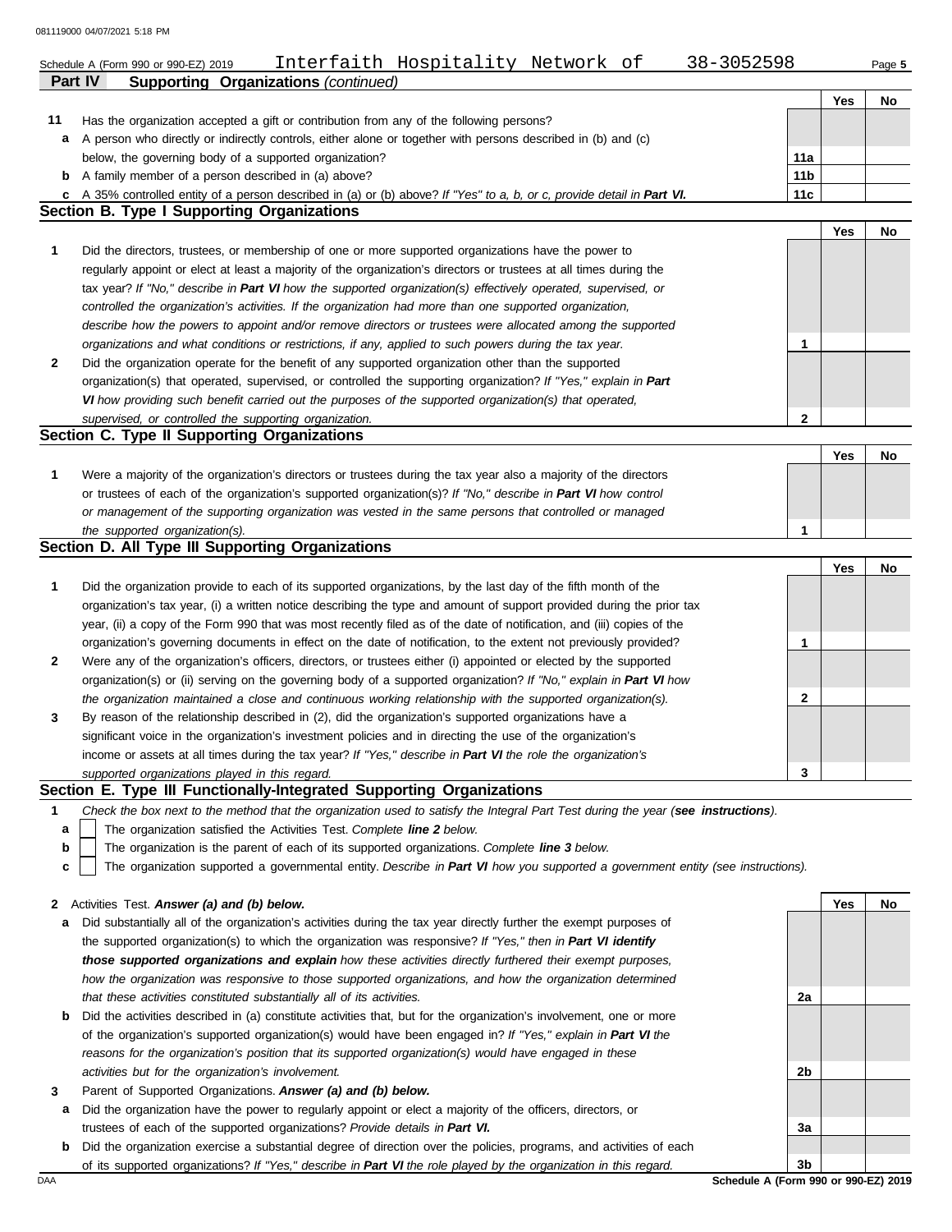Schedule A (Form 990 or 990-EZ) 2019 Interfaith Hospitality Network of 38-3052598

## Part IV Supporting Organizations *(continued)*

| | | | Yes | No |
|---|---|---|---|---|
| **11** | Has the organization accepted a gift or contribution from any of the following persons? | | | |
| **a** | A person who directly or indirectly controls, either alone or together with persons described in (b) and (c) below, the governing body of a supported organization? | 11a | | |
| **b** | A family member of a person described in (a) above? | 11b | | |
| **c** | A 35% controlled entity of a person described in (a) or (b) above? *If "Yes" to a, b, or c, provide detail in **Part VI.*** | 11c | | |

### Section B. Type I Supporting Organizations

| | | | Yes | No |
|---|---|---|---|---|
| **1** | Did the directors, trustees, or membership of one or more supported organizations have the power to regularly appoint or elect at least a majority of the organization's directors or trustees at all times during the tax year? *If "No," describe in **Part VI** how the supported organization(s) effectively operated, supervised, or controlled the organization's activities. If the organization had more than one supported organization, describe how the powers to appoint and/or remove directors or trustees were allocated among the supported organizations and what conditions or restrictions, if any, applied to such powers during the tax year.* | 1 | | |
| **2** | Did the organization operate for the benefit of any supported organization other than the supported organization(s) that operated, supervised, or controlled the supporting organization? *If "Yes," explain in **Part VI** how providing such benefit carried out the purposes of the supported organization(s) that operated, supervised, or controlled the supporting organization.* | 2 | | |

### Section C. Type II Supporting Organizations

| | | | Yes | No |
|---|---|---|---|---|
| **1** | Were a majority of the organization's directors or trustees during the tax year also a majority of the directors or trustees of each of the organization's supported organization(s)? *If "No," describe in **Part VI** how control or management of the supporting organization was vested in the same persons that controlled or managed the supported organization(s).* | 1 | | |

### Section D. All Type III Supporting Organizations

| | | | Yes | No |
|---|---|---|---|---|
| **1** | Did the organization provide to each of its supported organizations, by the last day of the fifth month of the organization's tax year, (i) a written notice describing the type and amount of support provided during the prior tax year, (ii) a copy of the Form 990 that was most recently filed as of the date of notification, and (iii) copies of the organization's governing documents in effect on the date of notification, to the extent not previously provided? | 1 | | |
| **2** | Were any of the organization's officers, directors, or trustees either (i) appointed or elected by the supported organization(s) or (ii) serving on the governing body of a supported organization? *If "No," explain in **Part VI** how the organization maintained a close and continuous working relationship with the supported organization(s).* | 2 | | |
| **3** | By reason of the relationship described in (2), did the organization's supported organizations have a significant voice in the organization's investment policies and in directing the use of the organization's income or assets at all times during the tax year? *If "Yes," describe in **Part VI** the role the organization's supported organizations played in this regard.* | 3 | | |

### Section E. Type III Functionally-Integrated Supporting Organizations

**1** *Check the box next to the method that the organization used to satisfy the Integral Part Test during the year (**see instructions**).*

- **a** ☐ The organization satisfied the Activities Test. *Complete **line 2** below.*
- **b** ☐ The organization is the parent of each of its supported organizations. *Complete **line 3** below.*
- **c** ☐ The organization supported a governmental entity. *Describe in **Part VI** how you supported a government entity (see instructions).*

| | | | Yes | No |
|---|---|---|---|---|
| **2** | Activities Test. ***Answer (a) and (b) below.*** | | | |
| **a** | Did substantially all of the organization's activities during the tax year directly further the exempt purposes of the supported organization(s) to which the organization was responsive? *If "Yes," then in **Part VI identify those supported organizations and explain** how these activities directly furthered their exempt purposes, how the organization was responsive to those supported organizations, and how the organization determined that these activities constituted substantially all of its activities.* | 2a | | |
| **b** | Did the activities described in (a) constitute activities that, but for the organization's involvement, one or more of the organization's supported organization(s) would have been engaged in? *If "Yes," explain in **Part VI** the reasons for the organization's position that its supported organization(s) would have engaged in these activities but for the organization's involvement.* | 2b | | |
| **3** | Parent of Supported Organizations. ***Answer (a) and (b) below.*** | | | |
| **a** | Did the organization have the power to regularly appoint or elect a majority of the officers, directors, or trustees of each of the supported organizations? *Provide details in **Part VI.*** | 3a | | |
| **b** | Did the organization exercise a substantial degree of direction over the policies, programs, and activities of each of its supported organizations? *If "Yes," describe in **Part VI** the role played by the organization in this regard.* | 3b | | |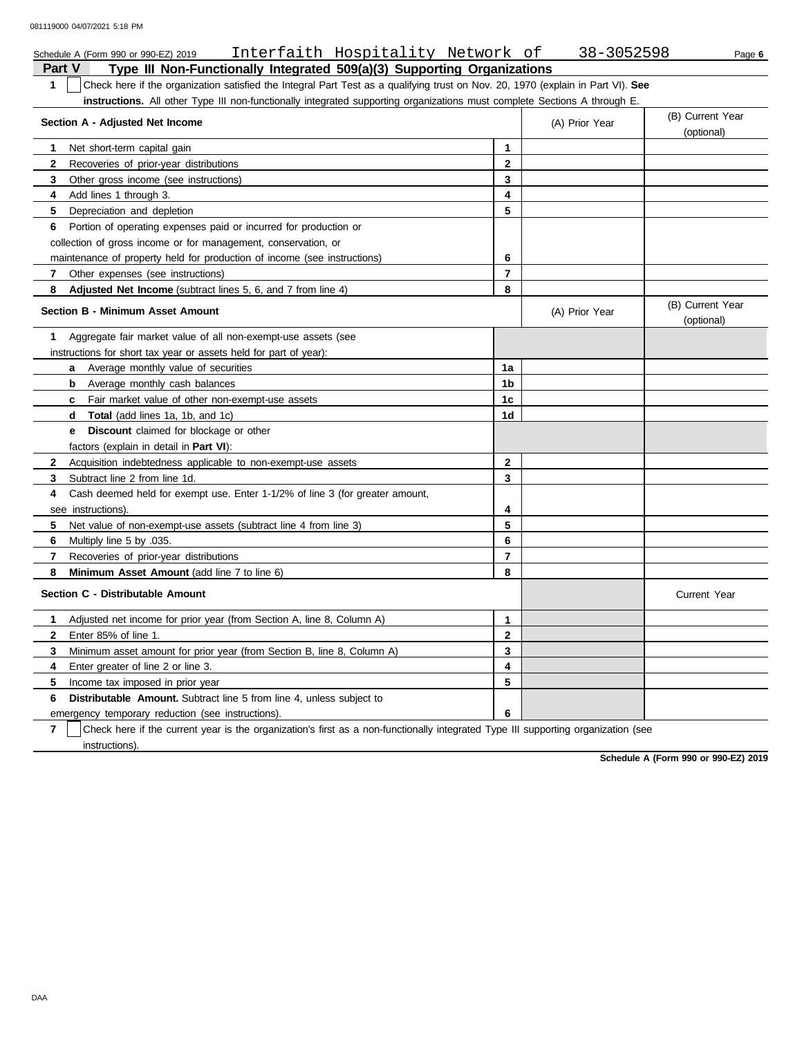Schedule A (Form 990 or 990-EZ) 2019 Interfaith Hospitality Network of 38-3052598

## Part V Type III Non-Functionally Integrated 509(a)(3) Supporting Organizations

**1** ☐ Check here if the organization satisfied the Integral Part Test as a qualifying trust on Nov. 20, 1970 (explain in Part VI). **See instructions.** All other Type III non-functionally integrated supporting organizations must complete Sections A through E.

| Section A - Adjusted Net Income | | (A) Prior Year | (B) Current Year (optional) |
|---|---|---|---|
| 1 Net short-term capital gain | 1 | | |
| 2 Recoveries of prior-year distributions | 2 | | |
| 3 Other gross income (see instructions) | 3 | | |
| 4 Add lines 1 through 3. | 4 | | |
| 5 Depreciation and depletion | 5 | | |
| 6 Portion of operating expenses paid or incurred for production or collection of gross income or for management, conservation, or maintenance of property held for production of income (see instructions) | 6 | | |
| 7 Other expenses (see instructions) | 7 | | |
| 8 **Adjusted Net Income** (subtract lines 5, 6, and 7 from line 4) | 8 | | |

| Section B - Minimum Asset Amount | | (A) Prior Year | (B) Current Year (optional) |
|---|---|---|---|
| 1 Aggregate fair market value of all non-exempt-use assets (see instructions for short tax year or assets held for part of year): | | | |
| a Average monthly value of securities | 1a | | |
| b Average monthly cash balances | 1b | | |
| c Fair market value of other non-exempt-use assets | 1c | | |
| d **Total** (add lines 1a, 1b, and 1c) | 1d | | |
| e **Discount** claimed for blockage or other factors (explain in detail in **Part VI**): | | | |
| 2 Acquisition indebtedness applicable to non-exempt-use assets | 2 | | |
| 3 Subtract line 2 from line 1d. | 3 | | |
| 4 Cash deemed held for exempt use. Enter 1-1/2% of line 3 (for greater amount, see instructions). | 4 | | |
| 5 Net value of non-exempt-use assets (subtract line 4 from line 3) | 5 | | |
| 6 Multiply line 5 by .035. | 6 | | |
| 7 Recoveries of prior-year distributions | 7 | | |
| 8 **Minimum Asset Amount** (add line 7 to line 6) | 8 | | |

| Section C - Distributable Amount | | | Current Year |
|---|---|---|---|
| 1 Adjusted net income for prior year (from Section A, line 8, Column A) | 1 | | |
| 2 Enter 85% of line 1. | 2 | | |
| 3 Minimum asset amount for prior year (from Section B, line 8, Column A) | 3 | | |
| 4 Enter greater of line 2 or line 3. | 4 | | |
| 5 Income tax imposed in prior year | 5 | | |
| 6 **Distributable Amount.** Subtract line 5 from line 4, unless subject to emergency temporary reduction (see instructions). | 6 | | |

**7** ☐ Check here if the current year is the organization's first as a non-functionally integrated Type III supporting organization (see instructions).

**Schedule A (Form 990 or 990-EZ) 2019**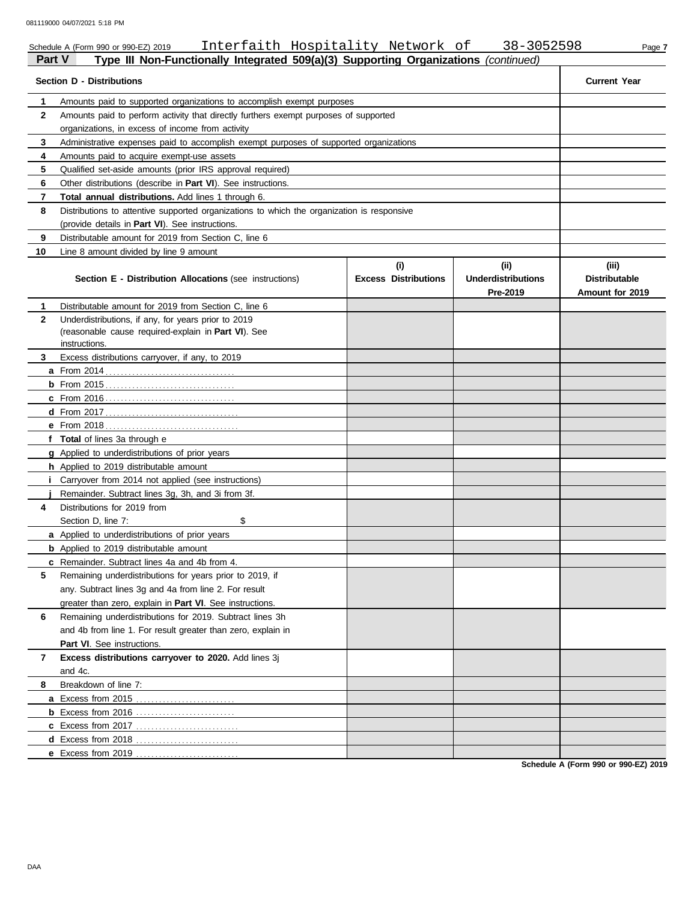Schedule A (Form 990 or 990-EZ) 2019 Interfaith Hospitality Network of 38-3052598

## Part V Type III Non-Functionally Integrated 509(a)(3) Supporting Organizations *(continued)*

| Section D - Distributions | Current Year |
|---|---|
| **1** Amounts paid to supported organizations to accomplish exempt purposes | |
| **2** Amounts paid to perform activity that directly furthers exempt purposes of supported organizations, in excess of income from activity | |
| **3** Administrative expenses paid to accomplish exempt purposes of supported organizations | |
| **4** Amounts paid to acquire exempt-use assets | |
| **5** Qualified set-aside amounts (prior IRS approval required) | |
| **6** Other distributions (describe in **Part VI**). See instructions. | |
| **7** **Total annual distributions.** Add lines 1 through 6. | |
| **8** Distributions to attentive supported organizations to which the organization is responsive (provide details in **Part VI**). See instructions. | |
| **9** Distributable amount for 2019 from Section C, line 6 | |
| **10** Line 8 amount divided by line 9 amount | |

| Section E - Distribution Allocations (see instructions) | (i) Excess Distributions | (ii) Underdistributions Pre-2019 | (iii) Distributable Amount for 2019 |
|---|---|---|---|
| **1** Distributable amount for 2019 from Section C, line 6 | | | |
| **2** Underdistributions, if any, for years prior to 2019 (reasonable cause required-explain in **Part VI**). See instructions. | | | |
| **3** Excess distributions carryover, if any, to 2019 | | | |
| **a** From 2014 | | | |
| **b** From 2015 | | | |
| **c** From 2016 | | | |
| **d** From 2017 | | | |
| **e** From 2018 | | | |
| **f** **Total** of lines 3a through e | | | |
| **g** Applied to underdistributions of prior years | | | |
| **h** Applied to 2019 distributable amount | | | |
| **i** Carryover from 2014 not applied (see instructions) | | | |
| **j** Remainder. Subtract lines 3g, 3h, and 3i from 3f. | | | |
| **4** Distributions for 2019 from Section D, line 7: $ | | | |
| **a** Applied to underdistributions of prior years | | | |
| **b** Applied to 2019 distributable amount | | | |
| **c** Remainder. Subtract lines 4a and 4b from 4. | | | |
| **5** Remaining underdistributions for years prior to 2019, if any. Subtract lines 3g and 4a from line 2. For result greater than zero, explain in **Part VI**. See instructions. | | | |
| **6** Remaining underdistributions for 2019. Subtract lines 3h and 4b from line 1. For result greater than zero, explain in **Part VI**. See instructions. | | | |
| **7** **Excess distributions carryover to 2020.** Add lines 3j and 4c. | | | |
| **8** Breakdown of line 7: | | | |
| **a** Excess from 2015 | | | |
| **b** Excess from 2016 | | | |
| **c** Excess from 2017 | | | |
| **d** Excess from 2018 | | | |
| **e** Excess from 2019 | | | |

**Schedule A (Form 990 or 990-EZ) 2019**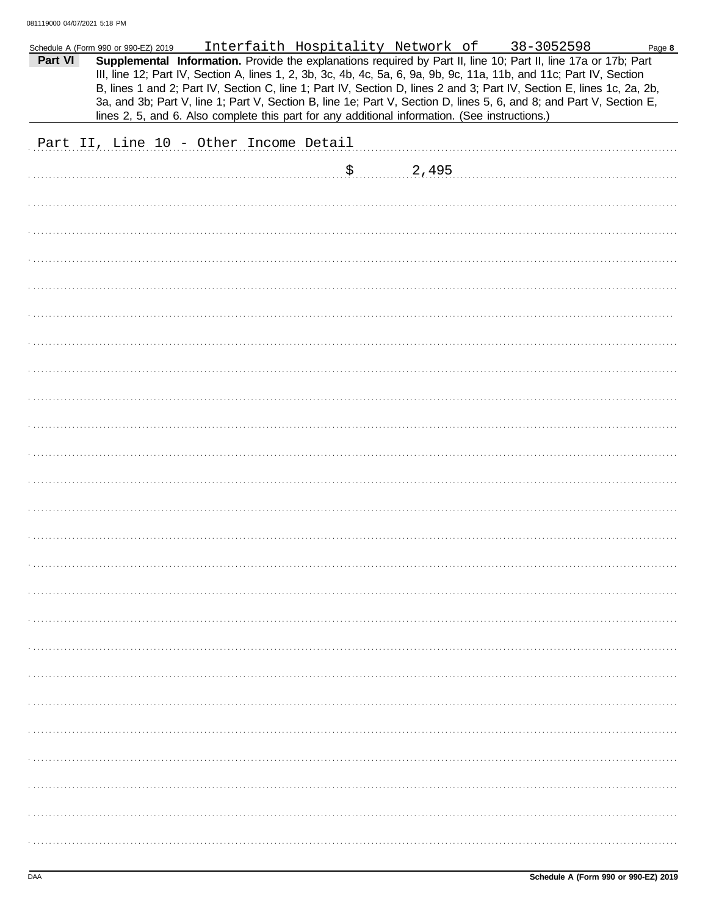Schedule A (Form 990 or 990-EZ) 2019 Interfaith Hospitality Network of 38-3052598 Page **8**

**Part VI** **Supplemental Information.** Provide the explanations required by Part II, line 10; Part II, line 17a or 17b; Part III, line 12; Part IV, Section A, lines 1, 2, 3b, 3c, 4b, 4c, 5a, 6, 9a, 9b, 9c, 11a, 11b, and 11c; Part IV, Section B, lines 1 and 2; Part IV, Section C, line 1; Part IV, Section D, lines 2 and 3; Part IV, Section E, lines 1c, 2a, 2b, 3a, and 3b; Part V, line 1; Part V, Section B, line 1e; Part V, Section D, lines 5, 6, and 8; and Part V, Section E, lines 2, 5, and 6. Also complete this part for any additional information. (See instructions.)

Part II, Line 10 - Other Income Detail

$ 2,495

DAA **Schedule A (Form 990 or 990-EZ) 2019**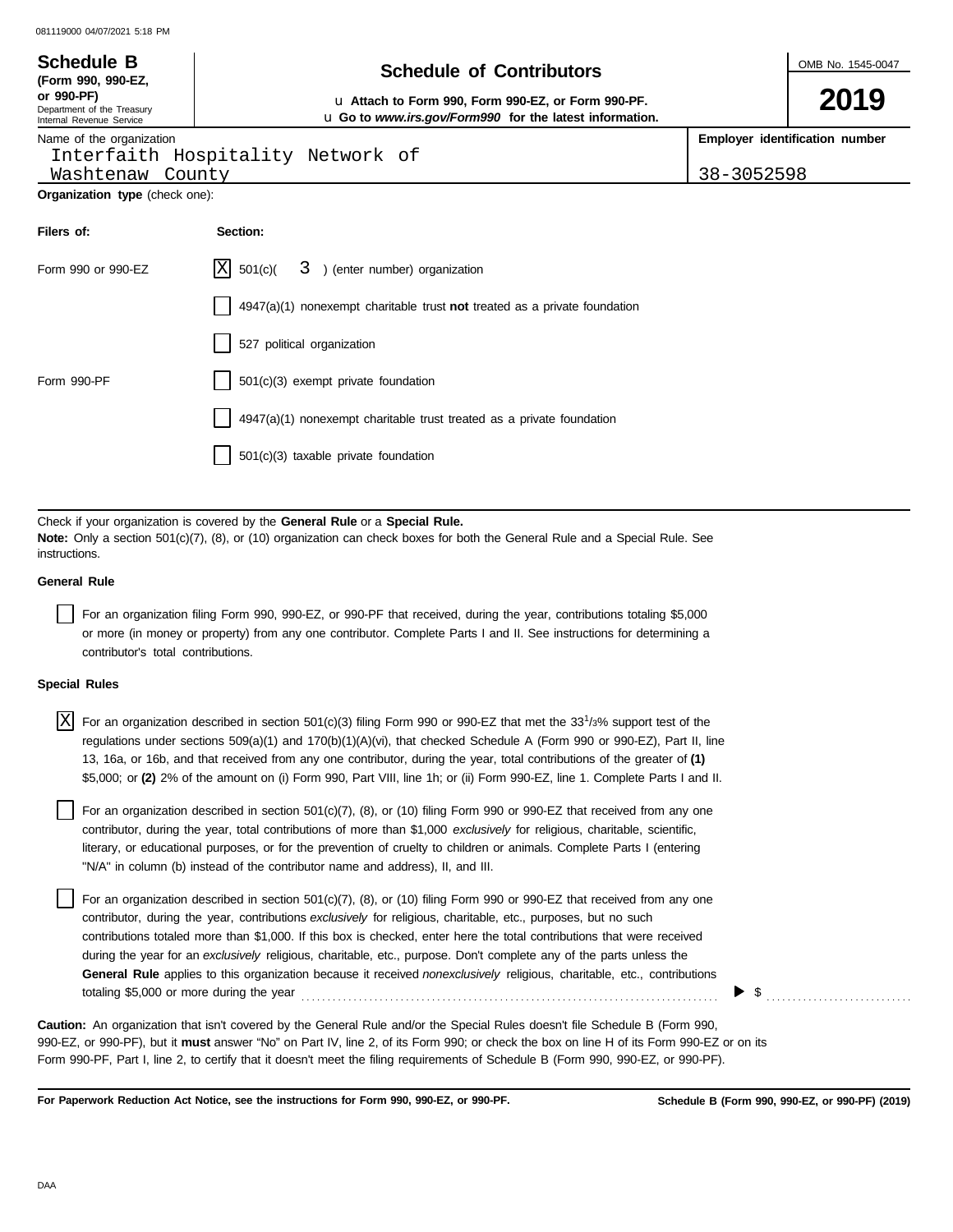**Schedule B** (Form 990, 990-EZ, or 990-PF)
Department of the Treasury
Internal Revenue Service

# Schedule of Contributors

u Attach to Form 990, Form 990-EZ, or Form 990-PF.
u Go to *www.irs.gov/Form990* for the latest information.

OMB No. 1545-0047

**2019**

Name of the organization
Interfaith Hospitality Network of Washtenaw County

**Employer identification number**
38-3052598

**Organization type** (check one):

| Filers of: | Section: |
|---|---|
| Form 990 or 990-EZ | [X] 501(c)( 3 ) (enter number) organization |
| | [ ] 4947(a)(1) nonexempt charitable trust **not** treated as a private foundation |
| | [ ] 527 political organization |
| Form 990-PF | [ ] 501(c)(3) exempt private foundation |
| | [ ] 4947(a)(1) nonexempt charitable trust treated as a private foundation |
| | [ ] 501(c)(3) taxable private foundation |

Check if your organization is covered by the **General Rule** or a **Special Rule.**
**Note:** Only a section 501(c)(7), (8), or (10) organization can check boxes for both the General Rule and a Special Rule. See instructions.

**General Rule**

[ ] For an organization filing Form 990, 990-EZ, or 990-PF that received, during the year, contributions totaling $5,000 or more (in money or property) from any one contributor. Complete Parts I and II. See instructions for determining a contributor's total contributions.

**Special Rules**

[X] For an organization described in section 501(c)(3) filing Form 990 or 990-EZ that met the 33 1/3% support test of the regulations under sections 509(a)(1) and 170(b)(1)(A)(vi), that checked Schedule A (Form 990 or 990-EZ), Part II, line 13, 16a, or 16b, and that received from any one contributor, during the year, total contributions of the greater of **(1)** $5,000; or **(2)** 2% of the amount on (i) Form 990, Part VIII, line 1h; or (ii) Form 990-EZ, line 1. Complete Parts I and II.

[ ] For an organization described in section 501(c)(7), (8), or (10) filing Form 990 or 990-EZ that received from any one contributor, during the year, total contributions of more than $1,000 *exclusively* for religious, charitable, scientific, literary, or educational purposes, or for the prevention of cruelty to children or animals. Complete Parts I (entering "N/A" in column (b) instead of the contributor name and address), II, and III.

[ ] For an organization described in section 501(c)(7), (8), or (10) filing Form 990 or 990-EZ that received from any one contributor, during the year, contributions *exclusively* for religious, charitable, etc., purposes, but no such contributions totaled more than $1,000. If this box is checked, enter here the total contributions that were received during the year for an *exclusively* religious, charitable, etc., purpose. Don't complete any of the parts unless the **General Rule** applies to this organization because it received *nonexclusively* religious, charitable, etc., contributions totaling $5,000 or more during the year ▶ $ ..........

**Caution:** An organization that isn't covered by the General Rule and/or the Special Rules doesn't file Schedule B (Form 990, 990-EZ, or 990-PF), but it **must** answer "No" on Part IV, line 2, of its Form 990; or check the box on line H of its Form 990-EZ or on its Form 990-PF, Part I, line 2, to certify that it doesn't meet the filing requirements of Schedule B (Form 990, 990-EZ, or 990-PF).

**For Paperwork Reduction Act Notice, see the instructions for Form 990, 990-EZ, or 990-PF.** **Schedule B (Form 990, 990-EZ, or 990-PF) (2019)**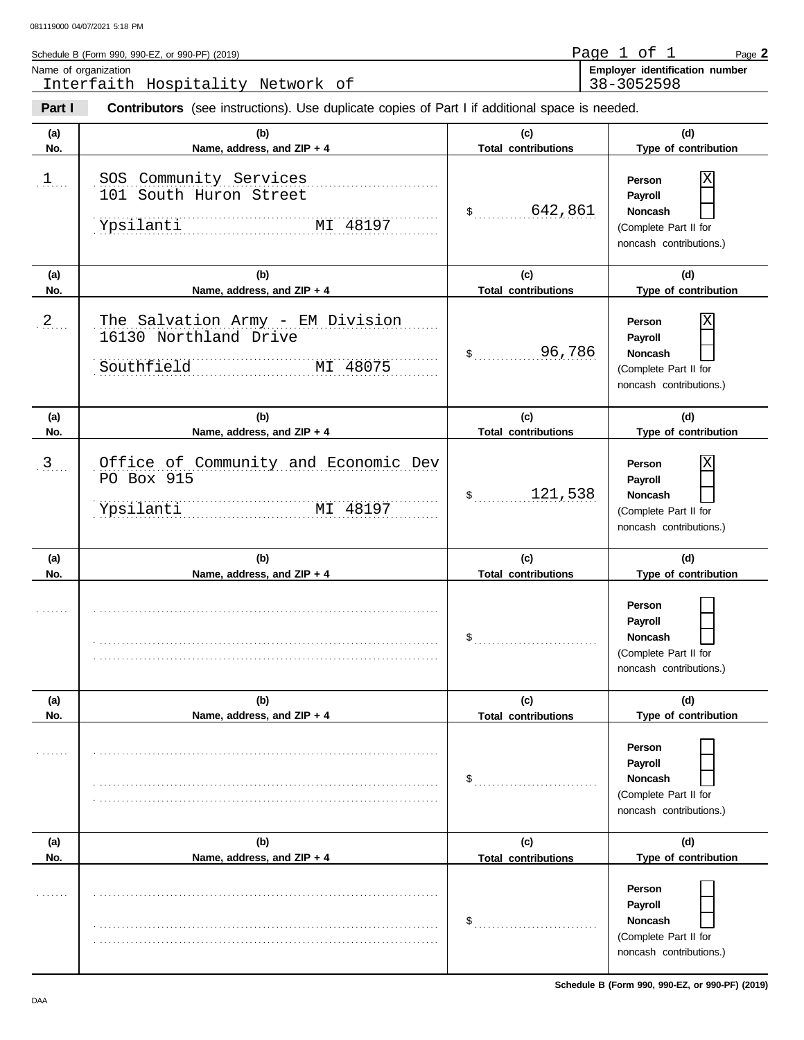Schedule B (Form 990, 990-EZ, or 990-PF) (2019)

Name of organization
Interfaith Hospitality Network of

**Employer identification number**
38-3052598

**Part I** **Contributors** (see instructions). Use duplicate copies of Part I if additional space is needed.

| (a) No. | (b) Name, address, and ZIP + 4 | (c) Total contributions | (d) Type of contribution |
|---|---|---|---|
| 1 | SOS Community Services<br>101 South Huron Street<br>Ypsilanti MI 48197 | $ 642,861 | Person [X]<br>Payroll [ ]<br>Noncash [ ]<br>(Complete Part II for noncash contributions.) |
| 2 | The Salvation Army - EM Division<br>16130 Northland Drive<br>Southfield MI 48075 | $ 96,786 | Person [X]<br>Payroll [ ]<br>Noncash [ ]<br>(Complete Part II for noncash contributions.) |
| 3 | Office of Community and Economic Dev<br>PO Box 915<br>Ypsilanti MI 48197 | $ 121,538 | Person [X]<br>Payroll [ ]<br>Noncash [ ]<br>(Complete Part II for noncash contributions.) |
| | | $ | Person [ ]<br>Payroll [ ]<br>Noncash [ ]<br>(Complete Part II for noncash contributions.) |
| | | $ | Person [ ]<br>Payroll [ ]<br>Noncash [ ]<br>(Complete Part II for noncash contributions.) |
| | | $ | Person [ ]<br>Payroll [ ]<br>Noncash [ ]<br>(Complete Part II for noncash contributions.) |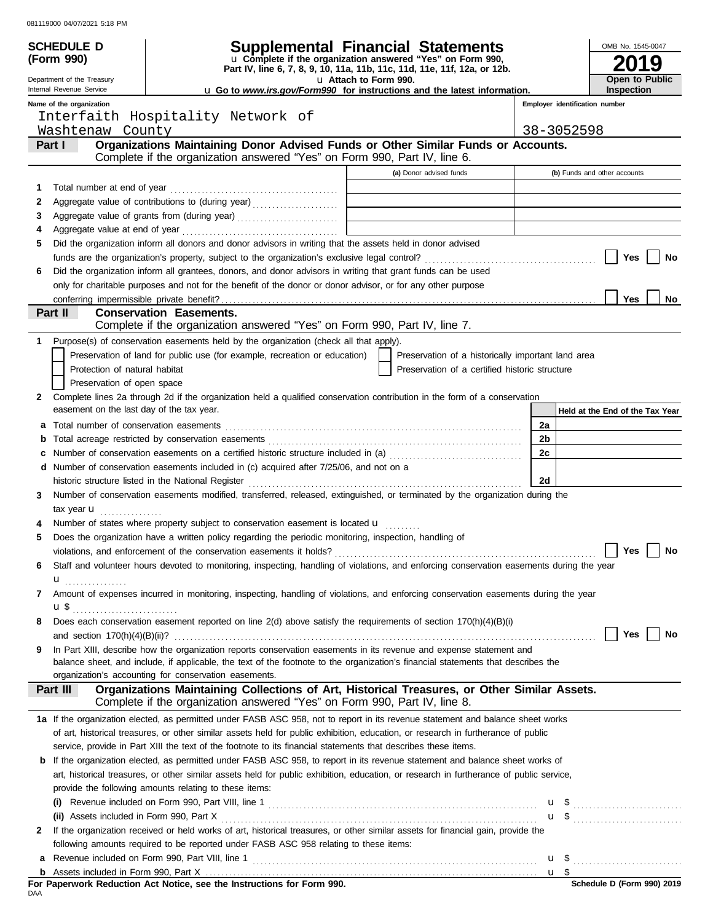081119000 04/07/2021 5:18 PM

# SCHEDULE D (Form 990)

Department of the Treasury
Internal Revenue Service

## Supplemental Financial Statements

u Complete if the organization answered "Yes" on Form 990, Part IV, line 6, 7, 8, 9, 10, 11a, 11b, 11c, 11d, 11e, 11f, 12a, or 12b.
u Attach to Form 990.
u Go to *www.irs.gov/Form990* for instructions and the latest information.

OMB No. 1545-0047
**2019**
**Open to Public Inspection**

| Name of the organization | Employer identification number |
|---|---|
| Interfaith Hospitality Network of Washtenaw County | 38-3052598 |

### Part I — Organizations Maintaining Donor Advised Funds or Other Similar Funds or Accounts.
Complete if the organization answered "Yes" on Form 990, Part IV, line 6.

| | | (a) Donor advised funds | (b) Funds and other accounts |
|---|---|---|---|
| 1 | Total number at end of year | | |
| 2 | Aggregate value of contributions to (during year) | | |
| 3 | Aggregate value of grants from (during year) | | |
| 4 | Aggregate value at end of year | | |

5 Did the organization inform all donors and donor advisors in writing that the assets held in donor advised funds are the organization's property, subject to the organization's exclusive legal control? ☐ Yes ☐ No

6 Did the organization inform all grantees, donors, and donor advisors in writing that grant funds can be used only for charitable purposes and not for the benefit of the donor or donor advisor, or for any other purpose conferring impermissible private benefit? ☐ Yes ☐ No

### Part II — Conservation Easements.
Complete if the organization answered "Yes" on Form 990, Part IV, line 7.

1 Purpose(s) of conservation easements held by the organization (check all that apply).
- ☐ Preservation of land for public use (for example, recreation or education)
- ☐ Preservation of a historically important land area
- ☐ Protection of natural habitat
- ☐ Preservation of a certified historic structure
- ☐ Preservation of open space

2 Complete lines 2a through 2d if the organization held a qualified conservation contribution in the form of a conservation easement on the last day of the tax year.

| | | | Held at the End of the Tax Year |
|---|---|---|---|
| a | Total number of conservation easements | 2a | |
| b | Total acreage restricted by conservation easements | 2b | |
| c | Number of conservation easements on a certified historic structure included in (a) | 2c | |
| d | Number of conservation easements included in (c) acquired after 7/25/06, and not on a historic structure listed in the National Register | 2d | |

3 Number of conservation easements modified, transferred, released, extinguished, or terminated by the organization during the tax year u

4 Number of states where property subject to conservation easement is located u

5 Does the organization have a written policy regarding the periodic monitoring, inspection, handling of violations, and enforcement of the conservation easements it holds? ☐ Yes ☐ No

6 Staff and volunteer hours devoted to monitoring, inspecting, handling of violations, and enforcing conservation easements during the year u

7 Amount of expenses incurred in monitoring, inspecting, handling of violations, and enforcing conservation easements during the year u $

8 Does each conservation easement reported on line 2(d) above satisfy the requirements of section 170(h)(4)(B)(i) and section 170(h)(4)(B)(ii)? ☐ Yes ☐ No

9 In Part XIII, describe how the organization reports conservation easements in its revenue and expense statement and balance sheet, and include, if applicable, the text of the footnote to the organization's financial statements that describes the organization's accounting for conservation easements.

### Part III — Organizations Maintaining Collections of Art, Historical Treasures, or Other Similar Assets.
Complete if the organization answered "Yes" on Form 990, Part IV, line 8.

1a If the organization elected, as permitted under FASB ASC 958, not to report in its revenue statement and balance sheet works of art, historical treasures, or other similar assets held for public exhibition, education, or research in furtherance of public service, provide in Part XIII the text of the footnote to its financial statements that describes these items.

b If the organization elected, as permitted under FASB ASC 958, to report in its revenue statement and balance sheet works of art, historical treasures, or other similar assets held for public exhibition, education, or research in furtherance of public service, provide the following amounts relating to these items:

(i) Revenue included on Form 990, Part VIII, line 1 u $

(ii) Assets included in Form 990, Part X u $

2 If the organization received or held works of art, historical treasures, or other similar assets for financial gain, provide the following amounts required to be reported under FASB ASC 958 relating to these items:

a Revenue included on Form 990, Part VIII, line 1 u $

b Assets included in Form 990, Part X u $

**For Paperwork Reduction Act Notice, see the Instructions for Form 990.**
DAA
**Schedule D (Form 990) 2019**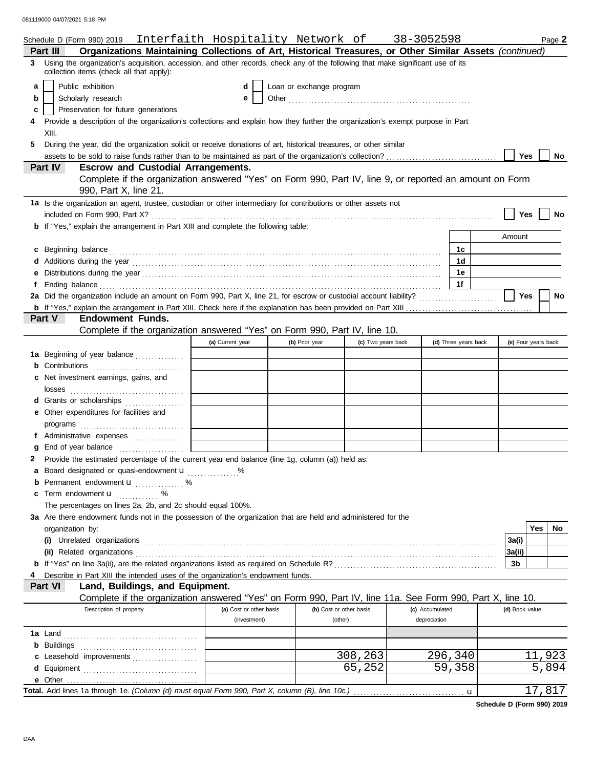Schedule D (Form 990) 2019 Interfaith Hospitality Network of 38-3052598 Page **2**

## Part III Organizations Maintaining Collections of Art, Historical Treasures, or Other Similar Assets *(continued)*

**3** Using the organization's acquisition, accession, and other records, check any of the following that make significant use of its collection items (check all that apply):

- **a** ☐ Public exhibition
- **b** ☐ Scholarly research
- **c** ☐ Preservation for future generations
- **d** ☐ Loan or exchange program
- **e** ☐ Other

**4** Provide a description of the organization's collections and explain how they further the organization's exempt purpose in Part XIII.

**5** During the year, did the organization solicit or receive donations of art, historical treasures, or other similar assets to be sold to raise funds rather than to be maintained as part of the organization's collection? ☐ Yes ☐ No

## Part IV Escrow and Custodial Arrangements.

Complete if the organization answered "Yes" on Form 990, Part IV, line 9, or reported an amount on Form 990, Part X, line 21.

**1a** Is the organization an agent, trustee, custodian or other intermediary for contributions or other assets not included on Form 990, Part X? ☐ Yes ☐ No

**b** If "Yes," explain the arrangement in Part XIII and complete the following table:

| | | Amount |
|---|---|---|
| **c** Beginning balance | 1c | |
| **d** Additions during the year | 1d | |
| **e** Distributions during the year | 1e | |
| **f** Ending balance | 1f | |

**2a** Did the organization include an amount on Form 990, Part X, line 21, for escrow or custodial account liability? ☐ Yes ☐ No

**b** If "Yes," explain the arrangement in Part XIII. Check here if the explanation has been provided on Part XIII ☐

## Part V Endowment Funds.

Complete if the organization answered "Yes" on Form 990, Part IV, line 10.

| | (a) Current year | (b) Prior year | (c) Two years back | (d) Three years back | (e) Four years back |
|---|---|---|---|---|---|
| **1a** Beginning of year balance | | | | | |
| **b** Contributions | | | | | |
| **c** Net investment earnings, gains, and losses | | | | | |
| **d** Grants or scholarships | | | | | |
| **e** Other expenditures for facilities and programs | | | | | |
| **f** Administrative expenses | | | | | |
| **g** End of year balance | | | | | |

**2** Provide the estimated percentage of the current year end balance (line 1g, column (a)) held as:

- **a** Board designated or quasi-endowment ▶ %
- **b** Permanent endowment ▶ %
- **c** Term endowment ▶ %

The percentages on lines 2a, 2b, and 2c should equal 100%.

**3a** Are there endowment funds not in the possession of the organization that are held and administered for the organization by:

| | | Yes | No |
|---|---|---|---|
| **(i)** Unrelated organizations | 3a(i) | | |
| **(ii)** Related organizations | 3a(ii) | | |
| **b** If "Yes" on line 3a(ii), are the related organizations listed as required on Schedule R? | 3b | | |

**4** Describe in Part XIII the intended uses of the organization's endowment funds.

## Part VI Land, Buildings, and Equipment.

Complete if the organization answered "Yes" on Form 990, Part IV, line 11a. See Form 990, Part X, line 10.

| Description of property | (a) Cost or other basis (investment) | (b) Cost or other basis (other) | (c) Accumulated depreciation | (d) Book value |
|---|---|---|---|---|
| **1a** Land | | | | |
| **b** Buildings | | | | |
| **c** Leasehold improvements | | 308,263 | 296,340 | 11,923 |
| **d** Equipment | | 65,252 | 59,358 | 5,894 |
| **e** Other | | | | |
| **Total.** Add lines 1a through 1e. *(Column (d) must equal Form 990, Part X, column (B), line 10c.)* ▶ | | | | 17,817 |

Schedule D (Form 990) 2019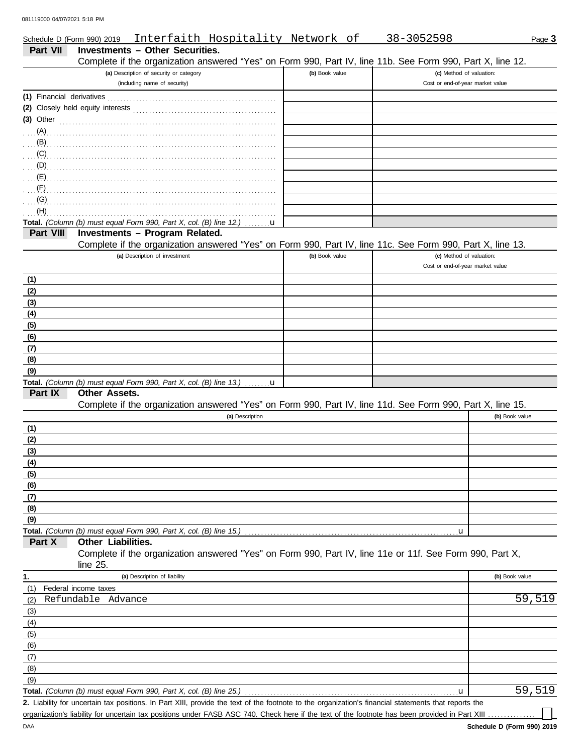Schedule D (Form 990) 2019 Interfaith Hospitality Network of 38-3052598 Page **3**

## Part VII Investments – Other Securities.

Complete if the organization answered "Yes" on Form 990, Part IV, line 11b. See Form 990, Part X, line 12.

| (a) Description of security or category (including name of security) | (b) Book value | (c) Method of valuation: Cost or end-of-year market value |
|---|---|---|
| (1) Financial derivatives | | |
| (2) Closely held equity interests | | |
| (3) Other | | |
| (A) | | |
| (B) | | |
| (C) | | |
| (D) | | |
| (E) | | |
| (F) | | |
| (G) | | |
| (H) | | |
| **Total.** *(Column (b) must equal Form 990, Part X, col. (B) line 12.)* u | | |

## Part VIII Investments – Program Related.

Complete if the organization answered "Yes" on Form 990, Part IV, line 11c. See Form 990, Part X, line 13.

| (a) Description of investment | (b) Book value | (c) Method of valuation: Cost or end-of-year market value |
|---|---|---|
| (1) | | |
| (2) | | |
| (3) | | |
| (4) | | |
| (5) | | |
| (6) | | |
| (7) | | |
| (8) | | |
| (9) | | |
| **Total.** *(Column (b) must equal Form 990, Part X, col. (B) line 13.)* u | | |

## Part IX Other Assets.

Complete if the organization answered "Yes" on Form 990, Part IV, line 11d. See Form 990, Part X, line 15.

| (a) Description | (b) Book value |
|---|---|
| (1) | |
| (2) | |
| (3) | |
| (4) | |
| (5) | |
| (6) | |
| (7) | |
| (8) | |
| (9) | |
| **Total.** *(Column (b) must equal Form 990, Part X, col. (B) line 15.)* u | |

## Part X Other Liabilities.

Complete if the organization answered "Yes" on Form 990, Part IV, line 11e or 11f. See Form 990, Part X, line 25.

| 1. (a) Description of liability | (b) Book value |
|---|---|
| (1) Federal income taxes | |
| (2) Refundable Advance | 59,519 |
| (3) | |
| (4) | |
| (5) | |
| (6) | |
| (7) | |
| (8) | |
| (9) | |
| **Total.** *(Column (b) must equal Form 990, Part X, col. (B) line 25.)* u | 59,519 |

**2.** Liability for uncertain tax positions. In Part XIII, provide the text of the footnote to the organization's financial statements that reports the organization's liability for uncertain tax positions under FASB ASC 740. Check here if the text of the footnote has been provided in Part XIII ☐

DAA **Schedule D (Form 990) 2019**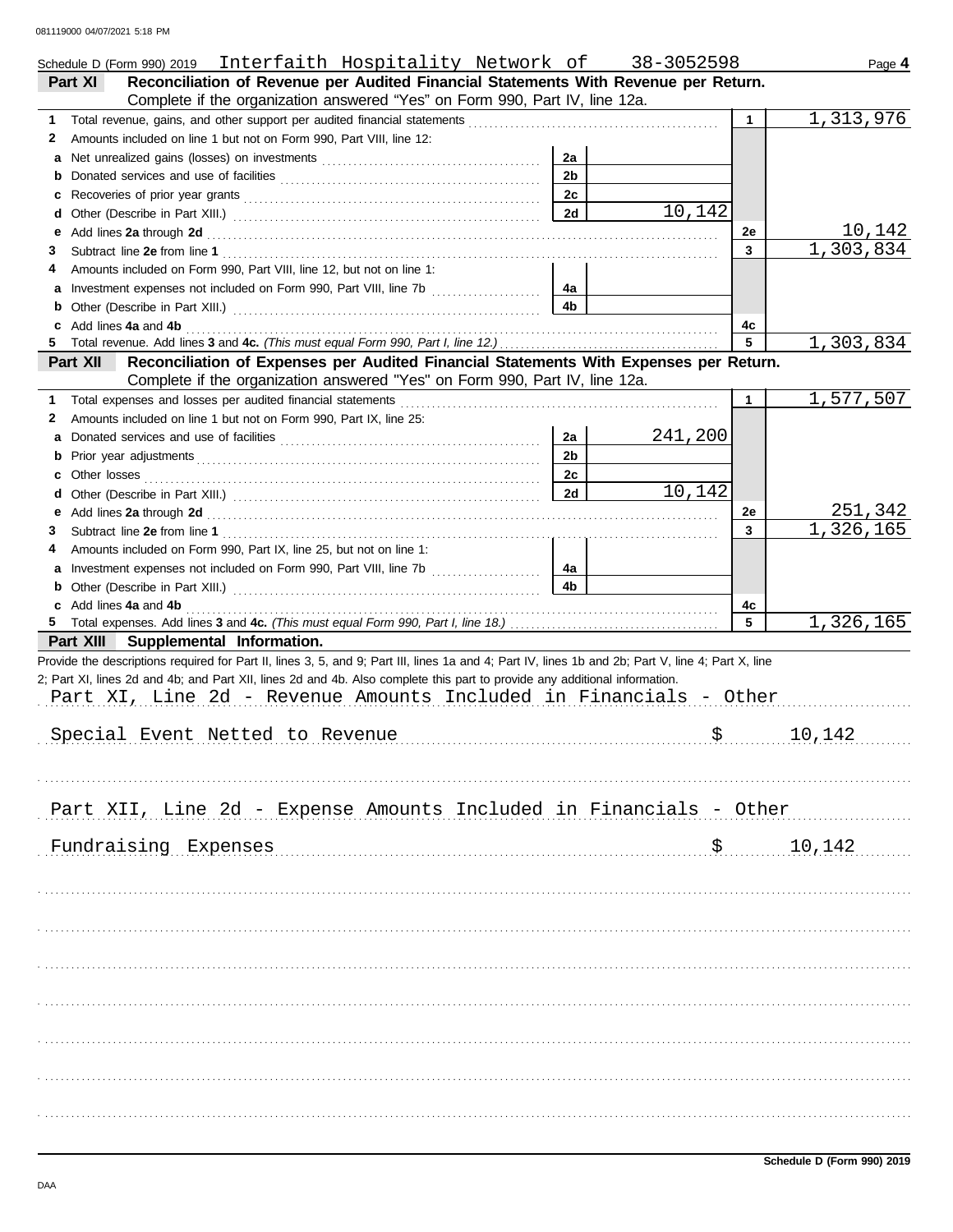Schedule D (Form 990) 2019 Interfaith Hospitality Network of 38-3052598 Page **4**

## Part XI Reconciliation of Revenue per Audited Financial Statements With Revenue per Return.

Complete if the organization answered "Yes" on Form 990, Part IV, line 12a.

| | | | | | |
|---|---|---|---|---|---|
| **1** | Total revenue, gains, and other support per audited financial statements | | | 1 | 1,313,976 |
| **2** | Amounts included on line 1 but not on Form 990, Part VIII, line 12: | | | | |
| **a** | Net unrealized gains (losses) on investments | 2a | | | |
| **b** | Donated services and use of facilities | 2b | | | |
| **c** | Recoveries of prior year grants | 2c | | | |
| **d** | Other (Describe in Part XIII.) | 2d | 10,142 | | |
| **e** | Add lines **2a** through **2d** | | | 2e | 10,142 |
| **3** | Subtract line **2e** from line **1** | | | 3 | 1,303,834 |
| **4** | Amounts included on Form 990, Part VIII, line 12, but not on line 1: | | | | |
| **a** | Investment expenses not included on Form 990, Part VIII, line 7b | 4a | | | |
| **b** | Other (Describe in Part XIII.) | 4b | | | |
| **c** | Add lines **4a** and **4b** | | | 4c | |
| **5** | Total revenue. Add lines **3** and **4c.** *(This must equal Form 990, Part I, line 12.)* | | | 5 | 1,303,834 |

## Part XII Reconciliation of Expenses per Audited Financial Statements With Expenses per Return.

Complete if the organization answered "Yes" on Form 990, Part IV, line 12a.

| | | | | | |
|---|---|---|---|---|---|
| **1** | Total expenses and losses per audited financial statements | | | 1 | 1,577,507 |
| **2** | Amounts included on line 1 but not on Form 990, Part IX, line 25: | | | | |
| **a** | Donated services and use of facilities | 2a | 241,200 | | |
| **b** | Prior year adjustments | 2b | | | |
| **c** | Other losses | 2c | | | |
| **d** | Other (Describe in Part XIII.) | 2d | 10,142 | | |
| **e** | Add lines **2a** through **2d** | | | 2e | 251,342 |
| **3** | Subtract line **2e** from line **1** | | | 3 | 1,326,165 |
| **4** | Amounts included on Form 990, Part IX, line 25, but not on line 1: | | | | |
| **a** | Investment expenses not included on Form 990, Part VIII, line 7b | 4a | | | |
| **b** | Other (Describe in Part XIII.) | 4b | | | |
| **c** | Add lines **4a** and **4b** | | | 4c | |
| **5** | Total expenses. Add lines **3** and **4c.** *(This must equal Form 990, Part I, line 18.)* | | | 5 | 1,326,165 |

## Part XIII Supplemental Information.

Provide the descriptions required for Part II, lines 3, 5, and 9; Part III, lines 1a and 4; Part IV, lines 1b and 2b; Part V, line 4; Part X, line 2; Part XI, lines 2d and 4b; and Part XII, lines 2d and 4b. Also complete this part to provide any additional information.

Part XI, Line 2d - Revenue Amounts Included in Financials - Other

Special Event Netted to Revenue $ 10,142

Part XII, Line 2d - Expense Amounts Included in Financials - Other

Fundraising Expenses $ 10,142

**Schedule D (Form 990) 2019**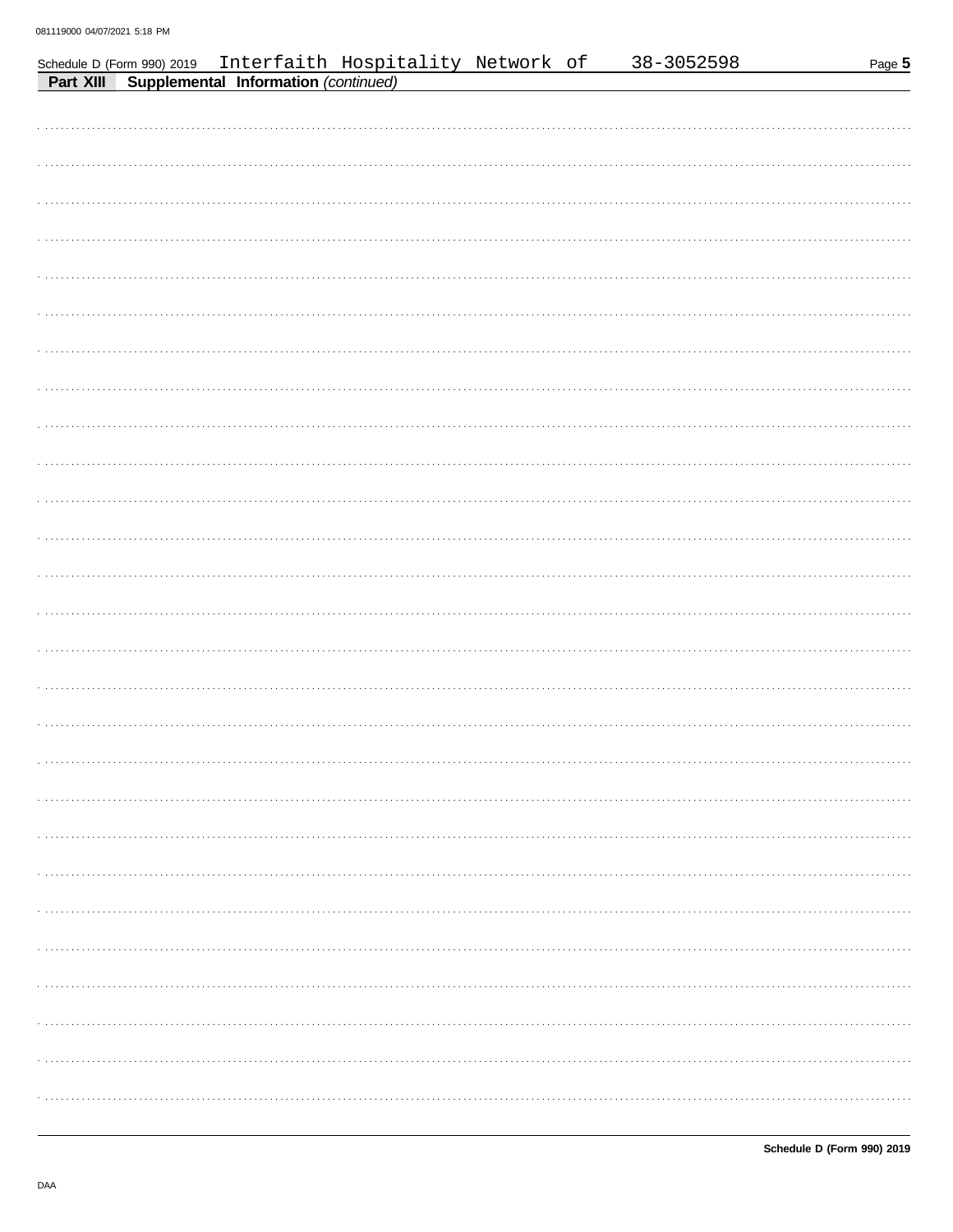Schedule D (Form 990) 2019 Interfaith Hospitality Network of 38-3052598

**Part XIII Supplemental Information** *(continued)*

Schedule D (Form 990) 2019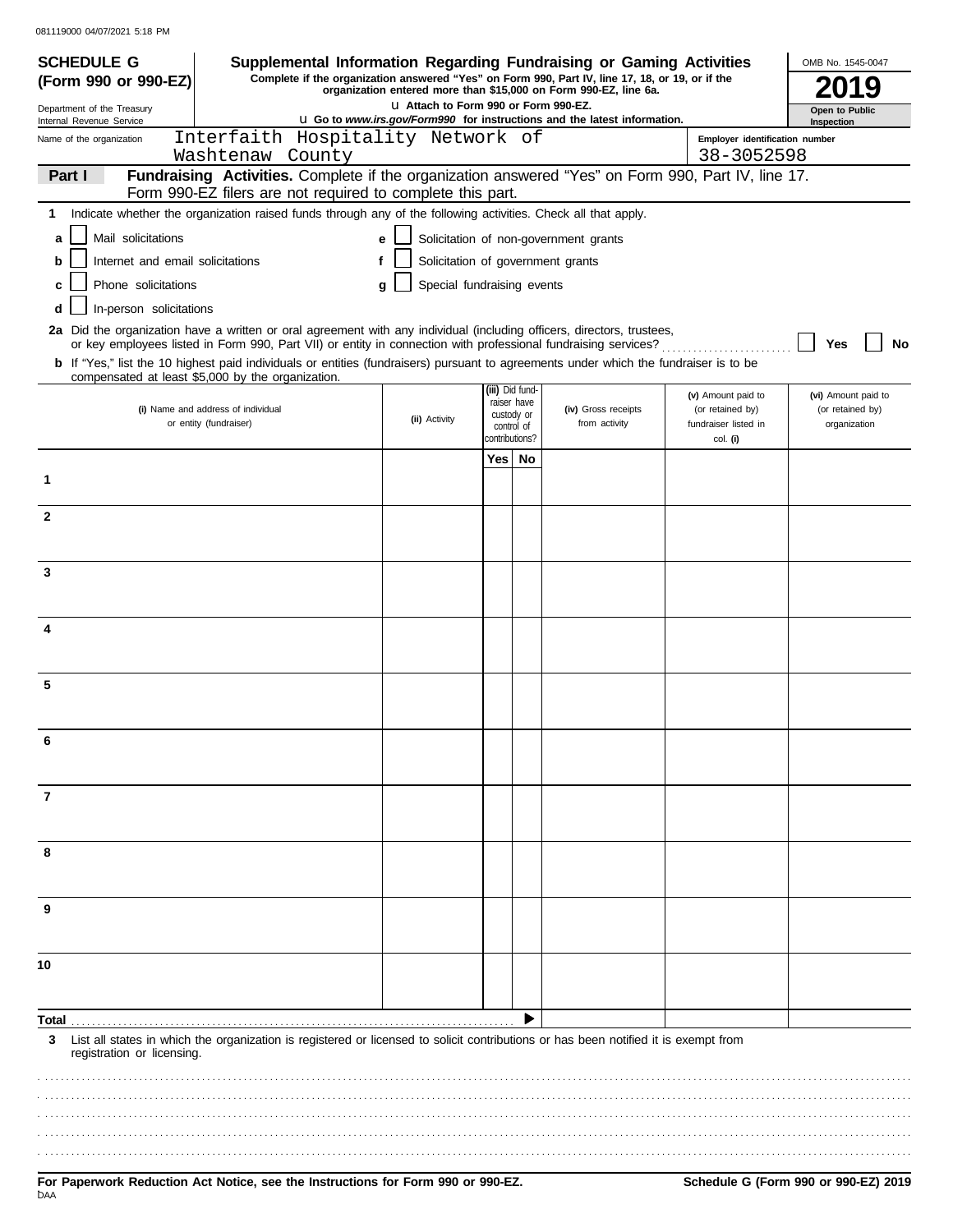081119000 04/07/2021 5:18 PM

**SCHEDULE G (Form 990 or 990-EZ)**

Department of the Treasury
Internal Revenue Service

# Supplemental Information Regarding Fundraising or Gaming Activities

**Complete if the organization answered "Yes" on Form 990, Part IV, line 17, 18, or 19, or if the organization entered more than $15,000 on Form 990-EZ, line 6a.**

**u Attach to Form 990 or Form 990-EZ.**

**u Go to *www.irs.gov/Form990* for instructions and the latest information.**

OMB No. 1545-0047

**2019**

**Open to Public Inspection**

Name of the organization: Interfaith Hospitality Network of Washtenaw County

**Employer identification number:** 38-3052598

## Part I Fundraising Activities.

Complete if the organization answered "Yes" on Form 990, Part IV, line 17. Form 990-EZ filers are not required to complete this part.

**1** Indicate whether the organization raised funds through any of the following activities. Check all that apply.

- **a** ☐ Mail solicitations
- **b** ☐ Internet and email solicitations
- **c** ☐ Phone solicitations
- **d** ☐ In-person solicitations
- **e** ☐ Solicitation of non-government grants
- **f** ☐ Solicitation of government grants
- **g** ☐ Special fundraising events

**2a** Did the organization have a written or oral agreement with any individual (including officers, directors, trustees, or key employees listed in Form 990, Part VII) or entity in connection with professional fundraising services? ☐ **Yes** ☐ **No**

**b** If "Yes," list the 10 highest paid individuals or entities (fundraisers) pursuant to agreements under which the fundraiser is to be compensated at least $5,000 by the organization.

| | (i) Name and address of individual or entity (fundraiser) | (ii) Activity | (iii) Did fund-raiser have custody or control of contributions? Yes | No | (iv) Gross receipts from activity | (v) Amount paid to (or retained by) fundraiser listed in col. (i) | (vi) Amount paid to (or retained by) organization |
|---|---|---|---|---|---|---|---|
| 1 | | | | | | | |
| 2 | | | | | | | |
| 3 | | | | | | | |
| 4 | | | | | | | |
| 5 | | | | | | | |
| 6 | | | | | | | |
| 7 | | | | | | | |
| 8 | | | | | | | |
| 9 | | | | | | | |
| 10 | | | | | | | |
| **Total** | | | | ▶ | | | |

**3** List all states in which the organization is registered or licensed to solicit contributions or has been notified it is exempt from registration or licensing.

**For Paperwork Reduction Act Notice, see the Instructions for Form 990 or 990-EZ.**

**Schedule G (Form 990 or 990-EZ) 2019**

DAA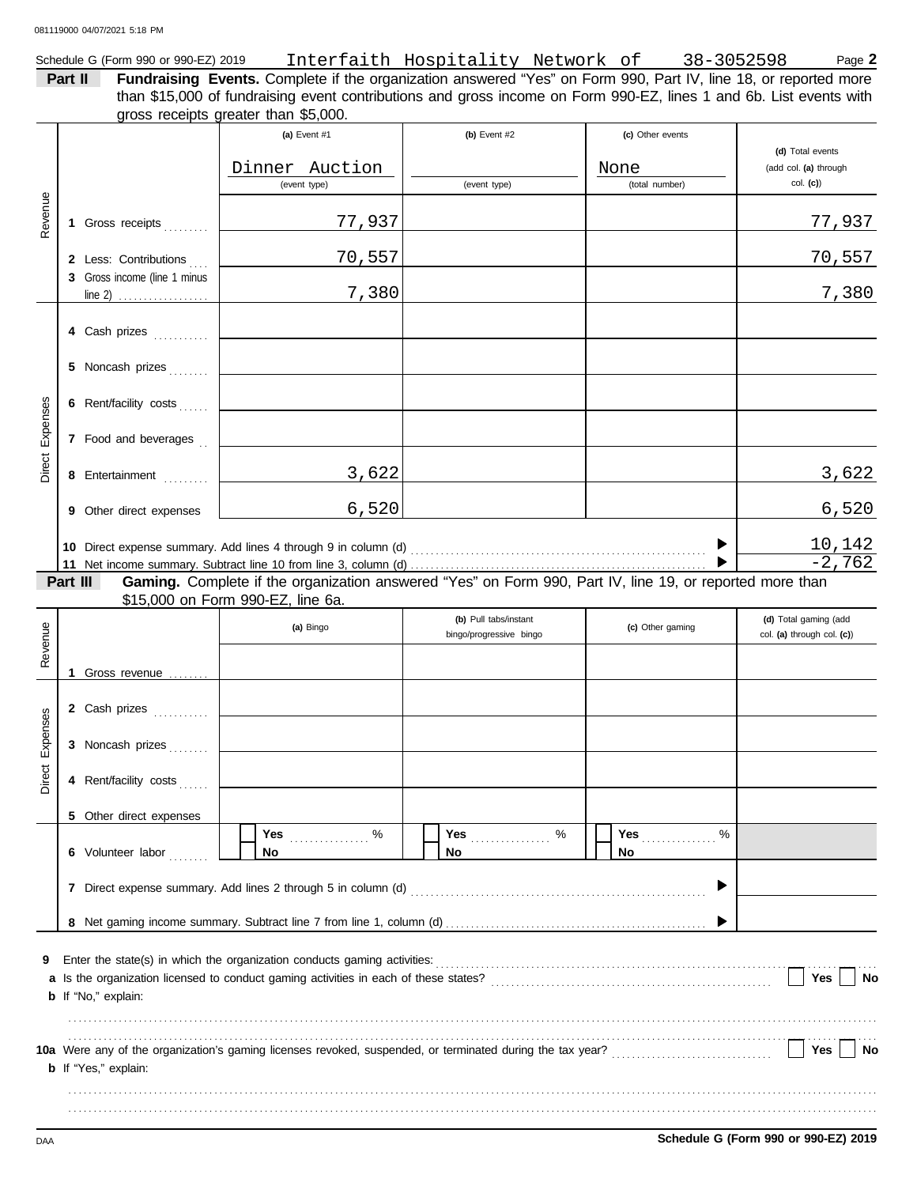Schedule G (Form 990 or 990-EZ) 2019 Interfaith Hospitality Network of 38-3052598 Page **2**

**Part II Fundraising Events.** Complete if the organization answered "Yes" on Form 990, Part IV, line 18, or reported more than $15,000 of fundraising event contributions and gross income on Form 990-EZ, lines 1 and 6b. List events with gross receipts greater than $5,000.

| | | (a) Event #1 | (b) Event #2 | (c) Other events | (d) Total events (add col. (a) through col. (c)) |
|---|---|---|---|---|---|
| | | Dinner Auction (event type) | (event type) | None (total number) | |
| Revenue | 1 Gross receipts | 77,937 | | | 77,937 |
| | 2 Less: Contributions | 70,557 | | | 70,557 |
| | 3 Gross income (line 1 minus line 2) | 7,380 | | | 7,380 |
| Direct Expenses | 4 Cash prizes | | | | |
| | 5 Noncash prizes | | | | |
| | 6 Rent/facility costs | | | | |
| | 7 Food and beverages | | | | |
| | 8 Entertainment | 3,622 | | | 3,622 |
| | 9 Other direct expenses | 6,520 | | | 6,520 |
| | 10 Direct expense summary. Add lines 4 through 9 in column (d) | | | ▶ | 10,142 |
| | 11 Net income summary. Subtract line 10 from line 3, column (d) | | | ▶ | -2,762 |

**Part III Gaming.** Complete if the organization answered "Yes" on Form 990, Part IV, line 19, or reported more than $15,000 on Form 990-EZ, line 6a.

| | | (a) Bingo | (b) Pull tabs/instant bingo/progressive bingo | (c) Other gaming | (d) Total gaming (add col. (a) through col. (c)) |
|---|---|---|---|---|---|
| Revenue | 1 Gross revenue | | | | |
| Direct Expenses | 2 Cash prizes | | | | |
| | 3 Noncash prizes | | | | |
| | 4 Rent/facility costs | | | | |
| | 5 Other direct expenses | | | | |
| | 6 Volunteer labor | Yes ____ % / No | Yes ____ % / No | Yes ____ % / No | |
| | 7 Direct expense summary. Add lines 2 through 5 in column (d) | | | ▶ | |
| | 8 Net gaming income summary. Subtract line 7 from line 1, column (d) | | | ▶ | |

**9** Enter the state(s) in which the organization conducts gaming activities: ....................

**a** Is the organization licensed to conduct gaming activities in each of these states? .......... Yes No

**b** If "No," explain:

....................

**10a** Were any of the organization's gaming licenses revoked, suspended, or terminated during the tax year? .......... Yes No

**b** If "Yes," explain:

....................

DAA **Schedule G (Form 990 or 990-EZ) 2019**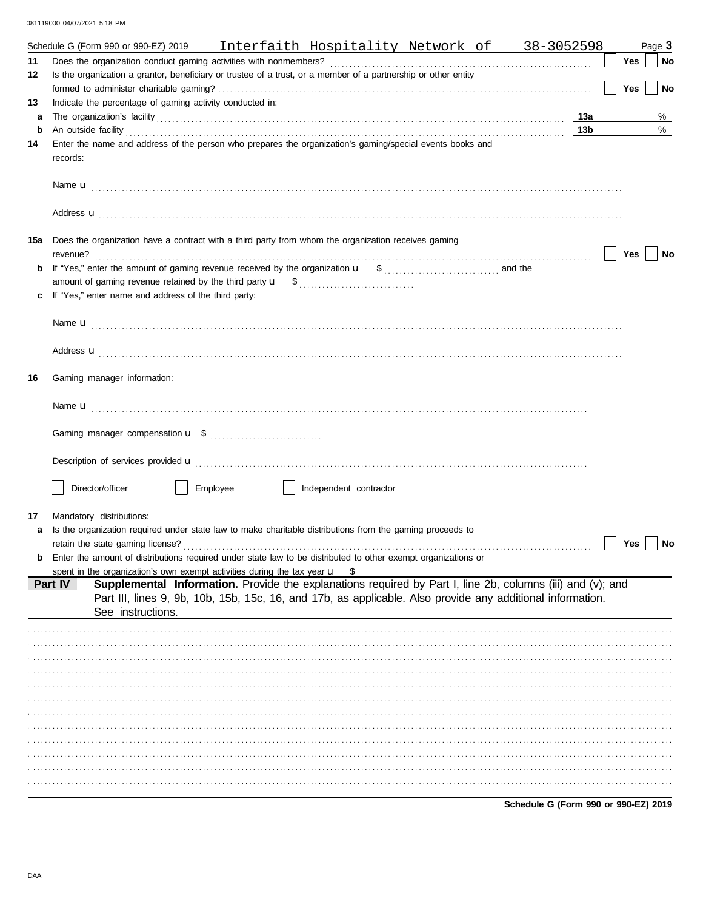Schedule G (Form 990 or 990-EZ) 2019 Interfaith Hospitality Network of 38-3052598 Page **3**

**11** Does the organization conduct gaming activities with nonmembers? ☐ **Yes** ☐ **No**

**12** Is the organization a grantor, beneficiary or trustee of a trust, or a member of a partnership or other entity formed to administer charitable gaming? ☐ **Yes** ☐ **No**

**13** Indicate the percentage of gaming activity conducted in:

**a** The organization's facility **13a** %

**b** An outside facility **13b** %

**14** Enter the name and address of the person who prepares the organization's gaming/special events books and records:

Name u

Address u

**15a** Does the organization have a contract with a third party from whom the organization receives gaming revenue? ☐ **Yes** ☐ **No**

**b** If "Yes," enter the amount of gaming revenue received by the organization u $ and the amount of gaming revenue retained by the third party u $

**c** If "Yes," enter name and address of the third party:

Name u

Address u

**16** Gaming manager information:

Name u

Gaming manager compensation u $

Description of services provided u

☐ Director/officer ☐ Employee ☐ Independent contractor

**17** Mandatory distributions:

**a** Is the organization required under state law to make charitable distributions from the gaming proceeds to retain the state gaming license? ☐ **Yes** ☐ **No**

**b** Enter the amount of distributions required under state law to be distributed to other exempt organizations or spent in the organization's own exempt activities during the tax year u $

**Part IV** **Supplemental Information.** Provide the explanations required by Part I, line 2b, columns (iii) and (v); and Part III, lines 9, 9b, 10b, 15b, 15c, 16, and 17b, as applicable. Also provide any additional information. See instructions.

**Schedule G (Form 990 or 990-EZ) 2019**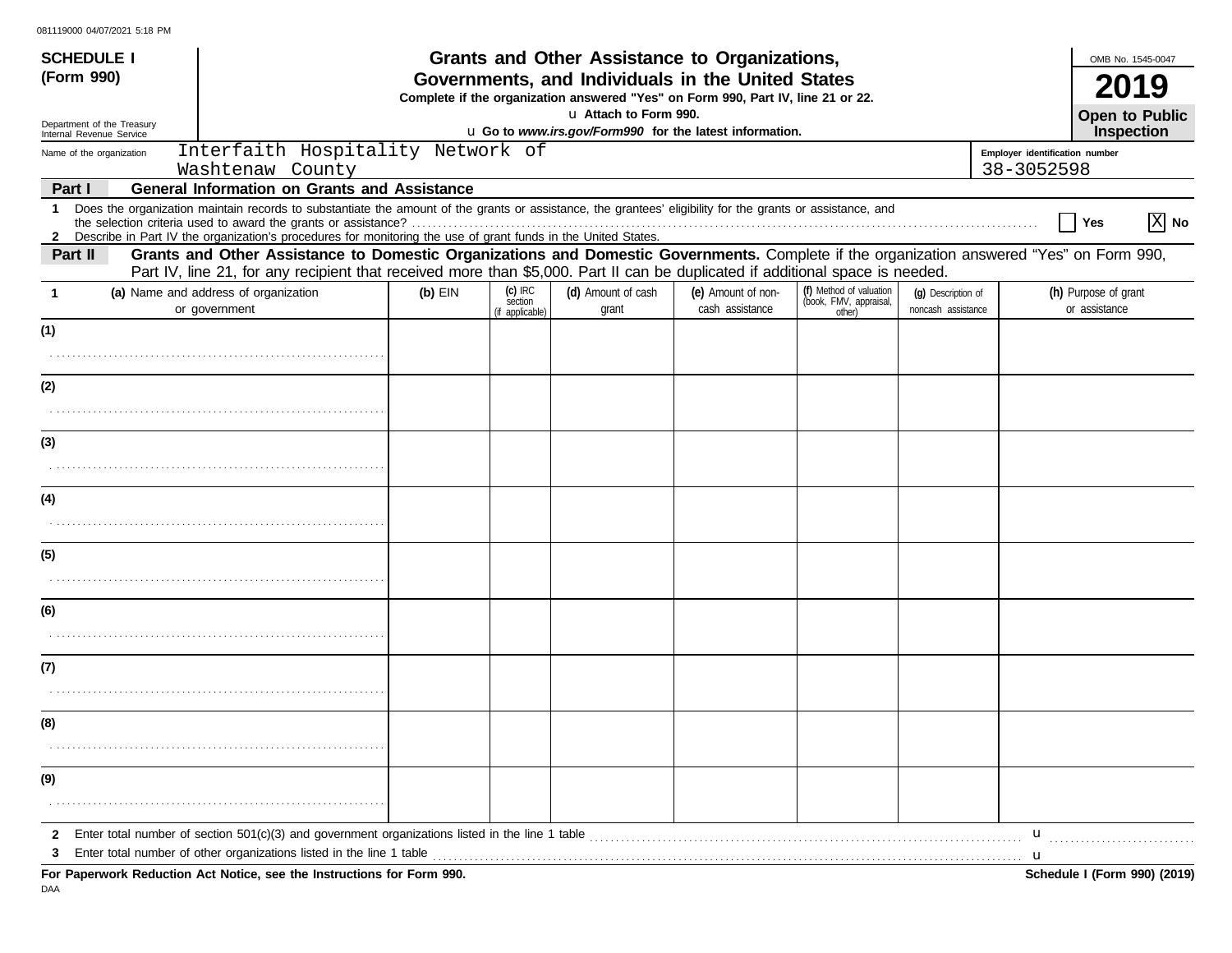**SCHEDULE I**
**(Form 990)**

Department of the Treasury
Internal Revenue Service

# Grants and Other Assistance to Organizations, Governments, and Individuals in the United States

**Complete if the organization answered "Yes" on Form 990, Part IV, line 21 or 22.**
**u Attach to Form 990.**
**u Go to *www.irs.gov/Form990* for the latest information.**

OMB No. 1545-0047
**2019**
**Open to Public Inspection**

Name of the organization: Interfaith Hospitality Network of Washtenaw County

Employer identification number: 38-3052598

**Part I — General Information on Grants and Assistance**

1 Does the organization maintain records to substantiate the amount of the grants or assistance, the grantees' eligibility for the grants or assistance, and the selection criteria used to award the grants or assistance? ☐ Yes [X] No

2 Describe in Part IV the organization's procedures for monitoring the use of grant funds in the United States.

**Part II — Grants and Other Assistance to Domestic Organizations and Domestic Governments.** Complete if the organization answered "Yes" on Form 990, Part IV, line 21, for any recipient that received more than $5,000. Part II can be duplicated if additional space is needed.

| 1 (a) Name and address of organization or government | (b) EIN | (c) IRC section (if applicable) | (d) Amount of cash grant | (e) Amount of non-cash assistance | (f) Method of valuation (book, FMV, appraisal, other) | (g) Description of noncash assistance | (h) Purpose of grant or assistance |
|---|---|---|---|---|---|---|---|
| (1) | | | | | | | |
| (2) | | | | | | | |
| (3) | | | | | | | |
| (4) | | | | | | | |
| (5) | | | | | | | |
| (6) | | | | | | | |
| (7) | | | | | | | |
| (8) | | | | | | | |
| (9) | | | | | | | |

2 Enter total number of section 501(c)(3) and government organizations listed in the line 1 table u

3 Enter total number of other organizations listed in the line 1 table u

**For Paperwork Reduction Act Notice, see the Instructions for Form 990.**

**Schedule I (Form 990) (2019)**

DAA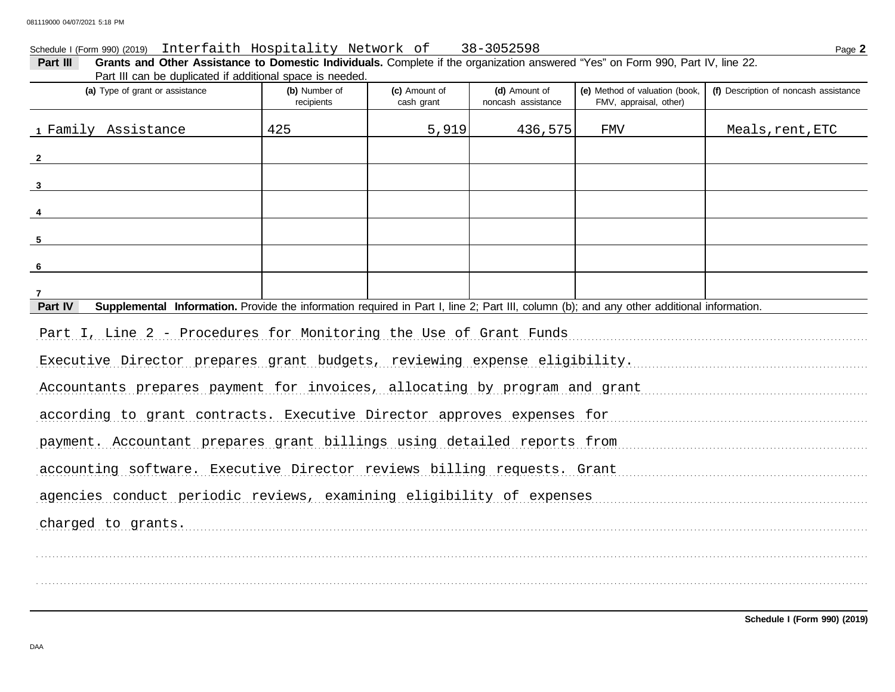Schedule I (Form 990) (2019) Interfaith Hospitality Network of 38-3052598

**Part III** **Grants and Other Assistance to Domestic Individuals.** Complete if the organization answered "Yes" on Form 990, Part IV, line 22. Part III can be duplicated if additional space is needed.

| (a) Type of grant or assistance | (b) Number of recipients | (c) Amount of cash grant | (d) Amount of noncash assistance | (e) Method of valuation (book, FMV, appraisal, other) | (f) Description of noncash assistance |
|---|---|---|---|---|---|
| 1 Family Assistance | 425 | 5,919 | 436,575 | FMV | Meals,rent,ETC |
| 2 | | | | | |
| 3 | | | | | |
| 4 | | | | | |
| 5 | | | | | |
| 6 | | | | | |
| 7 | | | | | |

**Part IV** **Supplemental Information.** Provide the information required in Part I, line 2; Part III, column (b); and any other additional information.

Part I, Line 2 - Procedures for Monitoring the Use of Grant Funds

Executive Director prepares grant budgets, reviewing expense eligibility. Accountants prepares payment for invoices, allocating by program and grant according to grant contracts. Executive Director approves expenses for payment. Accountant prepares grant billings using detailed reports from accounting software. Executive Director reviews billing requests. Grant agencies conduct periodic reviews, examining eligibility of expenses charged to grants.

**Schedule I (Form 990) (2019)**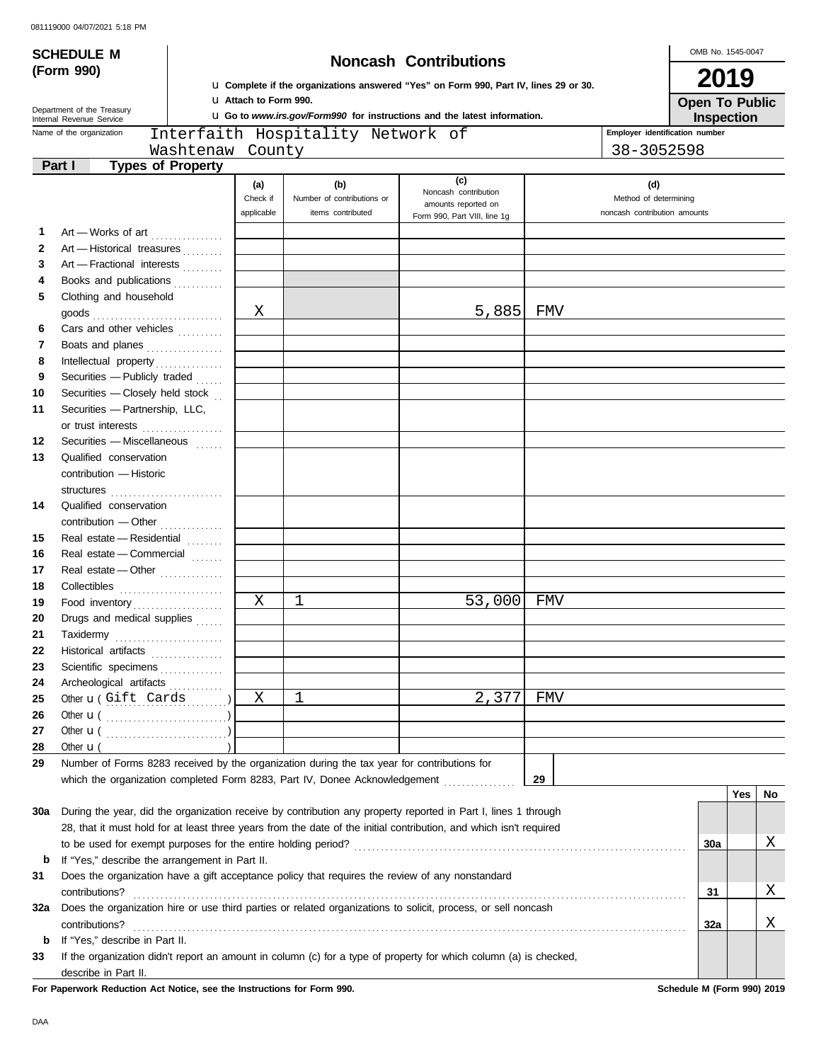081119000 04/07/2021 5:18 PM

**SCHEDULE M (Form 990)**

Department of the Treasury
Internal Revenue Service

# Noncash Contributions

u Complete if the organizations answered "Yes" on Form 990, Part IV, lines 29 or 30.
u Attach to Form 990.
u Go to *www.irs.gov/Form990* for instructions and the latest information.

OMB No. 1545-0047

**2019**

**Open To Public Inspection**

Name of the organization: Interfaith Hospitality Network of Washtenaw County

Employer identification number: 38-3052598

## Part I Types of Property

| | | (a) Check if applicable | (b) Number of contributions or items contributed | (c) Noncash contribution amounts reported on Form 990, Part VIII, line 1g | (d) Method of determining noncash contribution amounts |
|---|---|---|---|---|---|
| 1 | Art — Works of art | | | | |
| 2 | Art — Historical treasures | | | | |
| 3 | Art — Fractional interests | | | | |
| 4 | Books and publications | | | | |
| 5 | Clothing and household goods | X | | 5,885 | FMV |
| 6 | Cars and other vehicles | | | | |
| 7 | Boats and planes | | | | |
| 8 | Intellectual property | | | | |
| 9 | Securities — Publicly traded | | | | |
| 10 | Securities — Closely held stock | | | | |
| 11 | Securities — Partnership, LLC, or trust interests | | | | |
| 12 | Securities — Miscellaneous | | | | |
| 13 | Qualified conservation contribution — Historic structures | | | | |
| 14 | Qualified conservation contribution — Other | | | | |
| 15 | Real estate — Residential | | | | |
| 16 | Real estate — Commercial | | | | |
| 17 | Real estate — Other | | | | |
| 18 | Collectibles | | | | |
| 19 | Food inventory | X | 1 | 53,000 | FMV |
| 20 | Drugs and medical supplies | | | | |
| 21 | Taxidermy | | | | |
| 22 | Historical artifacts | | | | |
| 23 | Scientific specimens | | | | |
| 24 | Archeological artifacts | | | | |
| 25 | Other u ( Gift Cards ) | X | 1 | 2,377 | FMV |
| 26 | Other u ( ) | | | | |
| 27 | Other u ( ) | | | | |
| 28 | Other u ( ) | | | | |

**29** Number of Forms 8283 received by the organization during the tax year for contributions for which the organization completed Form 8283, Part IV, Donee Acknowledgement . . . . . **29**

| | | | Yes | No |
|---|---|---|---|---|
| **30a** | During the year, did the organization receive by contribution any property reported in Part I, lines 1 through 28, that it must hold for at least three years from the date of the initial contribution, and which isn't required to be used for exempt purposes for the entire holding period? | 30a | | X |
| **b** | If "Yes," describe the arrangement in Part II. | | | |
| **31** | Does the organization have a gift acceptance policy that requires the review of any nonstandard contributions? | 31 | | X |
| **32a** | Does the organization hire or use third parties or related organizations to solicit, process, or sell noncash contributions? | 32a | | X |
| **b** | If "Yes," describe in Part II. | | | |
| **33** | If the organization didn't report an amount in column (c) for a type of property for which column (a) is checked, describe in Part II. | | | |

**For Paperwork Reduction Act Notice, see the Instructions for Form 990.**

**Schedule M (Form 990) 2019**

DAA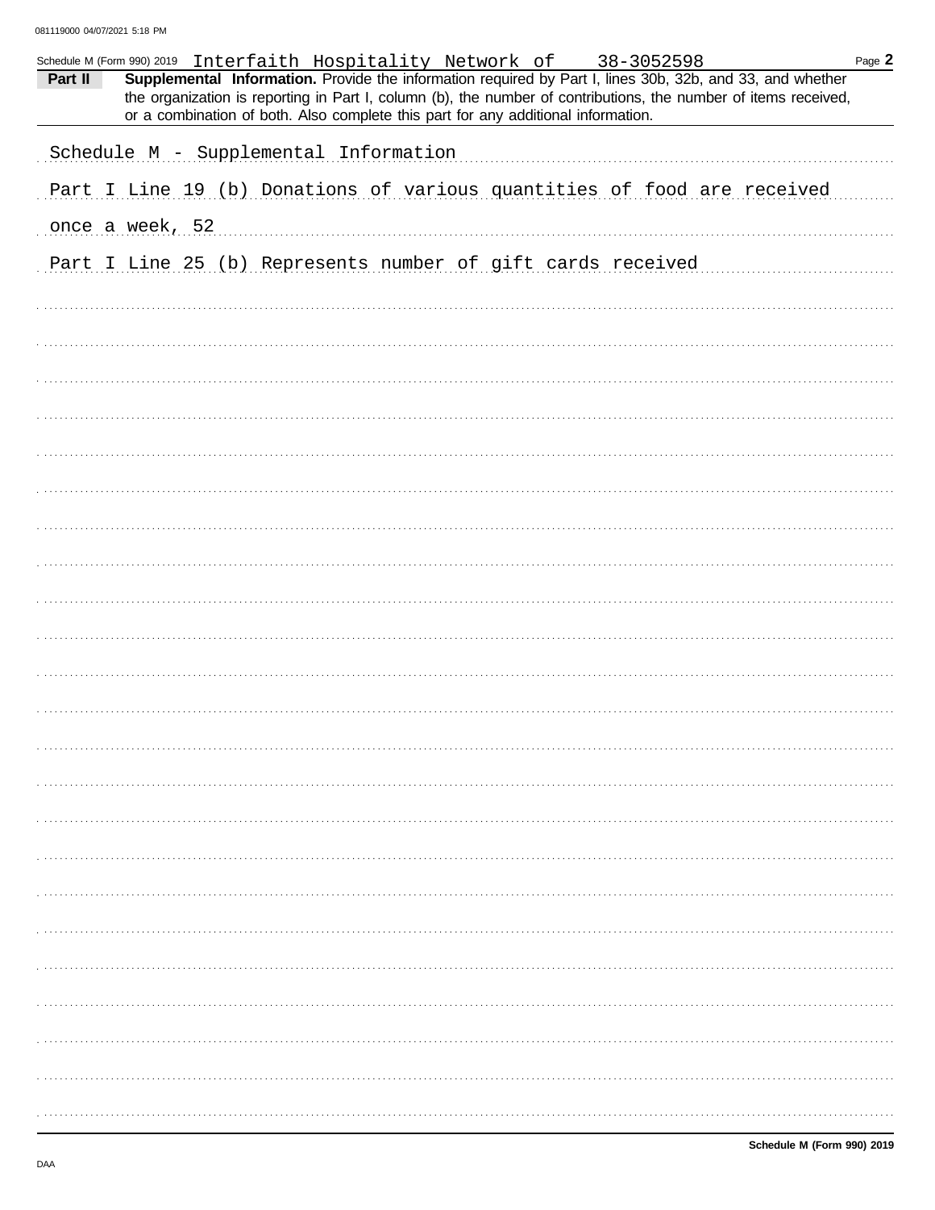Schedule M (Form 990) 2019 Interfaith Hospitality Network of 38-3052598

**Part II** **Supplemental Information.** Provide the information required by Part I, lines 30b, 32b, and 33, and whether the organization is reporting in Part I, column (b), the number of contributions, the number of items received, or a combination of both. Also complete this part for any additional information.

Schedule M - Supplemental Information

Part I Line 19 (b) Donations of various quantities of food are received once a week, 52

Part I Line 25 (b) Represents number of gift cards received

Schedule M (Form 990) 2019

DAA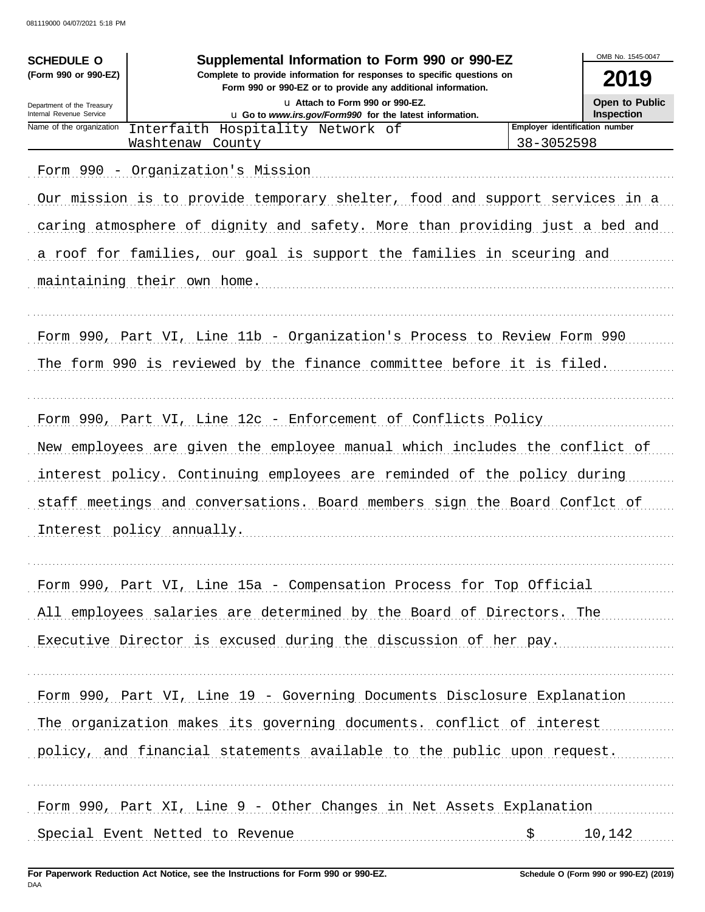**SCHEDULE O**
**(Form 990 or 990-EZ)**

Department of the Treasury
Internal Revenue Service

# Supplemental Information to Form 990 or 990-EZ

**Complete to provide information for responses to specific questions on Form 990 or 990-EZ or to provide any additional information.**

u Attach to Form 990 or 990-EZ.
u Go to *www.irs.gov/Form990* for the latest information.

OMB No. 1545-0047
**2019**
**Open to Public Inspection**

| Name of the organization | Employer identification number |
|---|---|
| Interfaith Hospitality Network of Washtenaw County | 38-3052598 |

Form 990 - Organization's Mission

Our mission is to provide temporary shelter, food and support services in a caring atmosphere of dignity and safety. More than providing just a bed and a roof for families, our goal is support the families in sceuring and maintaining their own home.

Form 990, Part VI, Line 11b - Organization's Process to Review Form 990

The form 990 is reviewed by the finance committee before it is filed.

Form 990, Part VI, Line 12c - Enforcement of Conflicts Policy

New employees are given the employee manual which includes the conflict of interest policy. Continuing employees are reminded of the policy during staff meetings and conversations. Board members sign the Board Conflct of Interest policy annually.

Form 990, Part VI, Line 15a - Compensation Process for Top Official

All employees salaries are determined by the Board of Directors. The Executive Director is excused during the discussion of her pay.

Form 990, Part VI, Line 19 - Governing Documents Disclosure Explanation

The organization makes its governing documents. conflict of interest policy, and financial statements available to the public upon request.

Form 990, Part XI, Line 9 - Other Changes in Net Assets Explanation

Special Event Netted to Revenue $ 10,142

**For Paperwork Reduction Act Notice, see the Instructions for Form 990 or 990-EZ.** **Schedule O (Form 990 or 990-EZ) (2019)**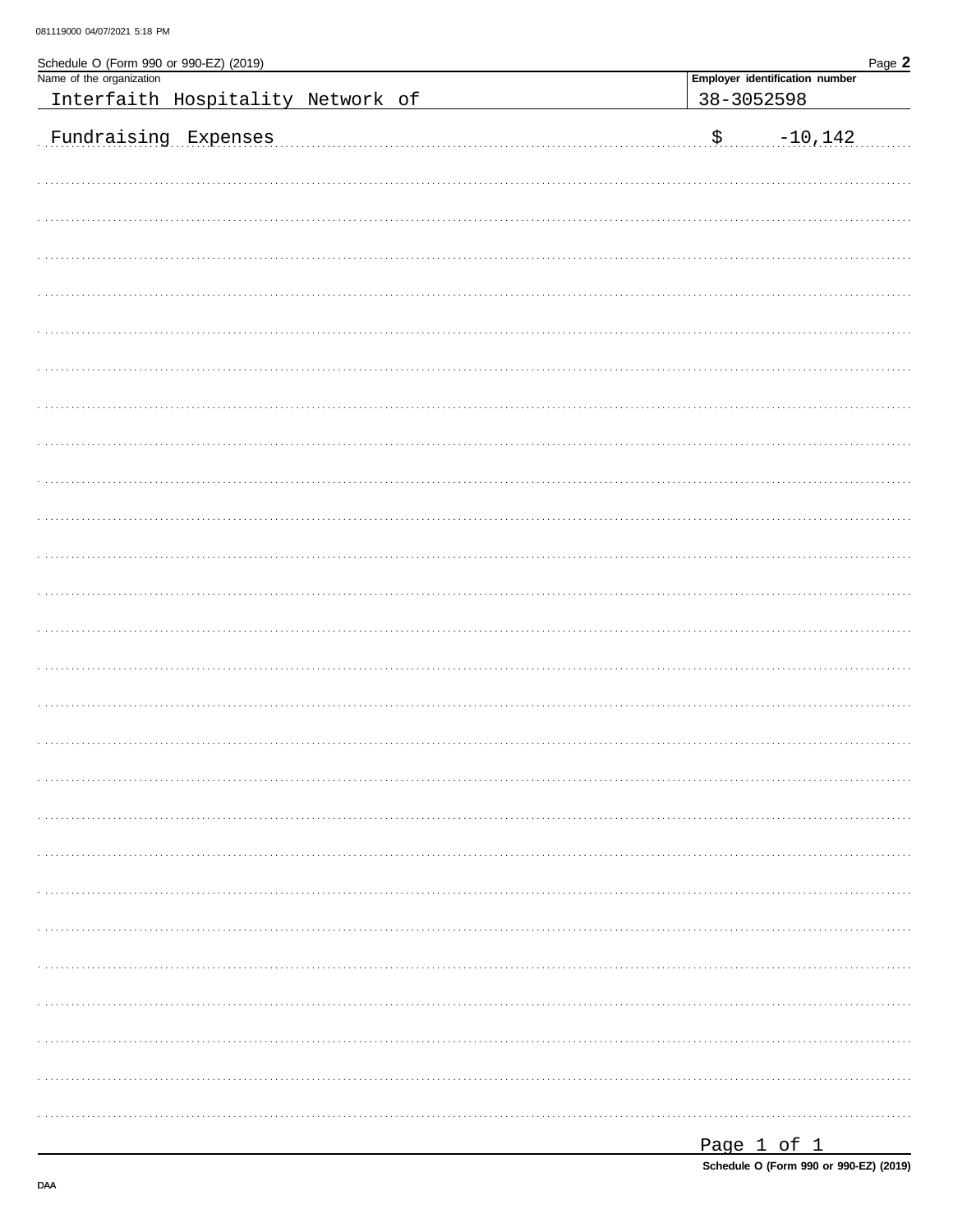Schedule O (Form 990 or 990-EZ) (2019) Page **2**

| Name of the organization | Employer identification number |
|---|---|
| Interfaith Hospitality Network of | 38-3052598 |

Fundraising Expenses $ -10,142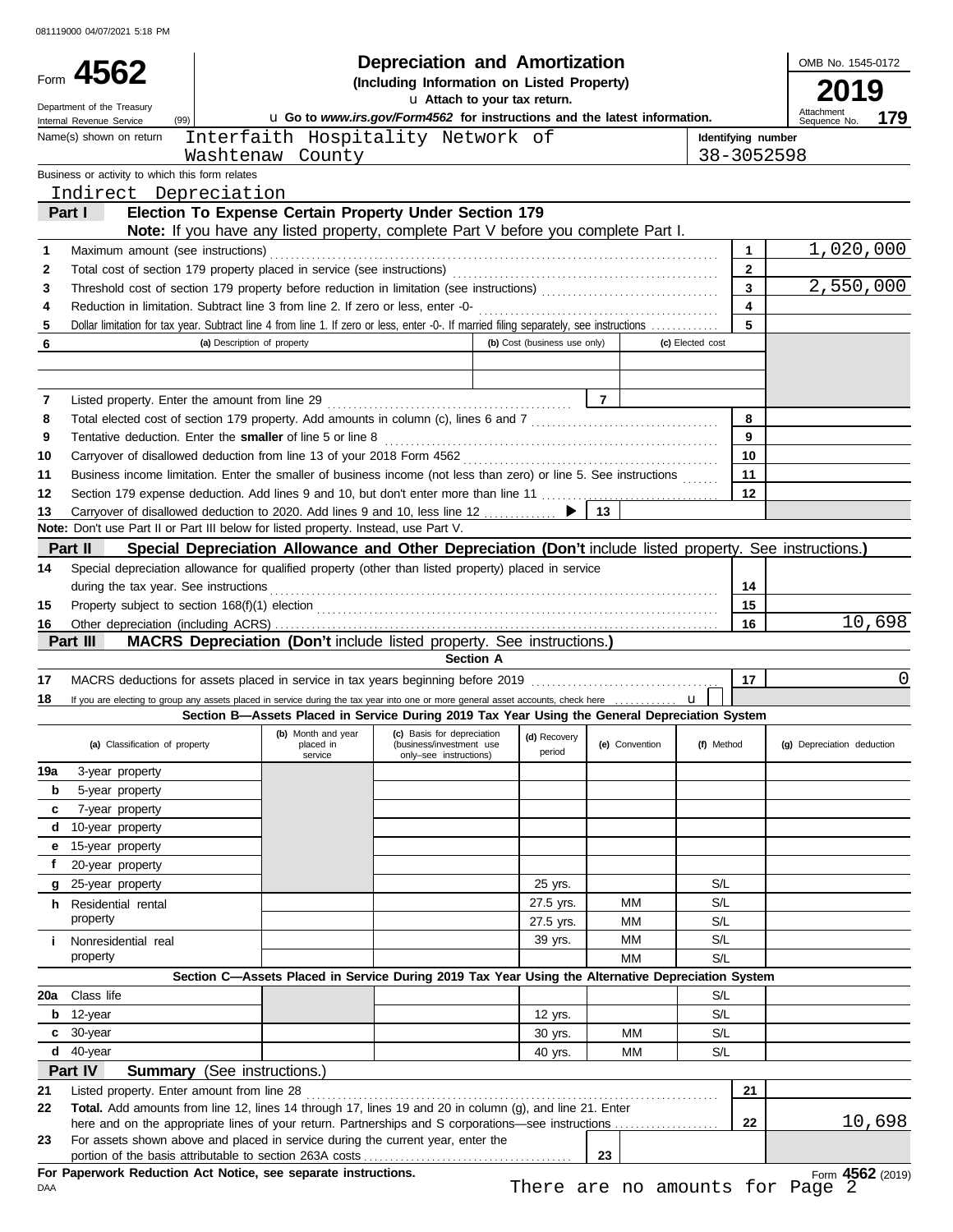081119000 04/07/2021 5:18 PM

# Form 4562 — Depreciation and Amortization

**(Including Information on Listed Property)**

▸ Attach to your tax return.

Department of the Treasury
Internal Revenue Service (99)

▸ Go to *www.irs.gov/Form4562* for instructions and the latest information.

OMB No. 1545-0172

**2019**

Attachment Sequence No. **179**

Name(s) shown on return: Interfaith Hospitality Network of Washtenaw County

Identifying number: 38-3052598

Business or activity to which this form relates: Indirect Depreciation

## Part I — Election To Expense Certain Property Under Section 179

**Note:** If you have any listed property, complete Part V before you complete Part I.

| | | Line | Amount |
|---|---|---|---|
| 1 | Maximum amount (see instructions) | 1 | 1,020,000 |
| 2 | Total cost of section 179 property placed in service (see instructions) | 2 | |
| 3 | Threshold cost of section 179 property before reduction in limitation (see instructions) | 3 | 2,550,000 |
| 4 | Reduction in limitation. Subtract line 3 from line 2. If zero or less, enter -0- | 4 | |
| 5 | Dollar limitation for tax year. Subtract line 4 from line 1. If zero or less, enter -0-. If married filing separately, see instructions | 5 | |

| 6 | (a) Description of property | (b) Cost (business use only) | (c) Elected cost |
|---|---|---|---|
| | | | |
| | | | |

| | | Line | Amount |
|---|---|---|---|
| 7 | Listed property. Enter the amount from line 29 | 7 | |
| 8 | Total elected cost of section 179 property. Add amounts in column (c), lines 6 and 7 | 8 | |
| 9 | Tentative deduction. Enter the **smaller** of line 5 or line 8 | 9 | |
| 10 | Carryover of disallowed deduction from line 13 of your 2018 Form 4562 | 10 | |
| 11 | Business income limitation. Enter the smaller of business income (not less than zero) or line 5. See instructions | 11 | |
| 12 | Section 179 expense deduction. Add lines 9 and 10, but don't enter more than line 11 | 12 | |
| 13 | Carryover of disallowed deduction to 2020. Add lines 9 and 10, less line 12 ▶ | 13 | |

**Note:** Don't use Part II or Part III below for listed property. Instead, use Part V.

## Part II — Special Depreciation Allowance and Other Depreciation (Don't include listed property. See instructions.)

| | | Line | Amount |
|---|---|---|---|
| 14 | Special depreciation allowance for qualified property (other than listed property) placed in service during the tax year. See instructions | 14 | |
| 15 | Property subject to section 168(f)(1) election | 15 | |
| 16 | Other depreciation (including ACRS) | 16 | 10,698 |

## Part III — MACRS Depreciation (Don't include listed property. See instructions.)

### Section A

| | | Line | Amount |
|---|---|---|---|
| 17 | MACRS deductions for assets placed in service in tax years beginning before 2019 | 17 | 0 |
| 18 | If you are electing to group any assets placed in service during the tax year into one or more general asset accounts, check here ▸ ☐ | | |

### Section B—Assets Placed in Service During 2019 Tax Year Using the General Depreciation System

| (a) Classification of property | (b) Month and year placed in service | (c) Basis for depreciation (business/investment use only–see instructions) | (d) Recovery period | (e) Convention | (f) Method | (g) Depreciation deduction |
|---|---|---|---|---|---|---|
| 19a 3-year property | | | | | | |
| b 5-year property | | | | | | |
| c 7-year property | | | | | | |
| d 10-year property | | | | | | |
| e 15-year property | | | | | | |
| f 20-year property | | | | | | |
| g 25-year property | | | 25 yrs. | | S/L | |
| h Residential rental property | | | 27.5 yrs. | MM | S/L | |
| | | | 27.5 yrs. | MM | S/L | |
| i Nonresidential real property | | | 39 yrs. | MM | S/L | |
| | | | | MM | S/L | |

### Section C—Assets Placed in Service During 2019 Tax Year Using the Alternative Depreciation System

| (a) Classification of property | (b) Month and year placed in service | (c) Basis for depreciation | (d) Recovery period | (e) Convention | (f) Method | (g) Depreciation deduction |
|---|---|---|---|---|---|---|
| 20a Class life | | | | | S/L | |
| b 12-year | | | 12 yrs. | | S/L | |
| c 30-year | | | 30 yrs. | MM | S/L | |
| d 40-year | | | 40 yrs. | MM | S/L | |

## Part IV — Summary (See instructions.)

| | | Line | Amount |
|---|---|---|---|
| 21 | Listed property. Enter amount from line 28 | 21 | |
| 22 | **Total.** Add amounts from line 12, lines 14 through 17, lines 19 and 20 in column (g), and line 21. Enter here and on the appropriate lines of your return. Partnerships and S corporations—see instructions | 22 | 10,698 |
| 23 | For assets shown above and placed in service during the current year, enter the portion of the basis attributable to section 263A costs | 23 | |

**For Paperwork Reduction Act Notice, see separate instructions.**

DAA

There are no amounts for Page 2

Form **4562** (2019)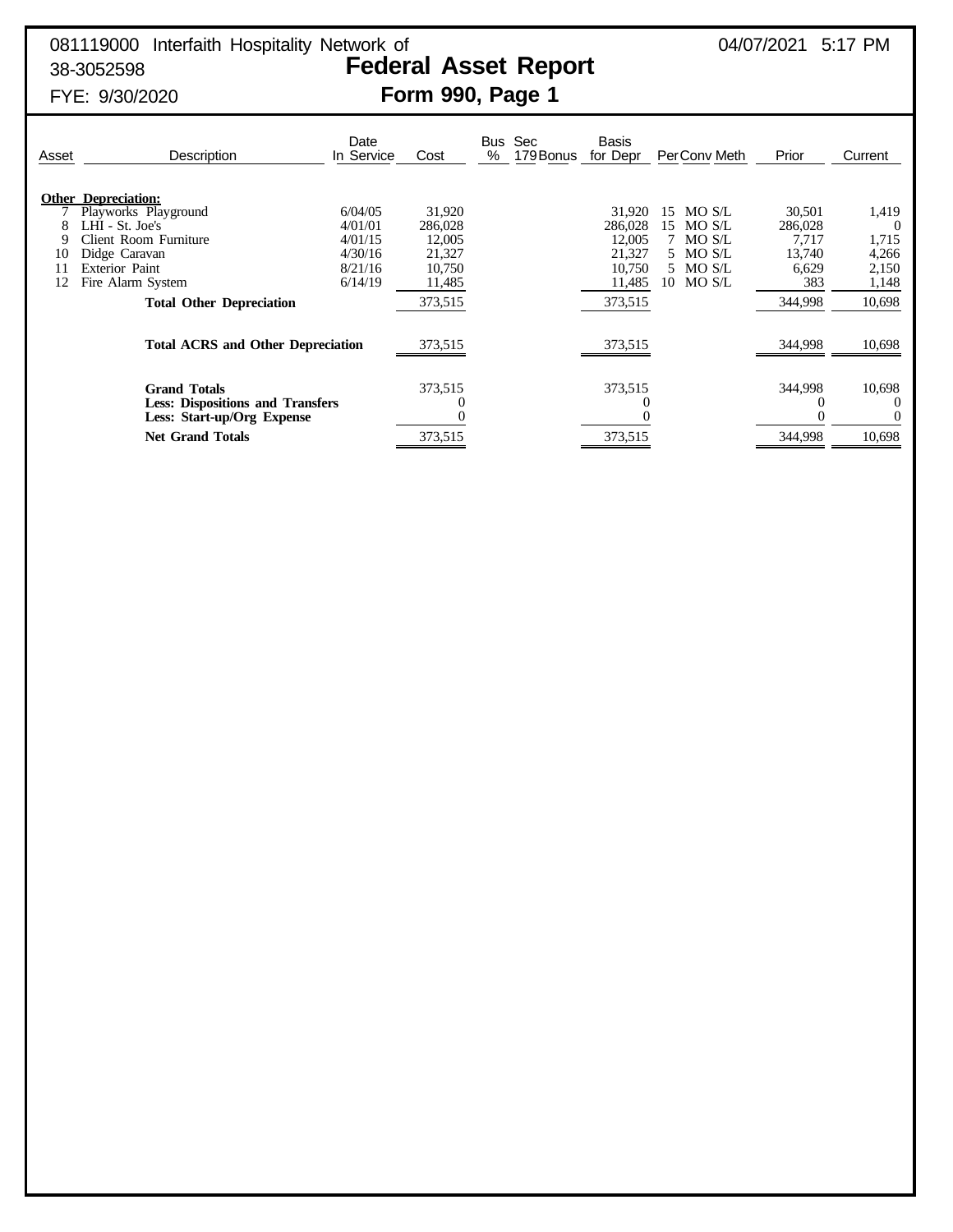081119000 Interfaith Hospitality Network of
38-3052598
FYE: 9/30/2020

04/07/2021 5:17 PM

# Federal Asset Report
## Form 990, Page 1

| Asset | Description | Date In Service | Cost | Bus % | Sec 179 | Bonus | Basis for Depr | Per | Conv | Meth | Prior | Current |
|---|---|---|---|---|---|---|---|---|---|---|---|---|
| | **Other Depreciation:** | | | | | | | | | | | |
| 7 | Playworks Playground | 6/04/05 | 31,920 | | | | 31,920 | 15 | MO | S/L | 30,501 | 1,419 |
| 8 | LHI - St. Joe's | 4/01/01 | 286,028 | | | | 286,028 | 15 | MO | S/L | 286,028 | 0 |
| 9 | Client Room Furniture | 4/01/15 | 12,005 | | | | 12,005 | 7 | MO | S/L | 7,717 | 1,715 |
| 10 | Didge Caravan | 4/30/16 | 21,327 | | | | 21,327 | 5 | MO | S/L | 13,740 | 4,266 |
| 11 | Exterior Paint | 8/21/16 | 10,750 | | | | 10,750 | 5 | MO | S/L | 6,629 | 2,150 |
| 12 | Fire Alarm System | 6/14/19 | 11,485 | | | | 11,485 | 10 | MO | S/L | 383 | 1,148 |
| | **Total Other Depreciation** | | 373,515 | | | | 373,515 | | | | 344,998 | 10,698 |
| | **Total ACRS and Other Depreciation** | | 373,515 | | | | 373,515 | | | | 344,998 | 10,698 |
| | **Grand Totals** | | 373,515 | | | | 373,515 | | | | 344,998 | 10,698 |
| | **Less: Dispositions and Transfers** | | 0 | | | | 0 | | | | 0 | 0 |
| | **Less: Start-up/Org Expense** | | 0 | | | | 0 | | | | 0 | 0 |
| | **Net Grand Totals** | | 373,515 | | | | 373,515 | | | | 344,998 | 10,698 |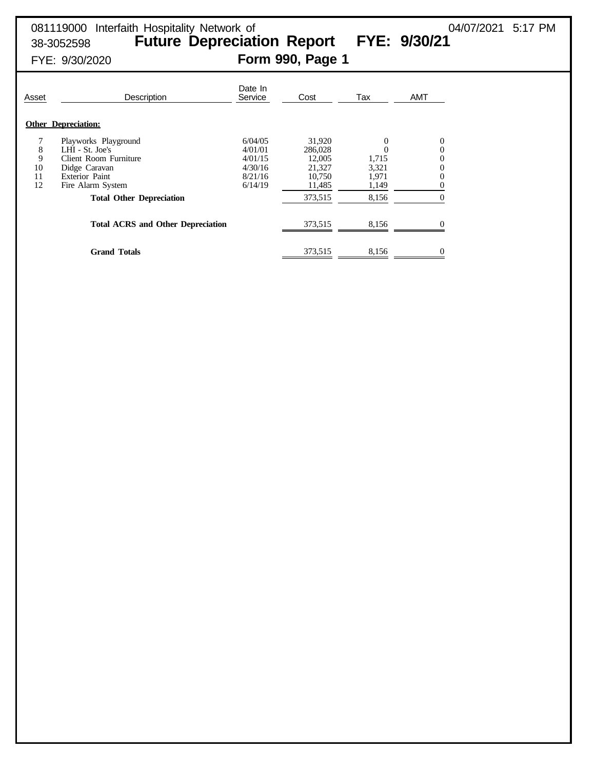081119000 Interfaith Hospitality Network of
38-3052598
FYE: 9/30/2020

04/07/2021 5:17 PM

# Future Depreciation Report FYE: 9/30/21

## Form 990, Page 1

| Asset | Description | Date In Service | Cost | Tax | AMT |
|---|---|---|---|---|---|
| **Other Depreciation:** | | | | | |
| 7 | Playworks Playground | 6/04/05 | 31,920 | 0 | 0 |
| 8 | LHI - St. Joe's | 4/01/01 | 286,028 | 0 | 0 |
| 9 | Client Room Furniture | 4/01/15 | 12,005 | 1,715 | 0 |
| 10 | Didge Caravan | 4/30/16 | 21,327 | 3,321 | 0 |
| 11 | Exterior Paint | 8/21/16 | 10,750 | 1,971 | 0 |
| 12 | Fire Alarm System | 6/14/19 | 11,485 | 1,149 | 0 |
| | **Total Other Depreciation** | | 373,515 | 8,156 | 0 |
| | **Total ACRS and Other Depreciation** | | 373,515 | 8,156 | 0 |
| | **Grand Totals** | | 373,515 | 8,156 | 0 |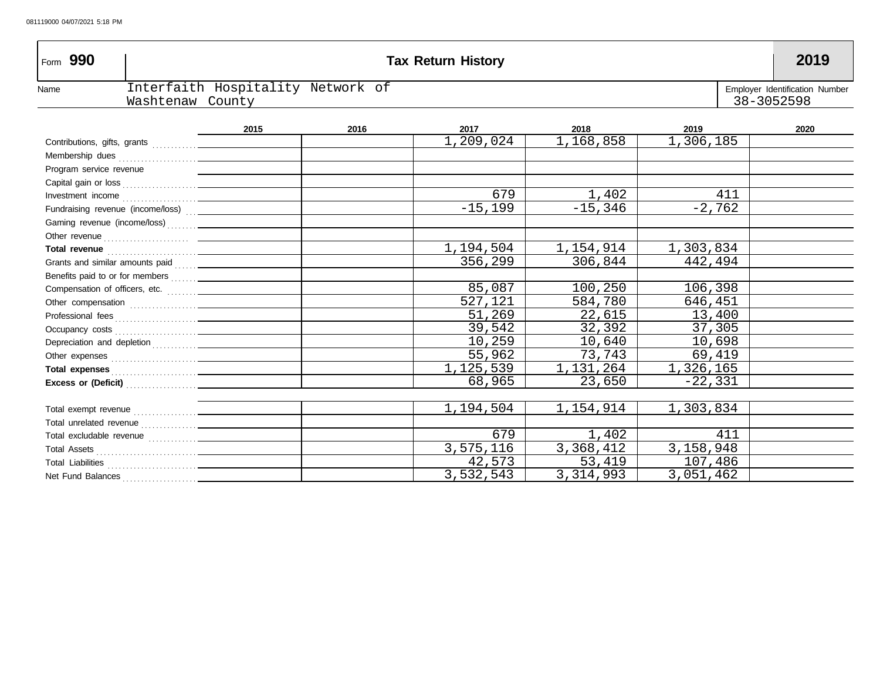081119000 04/07/2021 5:18 PM

# Form 990 — Tax Return History — 2019

Name: Interfaith Hospitality Network of Washtenaw County

Employer Identification Number: 38-3052598

| | 2015 | 2016 | 2017 | 2018 | 2019 | 2020 |
|---|---|---|---|---|---|---|
| Contributions, gifts, grants | | | 1,209,024 | 1,168,858 | 1,306,185 | |
| Membership dues | | | | | | |
| Program service revenue | | | | | | |
| Capital gain or loss | | | | | | |
| Investment income | | | 679 | 1,402 | 411 | |
| Fundraising revenue (income/loss) | | | -15,199 | -15,346 | -2,762 | |
| Gaming revenue (income/loss) | | | | | | |
| Other revenue | | | | | | |
| **Total revenue** | | | 1,194,504 | 1,154,914 | 1,303,834 | |
| Grants and similar amounts paid | | | 356,299 | 306,844 | 442,494 | |
| Benefits paid to or for members | | | | | | |
| Compensation of officers, etc. | | | 85,087 | 100,250 | 106,398 | |
| Other compensation | | | 527,121 | 584,780 | 646,451 | |
| Professional fees | | | 51,269 | 22,615 | 13,400 | |
| Occupancy costs | | | 39,542 | 32,392 | 37,305 | |
| Depreciation and depletion | | | 10,259 | 10,640 | 10,698 | |
| Other expenses | | | 55,962 | 73,743 | 69,419 | |
| **Total expenses** | | | 1,125,539 | 1,131,264 | 1,326,165 | |
| **Excess or (Deficit)** | | | 68,965 | 23,650 | -22,331 | |
| | | | | | | |
| Total exempt revenue | | | 1,194,504 | 1,154,914 | 1,303,834 | |
| Total unrelated revenue | | | | | | |
| Total excludable revenue | | | 679 | 1,402 | 411 | |
| Total Assets | | | 3,575,116 | 3,368,412 | 3,158,948 | |
| Total Liabilities | | | 42,573 | 53,419 | 107,486 | |
| Net Fund Balances | | | 3,532,543 | 3,314,993 | 3,051,462 | |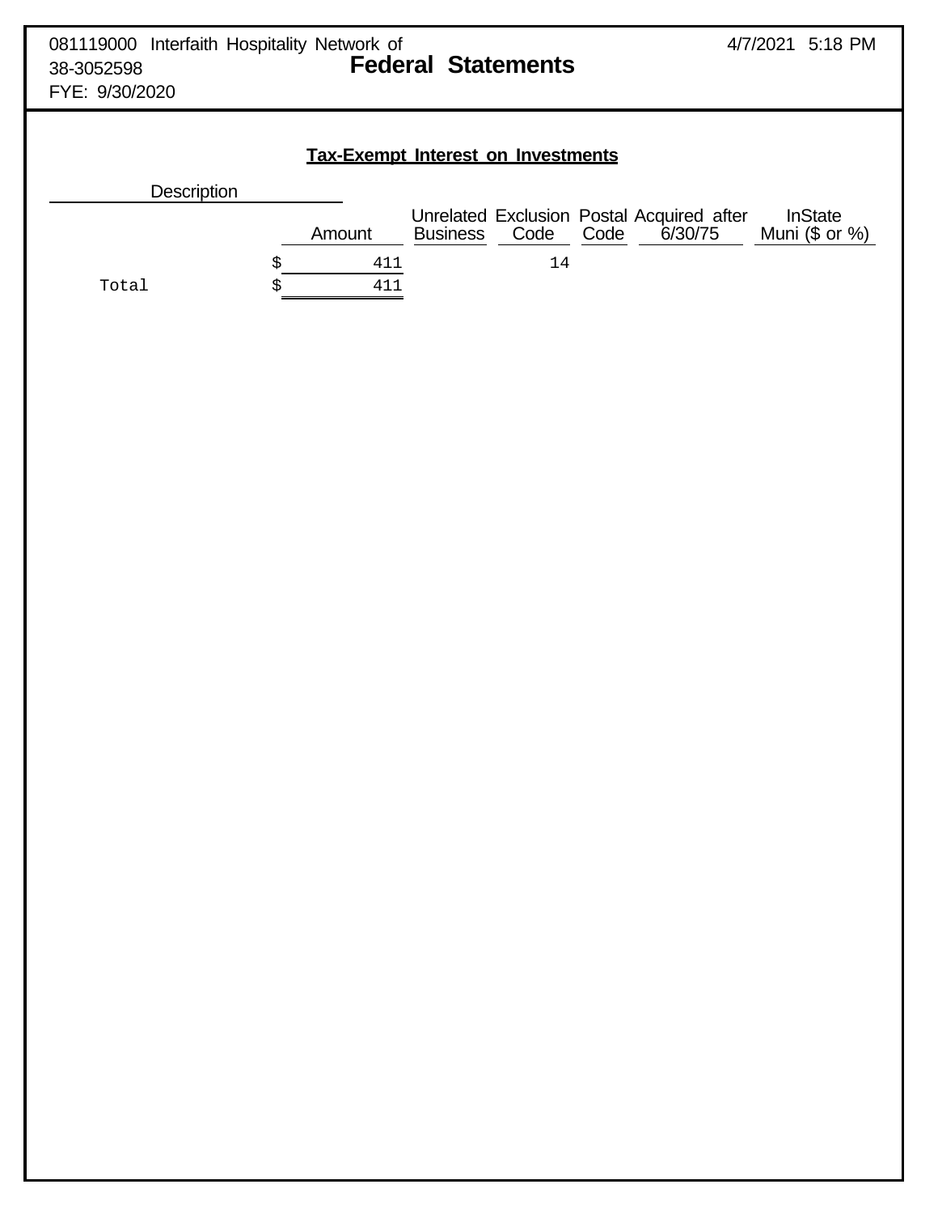081119000 Interfaith Hospitality Network of
38-3052598
FYE: 9/30/2020

# Federal Statements

4/7/2021 5:18 PM

## Tax-Exempt Interest on Investments

| Description | Amount | Unrelated Business | Exclusion Code | Postal Code | Acquired after 6/30/75 | InState Muni ($ or %) |
|---|---|---|---|---|---|---|
| | $ 411 | | 14 | | | |
| Total | $ 411 | | | | | |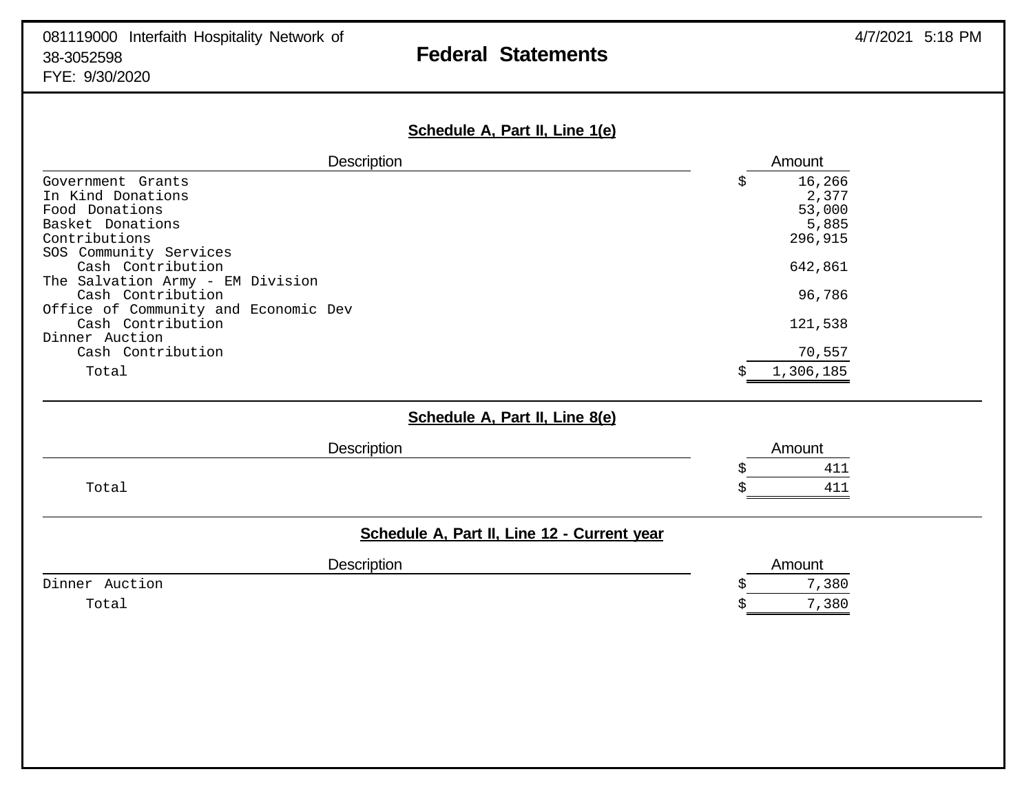081119000 Interfaith Hospitality Network of
38-3052598
FYE: 9/30/2020

# Federal Statements

4/7/2021 5:18 PM

## Schedule A, Part II, Line 1(e)

| Description | Amount |
|---|---|
| Government Grants | $ 16,266 |
| In Kind Donations | 2,377 |
| Food Donations | 53,000 |
| Basket Donations | 5,885 |
| Contributions | 296,915 |
| SOS Community Services<br>Cash Contribution | 642,861 |
| The Salvation Army - EM Division<br>Cash Contribution | 96,786 |
| Office of Community and Economic Dev<br>Cash Contribution | 121,538 |
| Dinner Auction<br>Cash Contribution | 70,557 |
| Total | $ 1,306,185 |

## Schedule A, Part II, Line 8(e)

| Description | Amount |
|---|---|
| | $ 411 |
| Total | $ 411 |

## Schedule A, Part II, Line 12 - Current year

| Description | Amount |
|---|---|
| Dinner Auction | $ 7,380 |
| Total | $ 7,380 |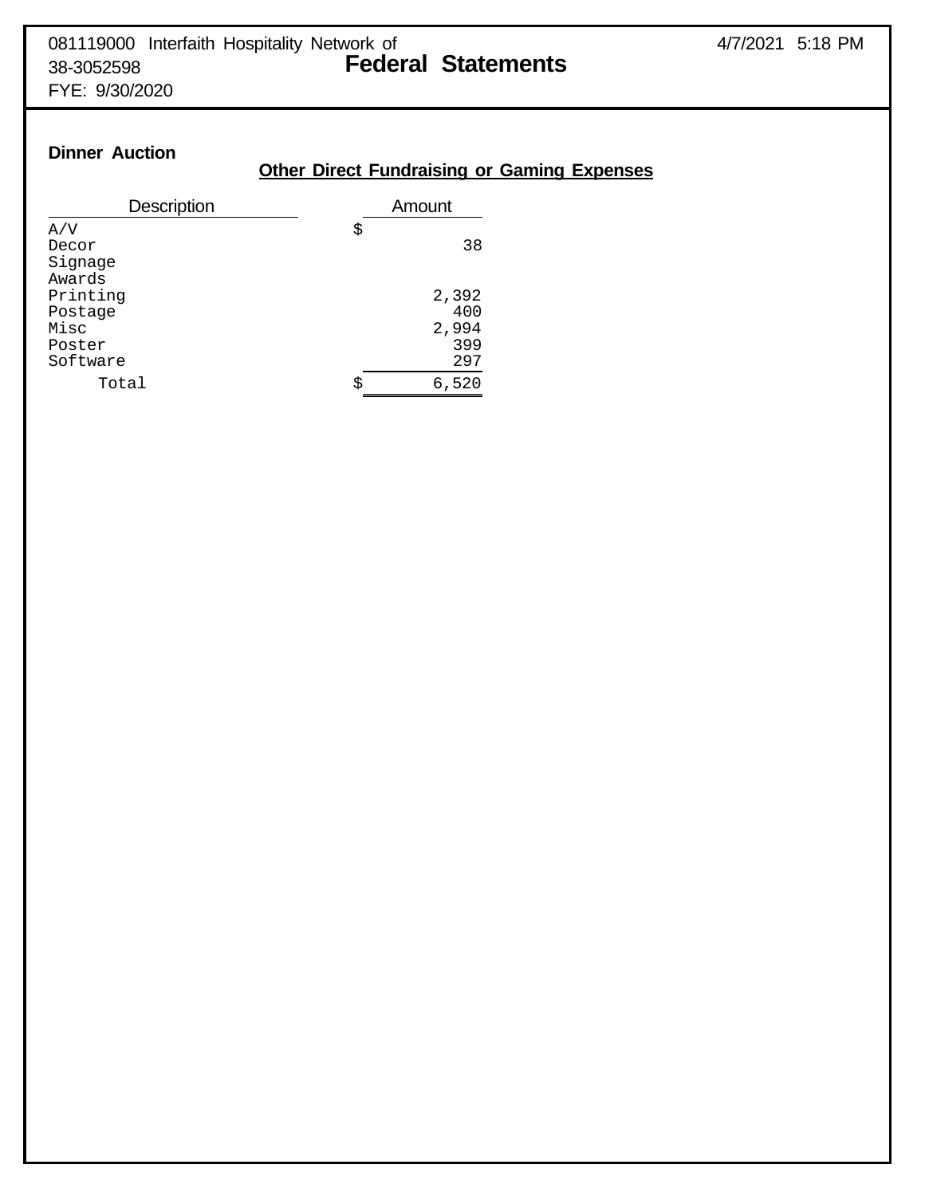081119000 Interfaith Hospitality Network of
38-3052598
FYE: 9/30/2020

# Federal Statements

**Dinner Auction**

## Other Direct Fundraising or Gaming Expenses

| Description | Amount |
|---|---|
| A/V | $ |
| Decor | 38 |
| Signage | |
| Awards | |
| Printing | 2,392 |
| Postage | 400 |
| Misc | 2,994 |
| Poster | 399 |
| Software | 297 |
| Total | $ 6,520 |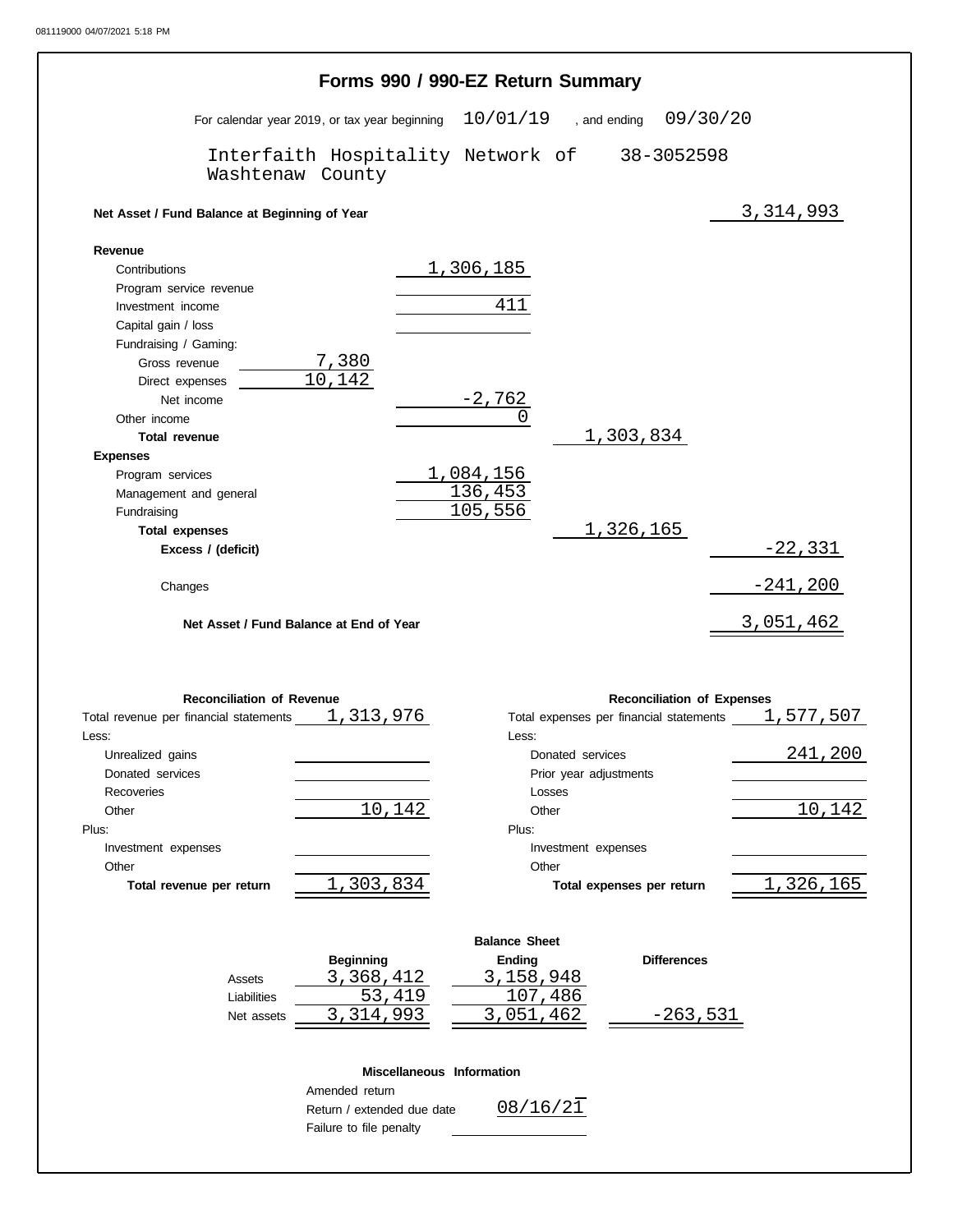081119000 04/07/2021 5:18 PM

# Forms 990 / 990-EZ Return Summary

For calendar year 2019, or tax year beginning 10/01/19 , and ending 09/30/20

Interfaith Hospitality Network of Washtenaw County — 38-3052598

| | | | | |
|---|---|---|---|---|
| **Net Asset / Fund Balance at Beginning of Year** | | | | 3,314,993 |
| **Revenue** | | | | |
| Contributions | | 1,306,185 | | |
| Program service revenue | | | | |
| Investment income | | 411 | | |
| Capital gain / loss | | | | |
| Fundraising / Gaming: | | | | |
| Gross revenue | 7,380 | | | |
| Direct expenses | 10,142 | | | |
| Net income | | -2,762 | | |
| Other income | | 0 | | |
| **Total revenue** | | | 1,303,834 | |
| **Expenses** | | | | |
| Program services | | 1,084,156 | | |
| Management and general | | 136,453 | | |
| Fundraising | | 105,556 | | |
| **Total expenses** | | | 1,326,165 | |
| **Excess / (deficit)** | | | | -22,331 |
| Changes | | | | -241,200 |
| **Net Asset / Fund Balance at End of Year** | | | | 3,051,462 |

| **Reconciliation of Revenue** | | **Reconciliation of Expenses** | |
|---|---|---|---|
| Total revenue per financial statements | 1,313,976 | Total expenses per financial statements | 1,577,507 |
| Less: | | Less: | |
| Unrealized gains | | Donated services | 241,200 |
| Donated services | | Prior year adjustments | |
| Recoveries | | Losses | |
| Other | 10,142 | Other | 10,142 |
| Plus: | | Plus: | |
| Investment expenses | | Investment expenses | |
| Other | | Other | |
| **Total revenue per return** | 1,303,834 | **Total expenses per return** | 1,326,165 |

**Balance Sheet**

| | **Beginning** | **Ending** | **Differences** |
|---|---|---|---|
| Assets | 3,368,412 | 3,158,948 | |
| Liabilities | 53,419 | 107,486 | |
| Net assets | 3,314,993 | 3,051,462 | -263,531 |

**Miscellaneous Information**

| | |
|---|---|
| Amended return | |
| Return / extended due date | 08/16/21 |
| Failure to file penalty | |